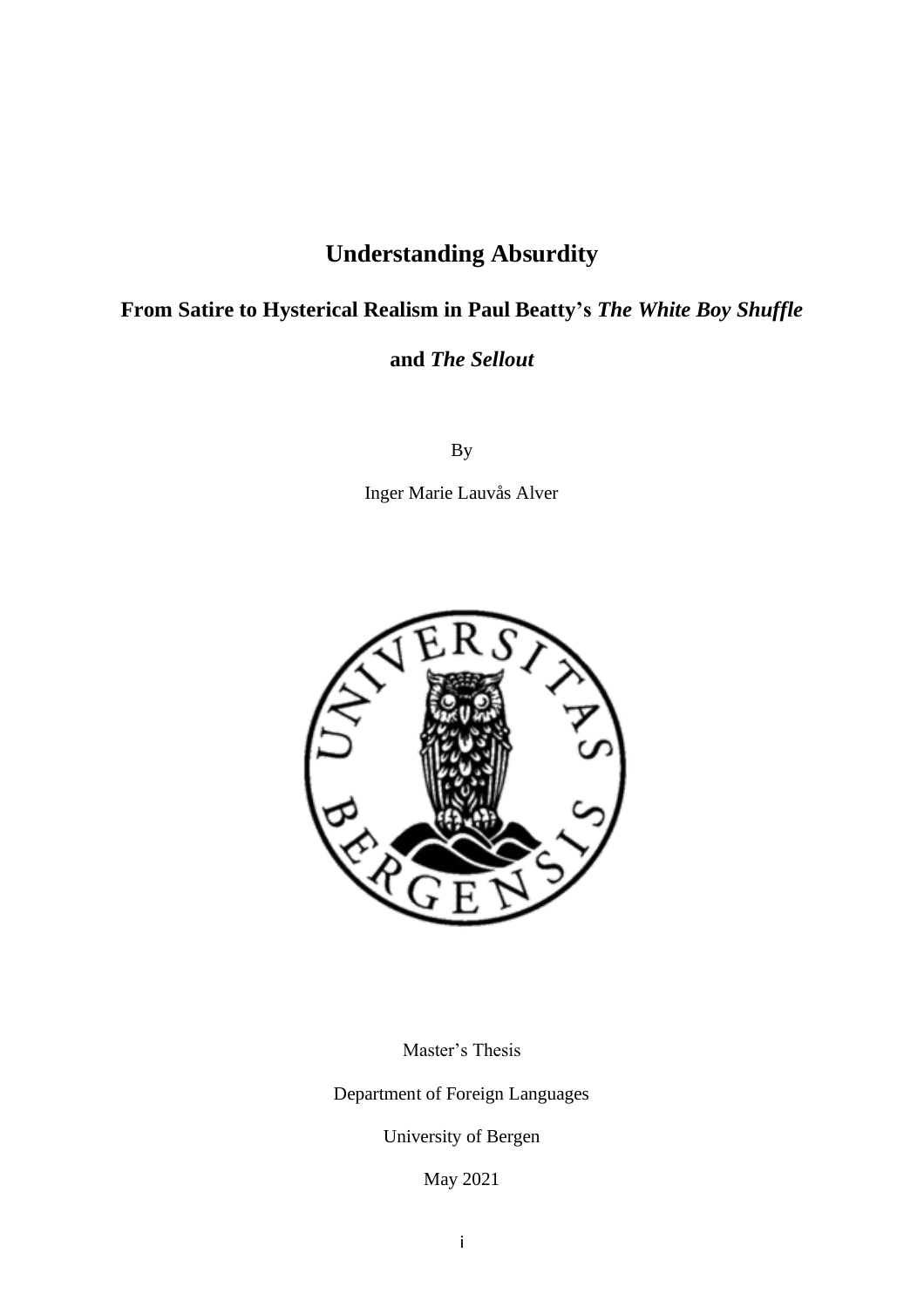# Understanding Absurdity

## From Satire to Hysterical Realism in Paul Beatty's *The White Boy Shuffle* and *The Sellout*

By

Inger Marie Lauvås Alver

Master's Thesis

Department of Foreign Languages

University of Bergen

May 2021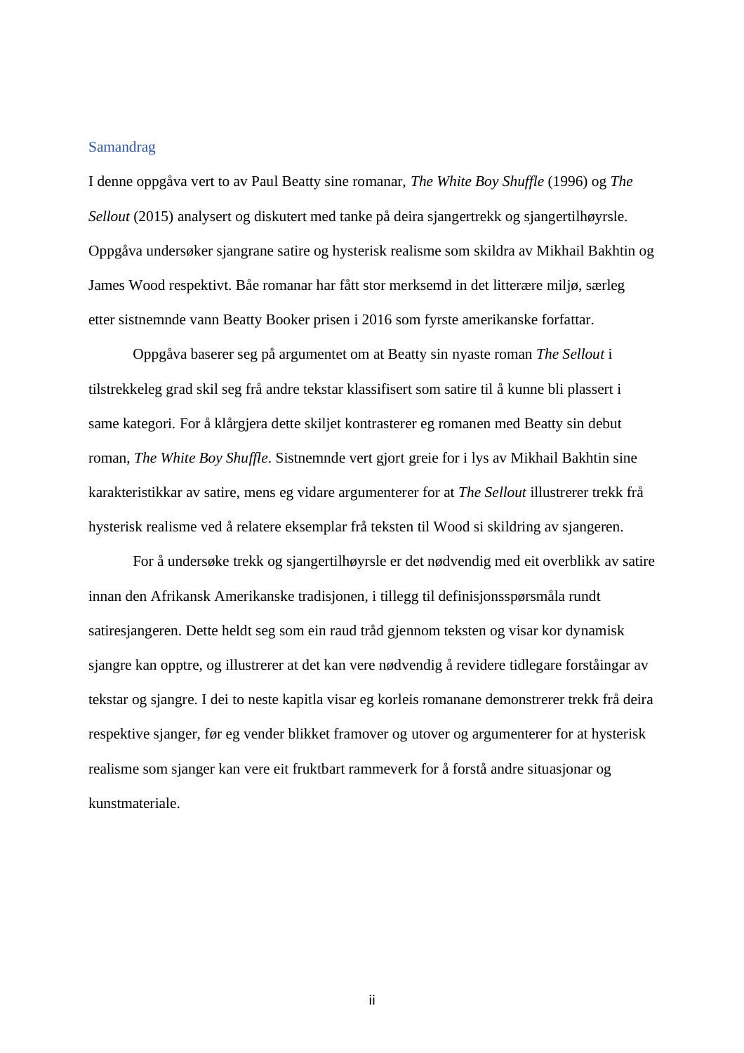## Samandrag

I denne oppgåva vert to av Paul Beatty sine romanar, *The White Boy Shuffle* (1996) og *The Sellout* (2015) analysert og diskutert med tanke på deira sjangertrekk og sjangertilhøyrsle. Oppgåva undersøker sjangrane satire og hysterisk realisme som skildra av Mikhail Bakhtin og James Wood respektivt. Båe romanar har fått stor merksemd in det litterære miljø, særleg etter sistnemnde vann Beatty Booker prisen i 2016 som fyrste amerikanske forfattar.

Oppgåva baserer seg på argumentet om at Beatty sin nyaste roman *The Sellout* i tilstrekkeleg grad skil seg frå andre tekstar klassifisert som satire til å kunne bli plassert i same kategori. For å klårgjera dette skiljet kontrasterer eg romanen med Beatty sin debut roman, *The White Boy Shuffle*. Sistnemnde vert gjort greie for i lys av Mikhail Bakhtin sine karakteristikkar av satire, mens eg vidare argumenterer for at *The Sellout* illustrerer trekk frå hysterisk realisme ved å relatere eksemplar frå teksten til Wood si skildring av sjangeren.

For å undersøke trekk og sjangertilhøyrsle er det nødvendig med eit overblikk av satire innan den Afrikansk Amerikanske tradisjonen, i tillegg til definisjonsspørsmåla rundt satiresjangeren. Dette heldt seg som ein raud tråd gjennom teksten og visar kor dynamisk sjangre kan opptre, og illustrerer at det kan vere nødvendig å revidere tidlegare forståingar av tekstar og sjangre. I dei to neste kapitla visar eg korleis romanane demonstrerer trekk frå deira respektive sjanger, før eg vender blikket framover og utover og argumenterer for at hysterisk realisme som sjanger kan vere eit fruktbart rammeverk for å forstå andre situasjonar og kunstmateriale.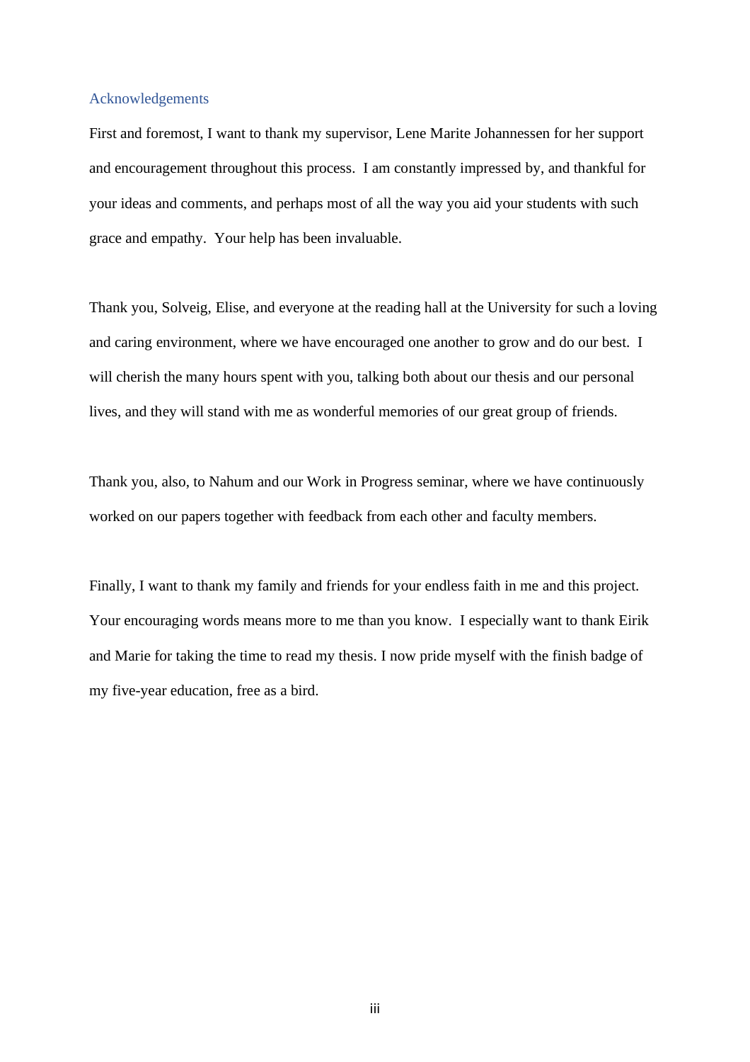## Acknowledgements

First and foremost, I want to thank my supervisor, Lene Marite Johannessen for her support and encouragement throughout this process. I am constantly impressed by, and thankful for your ideas and comments, and perhaps most of all the way you aid your students with such grace and empathy. Your help has been invaluable.

Thank you, Solveig, Elise, and everyone at the reading hall at the University for such a loving and caring environment, where we have encouraged one another to grow and do our best. I will cherish the many hours spent with you, talking both about our thesis and our personal lives, and they will stand with me as wonderful memories of our great group of friends.

Thank you, also, to Nahum and our Work in Progress seminar, where we have continuously worked on our papers together with feedback from each other and faculty members.

Finally, I want to thank my family and friends for your endless faith in me and this project. Your encouraging words means more to me than you know. I especially want to thank Eirik and Marie for taking the time to read my thesis. I now pride myself with the finish badge of my five-year education, free as a bird.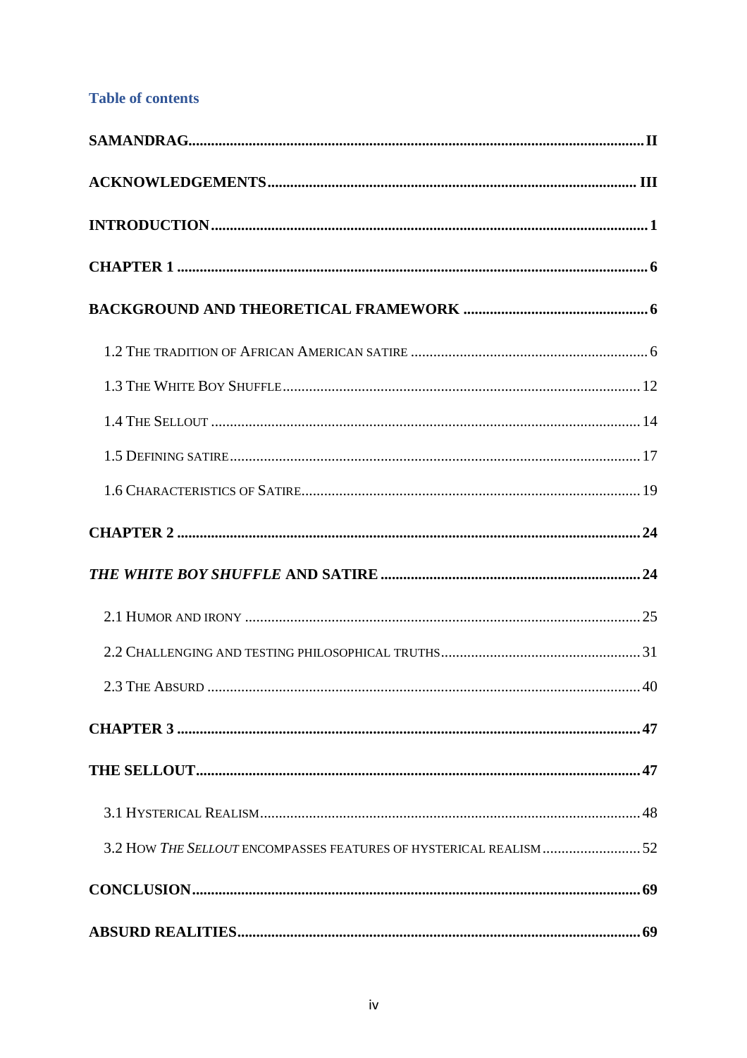## Table of contents

**SAMANDRAG** ..... **II**

**ACKNOWLEDGEMENTS** ..... **III**

**INTRODUCTION** ..... **1**

**CHAPTER 1** ..... **6**

**BACKGROUND AND THEORETICAL FRAMEWORK** ..... **6**

- 1.2 The tradition of African American satire ..... 6
- 1.3 The White Boy Shuffle ..... 12
- 1.4 The Sellout ..... 14
- 1.5 Defining satire ..... 17
- 1.6 Characteristics of Satire ..... 19

**CHAPTER 2** ..... **24**

***THE WHITE BOY SHUFFLE* AND SATIRE** ..... **24**

- 2.1 Humor and irony ..... 25
- 2.2 Challenging and testing philosophical truths ..... 31
- 2.3 The Absurd ..... 40

**CHAPTER 3** ..... **47**

**THE SELLOUT** ..... **47**

- 3.1 Hysterical Realism ..... 48
- 3.2 How *The Sellout* encompasses features of hysterical realism ..... 52

**CONCLUSION** ..... **69**

**ABSURD REALITIES** ..... **69**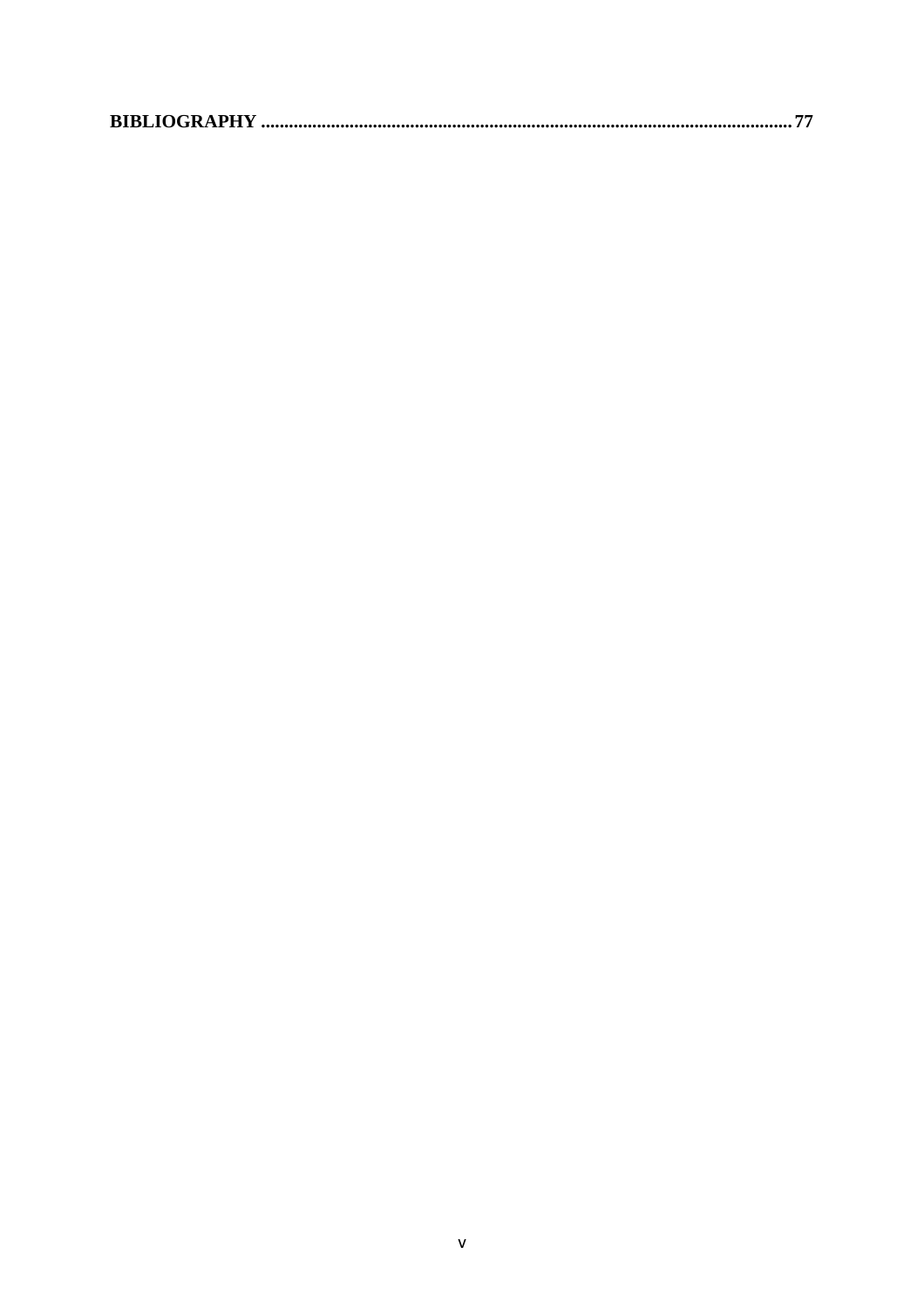**BIBLIOGRAPHY ................................................................................................................ 77**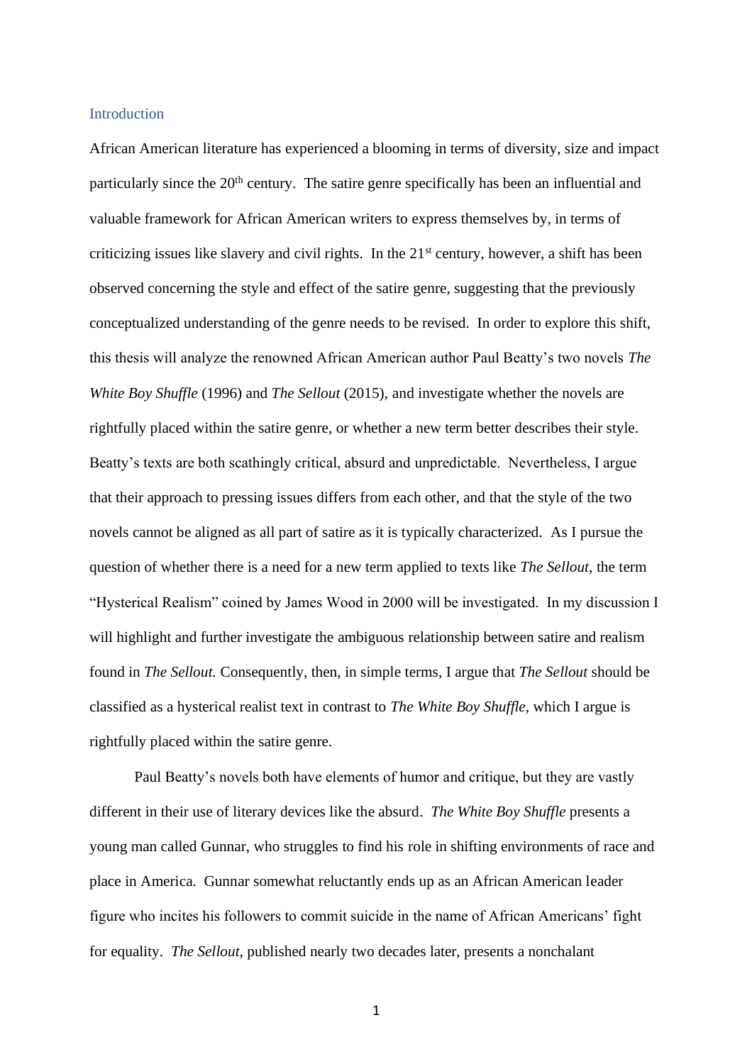## Introduction

African American literature has experienced a blooming in terms of diversity, size and impact particularly since the 20th century. The satire genre specifically has been an influential and valuable framework for African American writers to express themselves by, in terms of criticizing issues like slavery and civil rights. In the 21st century, however, a shift has been observed concerning the style and effect of the satire genre, suggesting that the previously conceptualized understanding of the genre needs to be revised. In order to explore this shift, this thesis will analyze the renowned African American author Paul Beatty's two novels *The White Boy Shuffle* (1996) and *The Sellout* (2015), and investigate whether the novels are rightfully placed within the satire genre, or whether a new term better describes their style. Beatty's texts are both scathingly critical, absurd and unpredictable. Nevertheless, I argue that their approach to pressing issues differs from each other, and that the style of the two novels cannot be aligned as all part of satire as it is typically characterized. As I pursue the question of whether there is a need for a new term applied to texts like *The Sellout*, the term "Hysterical Realism" coined by James Wood in 2000 will be investigated. In my discussion I will highlight and further investigate the ambiguous relationship between satire and realism found in *The Sellout.* Consequently, then, in simple terms, I argue that *The Sellout* should be classified as a hysterical realist text in contrast to *The White Boy Shuffle*, which I argue is rightfully placed within the satire genre.

Paul Beatty's novels both have elements of humor and critique, but they are vastly different in their use of literary devices like the absurd. *The White Boy Shuffle* presents a young man called Gunnar, who struggles to find his role in shifting environments of race and place in America. Gunnar somewhat reluctantly ends up as an African American leader figure who incites his followers to commit suicide in the name of African Americans' fight for equality. *The Sellout,* published nearly two decades later, presents a nonchalant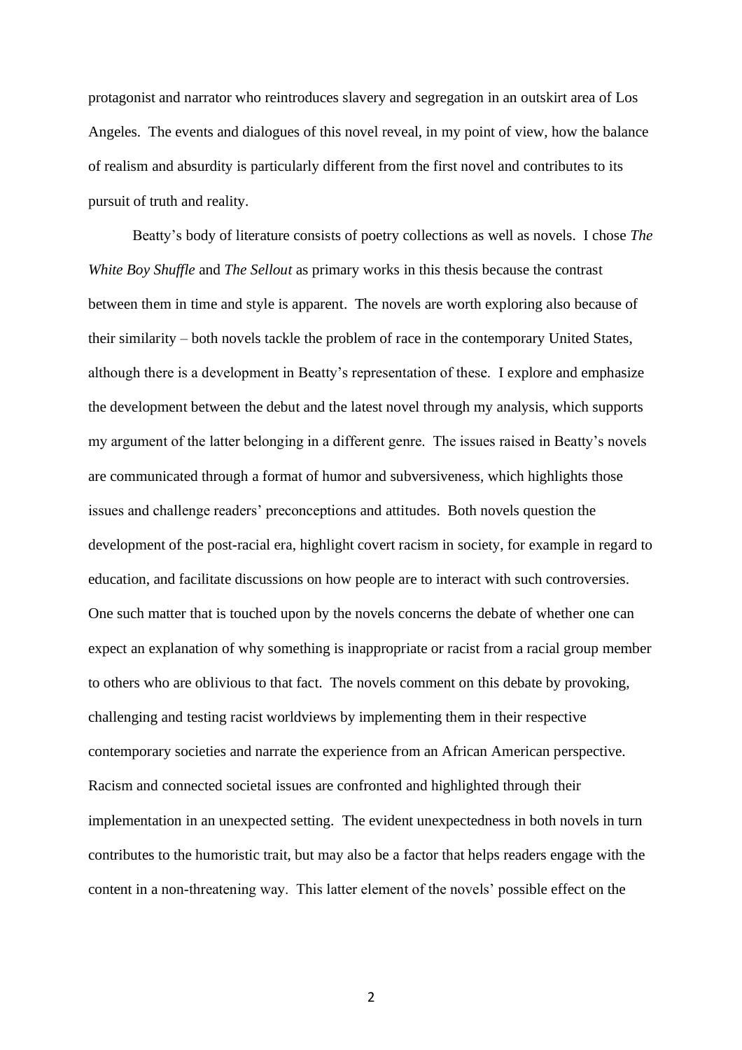protagonist and narrator who reintroduces slavery and segregation in an outskirt area of Los Angeles. The events and dialogues of this novel reveal, in my point of view, how the balance of realism and absurdity is particularly different from the first novel and contributes to its pursuit of truth and reality.

Beatty's body of literature consists of poetry collections as well as novels. I chose *The White Boy Shuffle* and *The Sellout* as primary works in this thesis because the contrast between them in time and style is apparent. The novels are worth exploring also because of their similarity – both novels tackle the problem of race in the contemporary United States, although there is a development in Beatty's representation of these. I explore and emphasize the development between the debut and the latest novel through my analysis, which supports my argument of the latter belonging in a different genre. The issues raised in Beatty's novels are communicated through a format of humor and subversiveness, which highlights those issues and challenge readers' preconceptions and attitudes. Both novels question the development of the post-racial era, highlight covert racism in society, for example in regard to education, and facilitate discussions on how people are to interact with such controversies. One such matter that is touched upon by the novels concerns the debate of whether one can expect an explanation of why something is inappropriate or racist from a racial group member to others who are oblivious to that fact. The novels comment on this debate by provoking, challenging and testing racist worldviews by implementing them in their respective contemporary societies and narrate the experience from an African American perspective. Racism and connected societal issues are confronted and highlighted through their implementation in an unexpected setting. The evident unexpectedness in both novels in turn contributes to the humoristic trait, but may also be a factor that helps readers engage with the content in a non-threatening way. This latter element of the novels' possible effect on the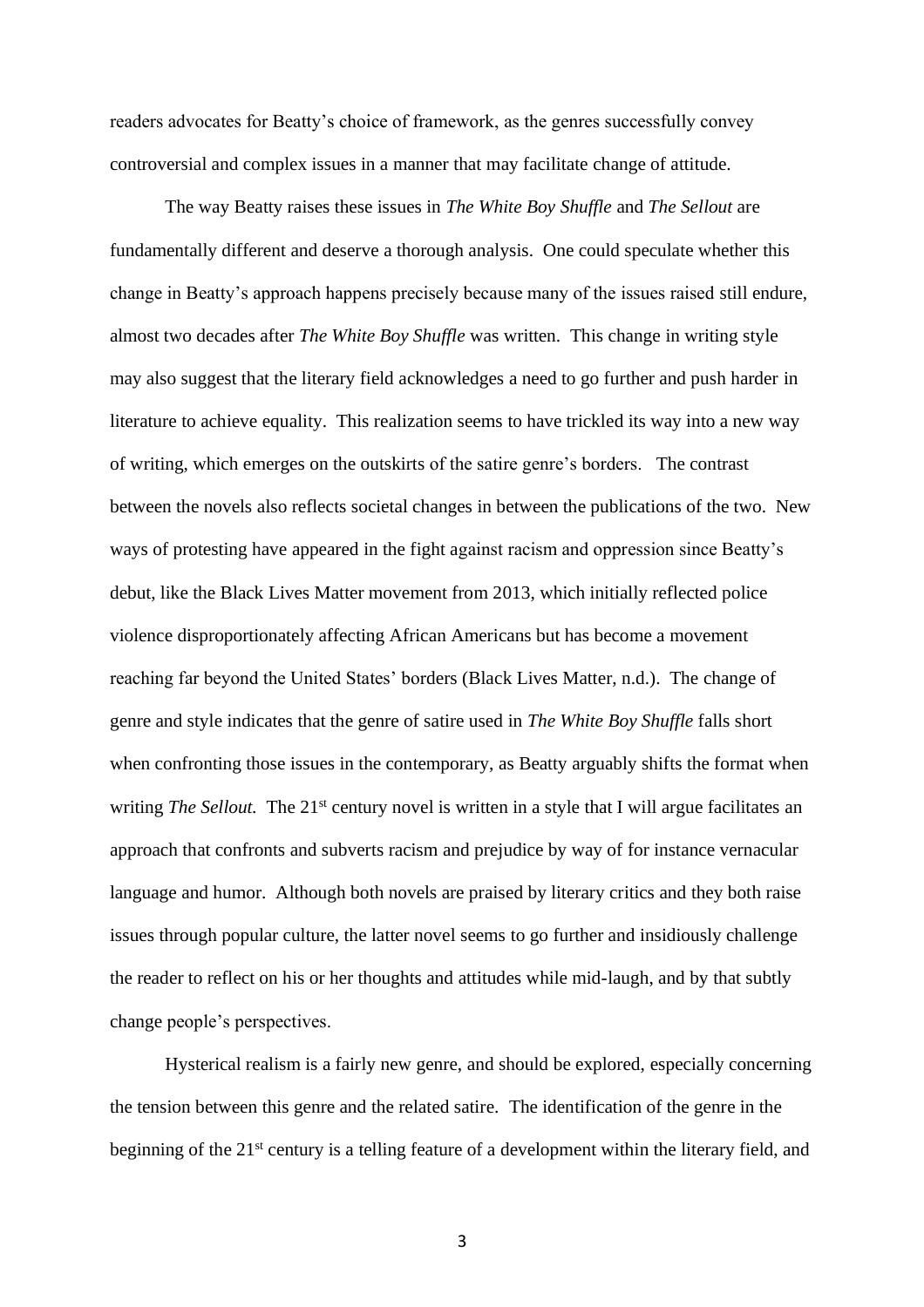readers advocates for Beatty's choice of framework, as the genres successfully convey controversial and complex issues in a manner that may facilitate change of attitude.

The way Beatty raises these issues in *The White Boy Shuffle* and *The Sellout* are fundamentally different and deserve a thorough analysis. One could speculate whether this change in Beatty's approach happens precisely because many of the issues raised still endure, almost two decades after *The White Boy Shuffle* was written. This change in writing style may also suggest that the literary field acknowledges a need to go further and push harder in literature to achieve equality. This realization seems to have trickled its way into a new way of writing, which emerges on the outskirts of the satire genre's borders. The contrast between the novels also reflects societal changes in between the publications of the two. New ways of protesting have appeared in the fight against racism and oppression since Beatty's debut, like the Black Lives Matter movement from 2013, which initially reflected police violence disproportionately affecting African Americans but has become a movement reaching far beyond the United States' borders (Black Lives Matter, n.d.). The change of genre and style indicates that the genre of satire used in *The White Boy Shuffle* falls short when confronting those issues in the contemporary, as Beatty arguably shifts the format when writing *The Sellout.* The 21st century novel is written in a style that I will argue facilitates an approach that confronts and subverts racism and prejudice by way of for instance vernacular language and humor. Although both novels are praised by literary critics and they both raise issues through popular culture, the latter novel seems to go further and insidiously challenge the reader to reflect on his or her thoughts and attitudes while mid-laugh, and by that subtly change people's perspectives.

Hysterical realism is a fairly new genre, and should be explored, especially concerning the tension between this genre and the related satire. The identification of the genre in the beginning of the 21st century is a telling feature of a development within the literary field, and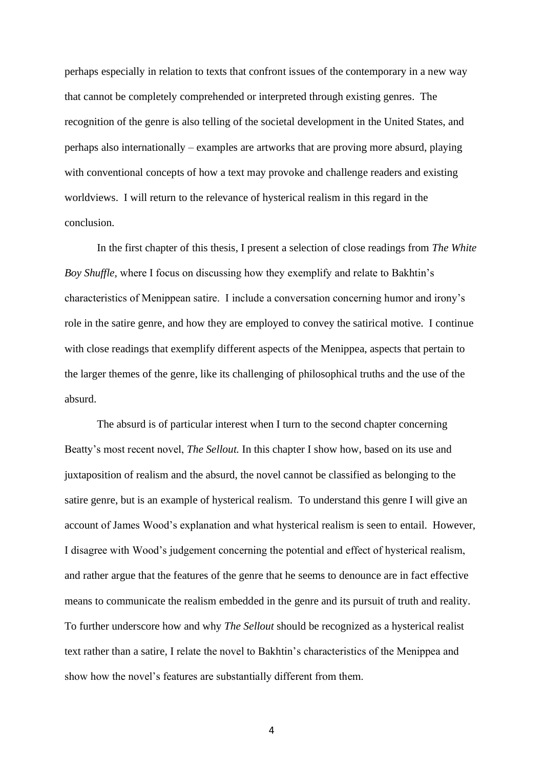perhaps especially in relation to texts that confront issues of the contemporary in a new way that cannot be completely comprehended or interpreted through existing genres. The recognition of the genre is also telling of the societal development in the United States, and perhaps also internationally – examples are artworks that are proving more absurd, playing with conventional concepts of how a text may provoke and challenge readers and existing worldviews. I will return to the relevance of hysterical realism in this regard in the conclusion.

In the first chapter of this thesis, I present a selection of close readings from *The White Boy Shuffle*, where I focus on discussing how they exemplify and relate to Bakhtin's characteristics of Menippean satire. I include a conversation concerning humor and irony's role in the satire genre, and how they are employed to convey the satirical motive. I continue with close readings that exemplify different aspects of the Menippea, aspects that pertain to the larger themes of the genre, like its challenging of philosophical truths and the use of the absurd.

The absurd is of particular interest when I turn to the second chapter concerning Beatty's most recent novel, *The Sellout.* In this chapter I show how, based on its use and juxtaposition of realism and the absurd, the novel cannot be classified as belonging to the satire genre, but is an example of hysterical realism. To understand this genre I will give an account of James Wood's explanation and what hysterical realism is seen to entail. However, I disagree with Wood's judgement concerning the potential and effect of hysterical realism, and rather argue that the features of the genre that he seems to denounce are in fact effective means to communicate the realism embedded in the genre and its pursuit of truth and reality. To further underscore how and why *The Sellout* should be recognized as a hysterical realist text rather than a satire, I relate the novel to Bakhtin's characteristics of the Menippea and show how the novel's features are substantially different from them.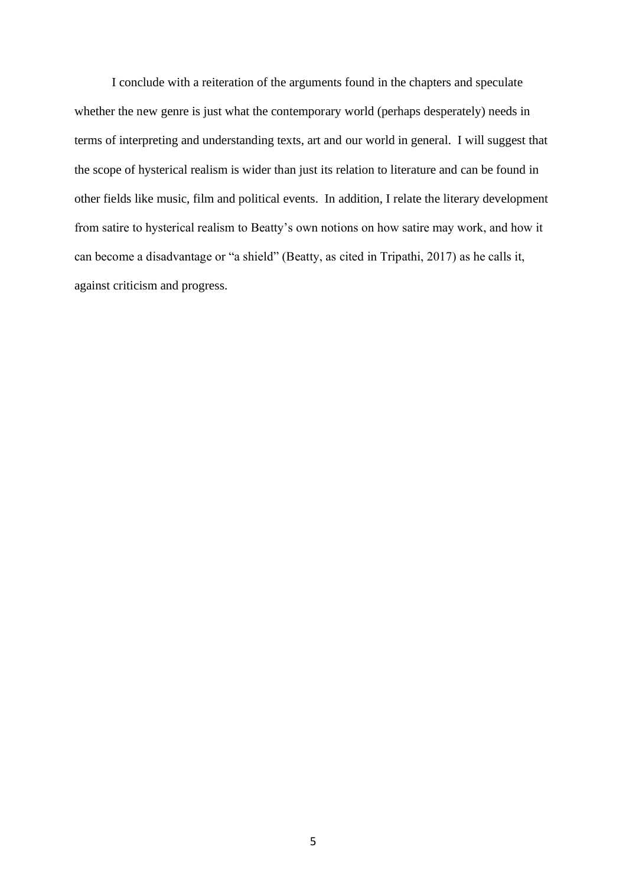I conclude with a reiteration of the arguments found in the chapters and speculate whether the new genre is just what the contemporary world (perhaps desperately) needs in terms of interpreting and understanding texts, art and our world in general. I will suggest that the scope of hysterical realism is wider than just its relation to literature and can be found in other fields like music, film and political events. In addition, I relate the literary development from satire to hysterical realism to Beatty's own notions on how satire may work, and how it can become a disadvantage or "a shield" (Beatty, as cited in Tripathi, 2017) as he calls it, against criticism and progress.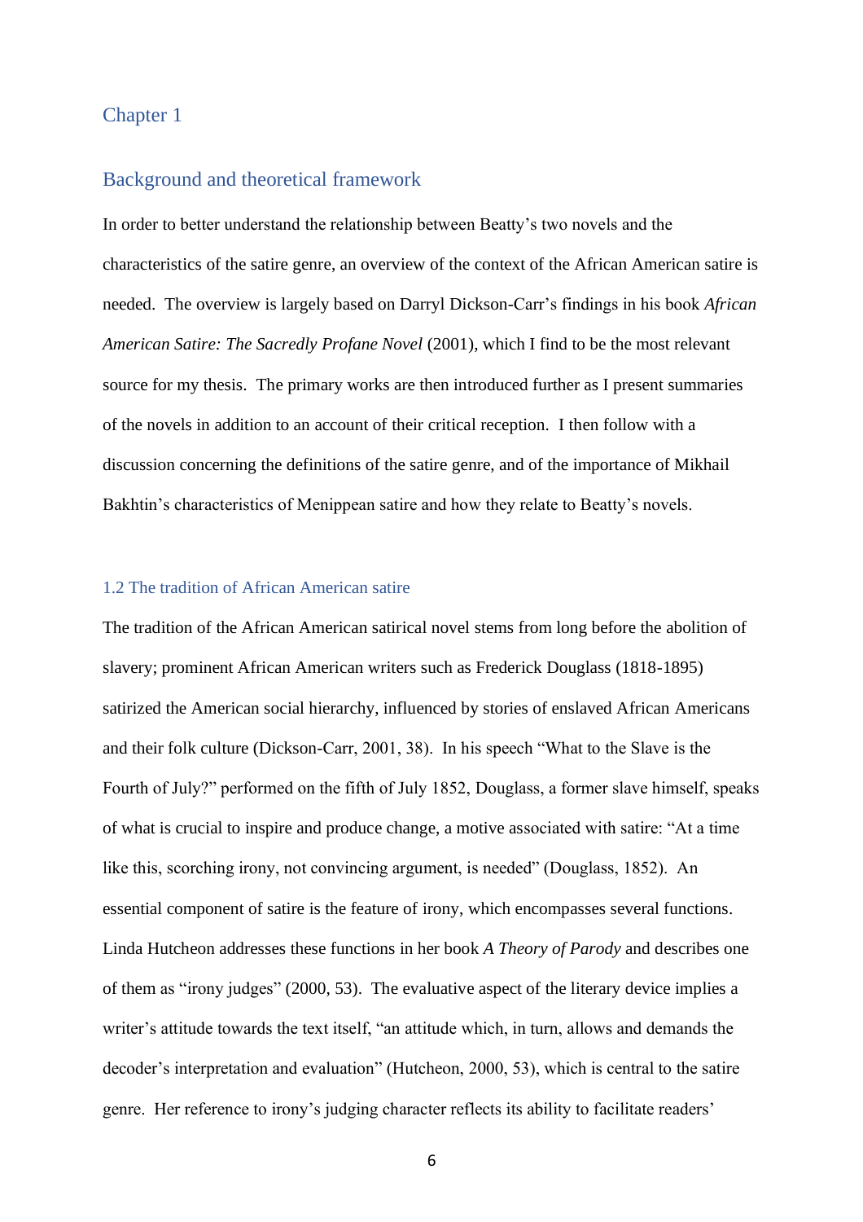# Chapter 1

## Background and theoretical framework

In order to better understand the relationship between Beatty's two novels and the characteristics of the satire genre, an overview of the context of the African American satire is needed. The overview is largely based on Darryl Dickson-Carr's findings in his book *African American Satire: The Sacredly Profane Novel* (2001), which I find to be the most relevant source for my thesis. The primary works are then introduced further as I present summaries of the novels in addition to an account of their critical reception. I then follow with a discussion concerning the definitions of the satire genre, and of the importance of Mikhail Bakhtin's characteristics of Menippean satire and how they relate to Beatty's novels.

### 1.2 The tradition of African American satire

The tradition of the African American satirical novel stems from long before the abolition of slavery; prominent African American writers such as Frederick Douglass (1818-1895) satirized the American social hierarchy, influenced by stories of enslaved African Americans and their folk culture (Dickson-Carr, 2001, 38). In his speech "What to the Slave is the Fourth of July?" performed on the fifth of July 1852, Douglass, a former slave himself, speaks of what is crucial to inspire and produce change, a motive associated with satire: "At a time like this, scorching irony, not convincing argument, is needed" (Douglass, 1852). An essential component of satire is the feature of irony, which encompasses several functions. Linda Hutcheon addresses these functions in her book *A Theory of Parody* and describes one of them as "irony judges" (2000, 53). The evaluative aspect of the literary device implies a writer's attitude towards the text itself, "an attitude which, in turn, allows and demands the decoder's interpretation and evaluation" (Hutcheon, 2000, 53), which is central to the satire genre. Her reference to irony's judging character reflects its ability to facilitate readers'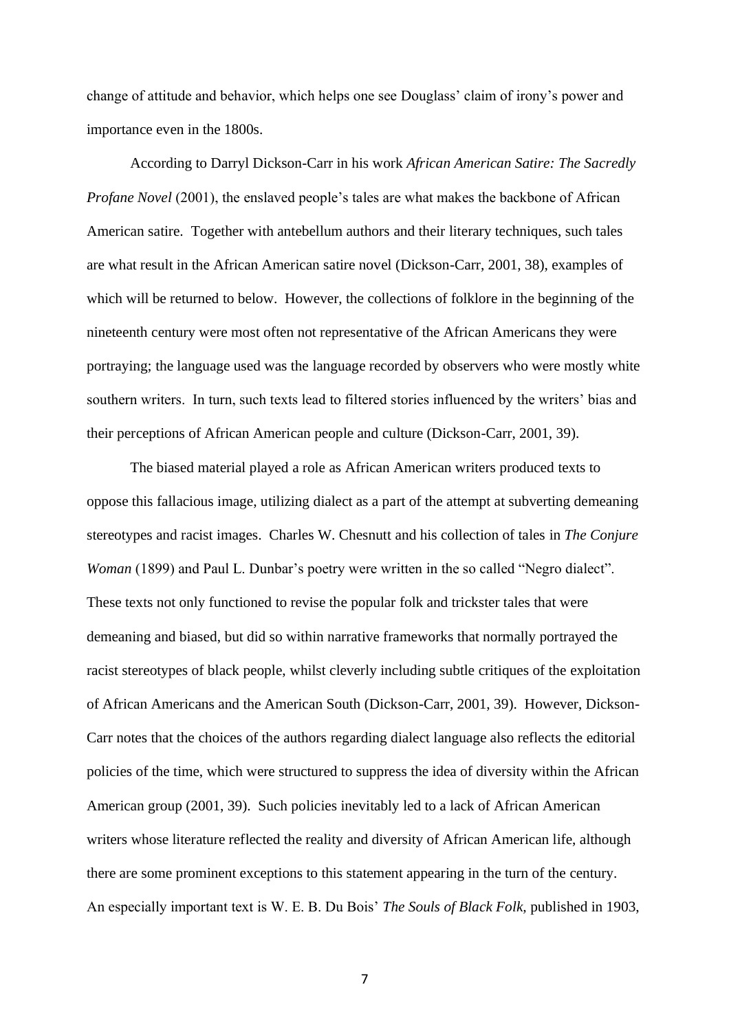change of attitude and behavior, which helps one see Douglass' claim of irony's power and importance even in the 1800s.

According to Darryl Dickson-Carr in his work *African American Satire: The Sacredly Profane Novel* (2001), the enslaved people's tales are what makes the backbone of African American satire. Together with antebellum authors and their literary techniques, such tales are what result in the African American satire novel (Dickson-Carr, 2001, 38), examples of which will be returned to below. However, the collections of folklore in the beginning of the nineteenth century were most often not representative of the African Americans they were portraying; the language used was the language recorded by observers who were mostly white southern writers. In turn, such texts lead to filtered stories influenced by the writers' bias and their perceptions of African American people and culture (Dickson-Carr, 2001, 39).

The biased material played a role as African American writers produced texts to oppose this fallacious image, utilizing dialect as a part of the attempt at subverting demeaning stereotypes and racist images. Charles W. Chesnutt and his collection of tales in *The Conjure Woman* (1899) and Paul L. Dunbar's poetry were written in the so called "Negro dialect". These texts not only functioned to revise the popular folk and trickster tales that were demeaning and biased, but did so within narrative frameworks that normally portrayed the racist stereotypes of black people, whilst cleverly including subtle critiques of the exploitation of African Americans and the American South (Dickson-Carr, 2001, 39). However, Dickson-Carr notes that the choices of the authors regarding dialect language also reflects the editorial policies of the time, which were structured to suppress the idea of diversity within the African American group (2001, 39). Such policies inevitably led to a lack of African American writers whose literature reflected the reality and diversity of African American life, although there are some prominent exceptions to this statement appearing in the turn of the century. An especially important text is W. E. B. Du Bois' *The Souls of Black Folk*, published in 1903,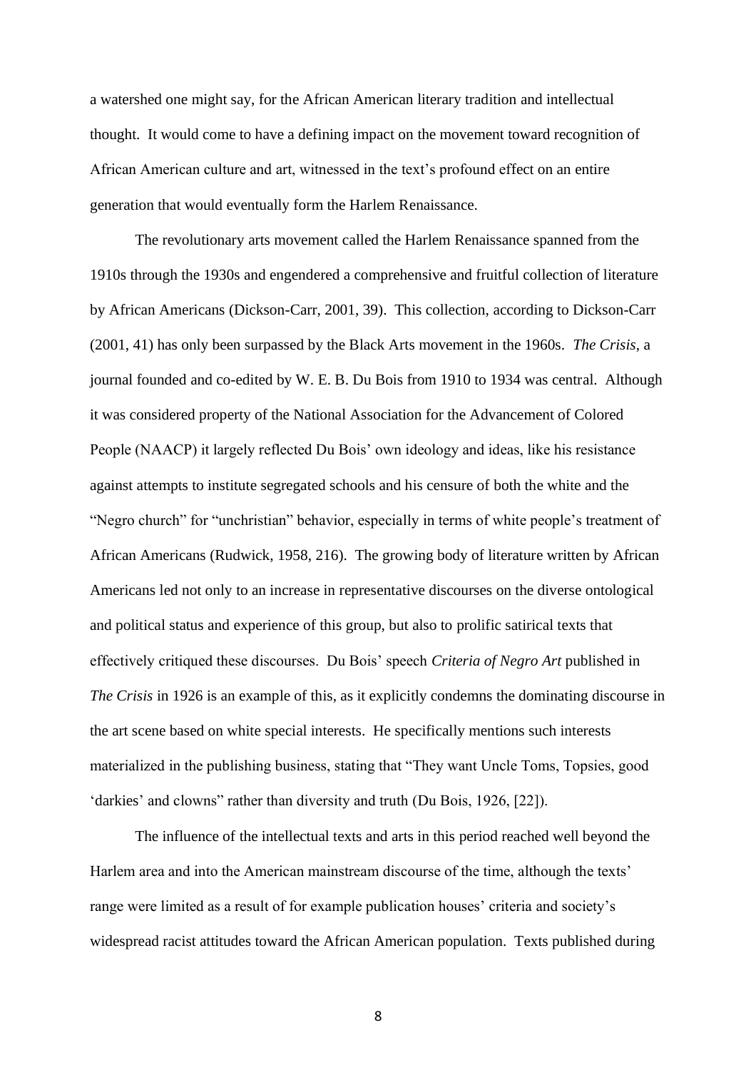a watershed one might say, for the African American literary tradition and intellectual thought. It would come to have a defining impact on the movement toward recognition of African American culture and art, witnessed in the text's profound effect on an entire generation that would eventually form the Harlem Renaissance.

The revolutionary arts movement called the Harlem Renaissance spanned from the 1910s through the 1930s and engendered a comprehensive and fruitful collection of literature by African Americans (Dickson-Carr, 2001, 39). This collection, according to Dickson-Carr (2001, 41) has only been surpassed by the Black Arts movement in the 1960s. *The Crisis*, a journal founded and co-edited by W. E. B. Du Bois from 1910 to 1934 was central. Although it was considered property of the National Association for the Advancement of Colored People (NAACP) it largely reflected Du Bois' own ideology and ideas, like his resistance against attempts to institute segregated schools and his censure of both the white and the "Negro church" for "unchristian" behavior, especially in terms of white people's treatment of African Americans (Rudwick, 1958, 216). The growing body of literature written by African Americans led not only to an increase in representative discourses on the diverse ontological and political status and experience of this group, but also to prolific satirical texts that effectively critiqued these discourses. Du Bois' speech *Criteria of Negro Art* published in *The Crisis* in 1926 is an example of this, as it explicitly condemns the dominating discourse in the art scene based on white special interests. He specifically mentions such interests materialized in the publishing business, stating that "They want Uncle Toms, Topsies, good 'darkies' and clowns" rather than diversity and truth (Du Bois, 1926, [22]).

The influence of the intellectual texts and arts in this period reached well beyond the Harlem area and into the American mainstream discourse of the time, although the texts' range were limited as a result of for example publication houses' criteria and society's widespread racist attitudes toward the African American population. Texts published during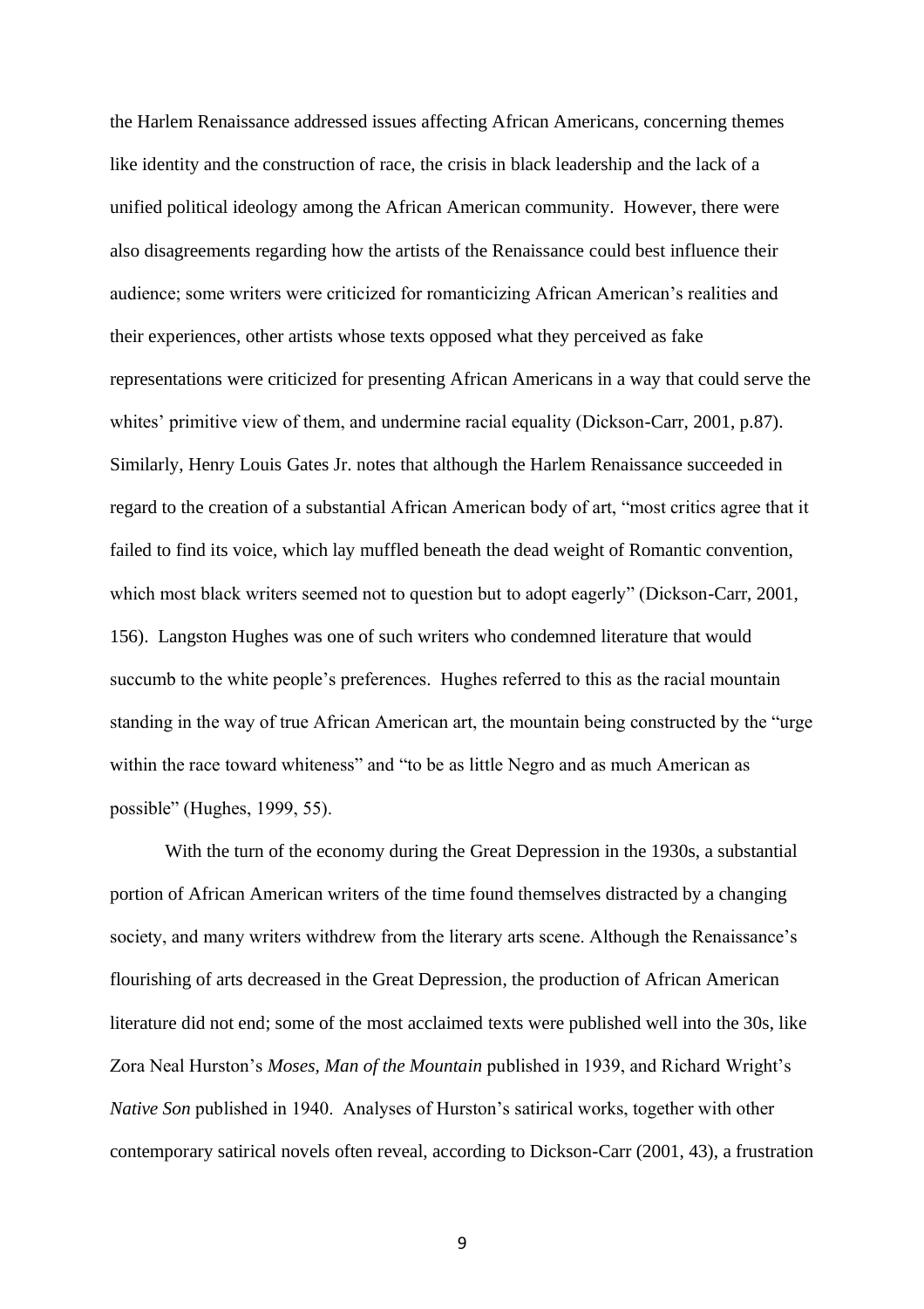the Harlem Renaissance addressed issues affecting African Americans, concerning themes like identity and the construction of race, the crisis in black leadership and the lack of a unified political ideology among the African American community.  However, there were also disagreements regarding how the artists of the Renaissance could best influence their audience; some writers were criticized for romanticizing African American's realities and their experiences, other artists whose texts opposed what they perceived as fake representations were criticized for presenting African Americans in a way that could serve the whites' primitive view of them, and undermine racial equality (Dickson-Carr, 2001, p.87). Similarly, Henry Louis Gates Jr. notes that although the Harlem Renaissance succeeded in regard to the creation of a substantial African American body of art, "most critics agree that it failed to find its voice, which lay muffled beneath the dead weight of Romantic convention, which most black writers seemed not to question but to adopt eagerly" (Dickson-Carr, 2001, 156).  Langston Hughes was one of such writers who condemned literature that would succumb to the white people's preferences.  Hughes referred to this as the racial mountain standing in the way of true African American art, the mountain being constructed by the "urge within the race toward whiteness" and "to be as little Negro and as much American as possible" (Hughes, 1999, 55).

With the turn of the economy during the Great Depression in the 1930s, a substantial portion of African American writers of the time found themselves distracted by a changing society, and many writers withdrew from the literary arts scene. Although the Renaissance's flourishing of arts decreased in the Great Depression, the production of African American literature did not end; some of the most acclaimed texts were published well into the 30s, like Zora Neal Hurston's *Moses, Man of the Mountain* published in 1939, and Richard Wright's *Native Son* published in 1940.  Analyses of Hurston's satirical works, together with other contemporary satirical novels often reveal, according to Dickson-Carr (2001, 43), a frustration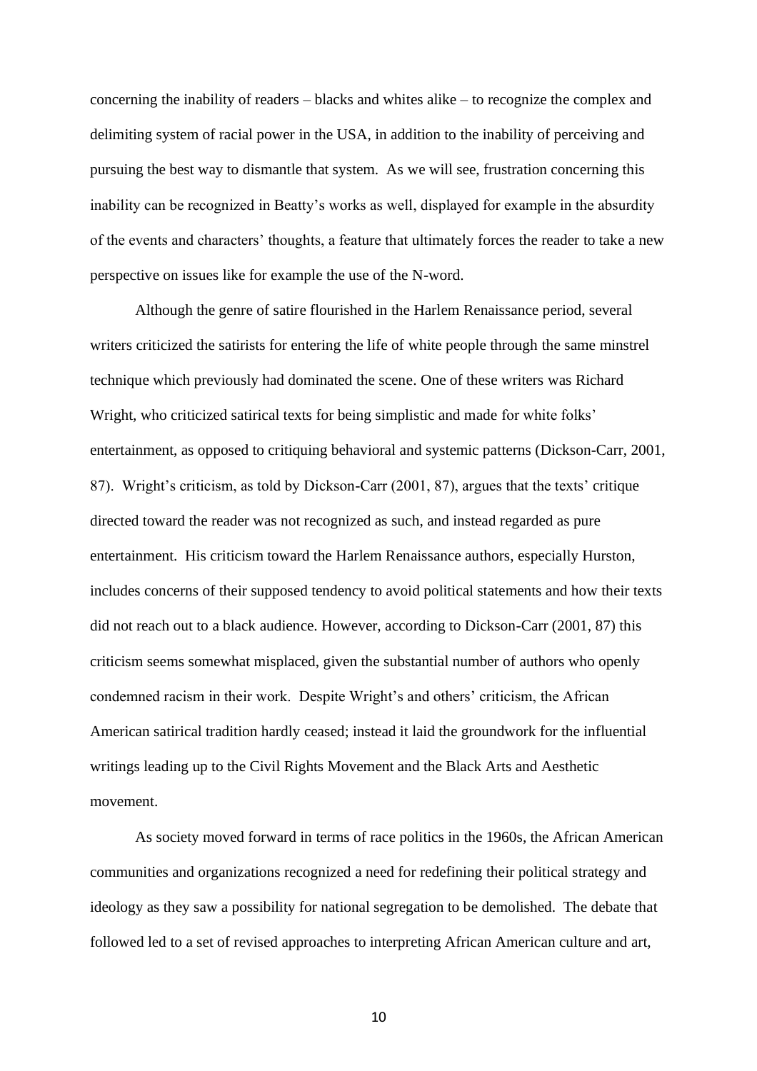concerning the inability of readers – blacks and whites alike – to recognize the complex and delimiting system of racial power in the USA, in addition to the inability of perceiving and pursuing the best way to dismantle that system. As we will see, frustration concerning this inability can be recognized in Beatty's works as well, displayed for example in the absurdity of the events and characters' thoughts, a feature that ultimately forces the reader to take a new perspective on issues like for example the use of the N-word.

Although the genre of satire flourished in the Harlem Renaissance period, several writers criticized the satirists for entering the life of white people through the same minstrel technique which previously had dominated the scene. One of these writers was Richard Wright, who criticized satirical texts for being simplistic and made for white folks' entertainment, as opposed to critiquing behavioral and systemic patterns (Dickson-Carr, 2001, 87). Wright's criticism, as told by Dickson-Carr (2001, 87), argues that the texts' critique directed toward the reader was not recognized as such, and instead regarded as pure entertainment. His criticism toward the Harlem Renaissance authors, especially Hurston, includes concerns of their supposed tendency to avoid political statements and how their texts did not reach out to a black audience. However, according to Dickson-Carr (2001, 87) this criticism seems somewhat misplaced, given the substantial number of authors who openly condemned racism in their work. Despite Wright's and others' criticism, the African American satirical tradition hardly ceased; instead it laid the groundwork for the influential writings leading up to the Civil Rights Movement and the Black Arts and Aesthetic movement.

As society moved forward in terms of race politics in the 1960s, the African American communities and organizations recognized a need for redefining their political strategy and ideology as they saw a possibility for national segregation to be demolished. The debate that followed led to a set of revised approaches to interpreting African American culture and art,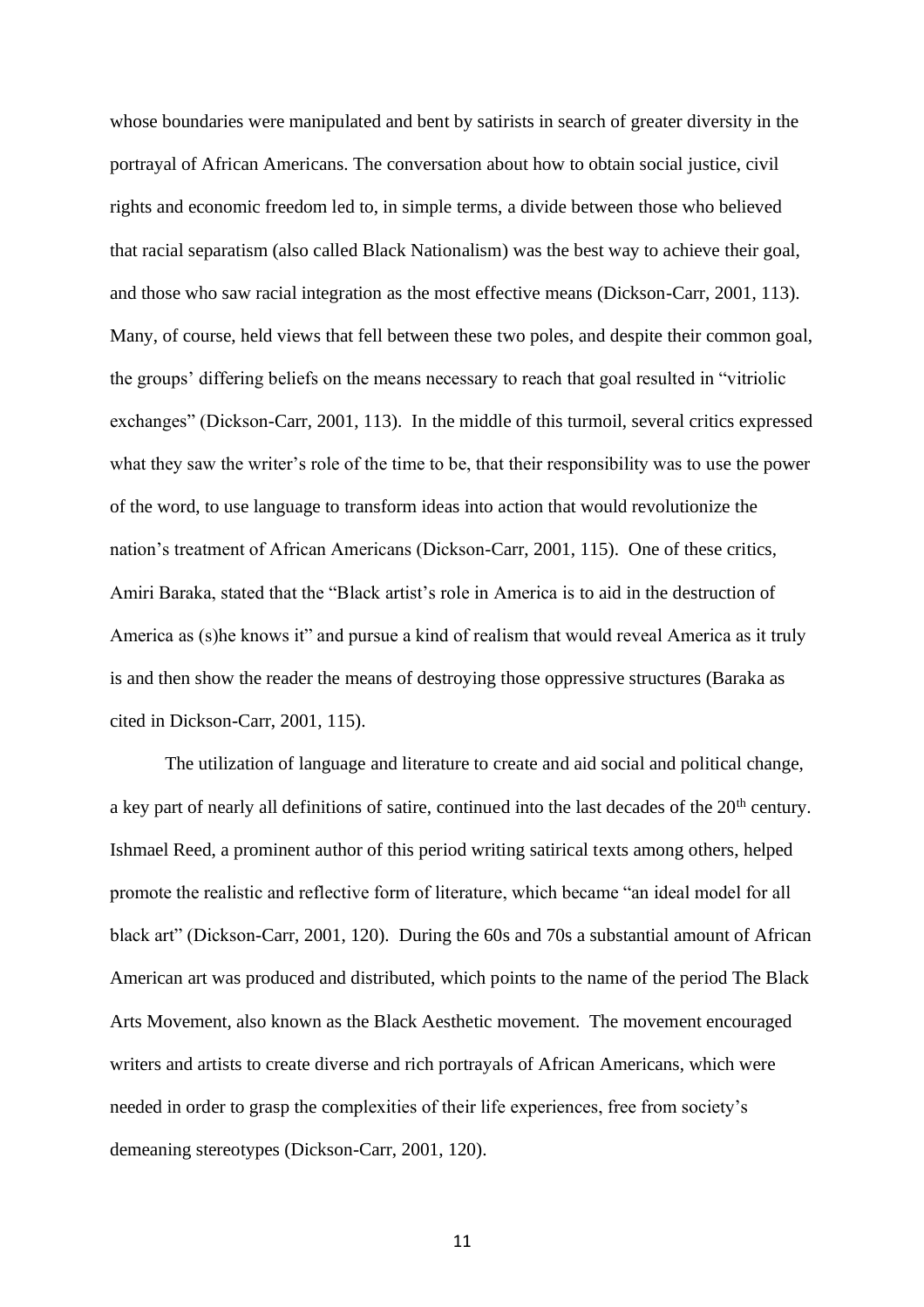whose boundaries were manipulated and bent by satirists in search of greater diversity in the portrayal of African Americans. The conversation about how to obtain social justice, civil rights and economic freedom led to, in simple terms, a divide between those who believed that racial separatism (also called Black Nationalism) was the best way to achieve their goal, and those who saw racial integration as the most effective means (Dickson-Carr, 2001, 113). Many, of course, held views that fell between these two poles, and despite their common goal, the groups' differing beliefs on the means necessary to reach that goal resulted in "vitriolic exchanges" (Dickson-Carr, 2001, 113). In the middle of this turmoil, several critics expressed what they saw the writer's role of the time to be, that their responsibility was to use the power of the word, to use language to transform ideas into action that would revolutionize the nation's treatment of African Americans (Dickson-Carr, 2001, 115). One of these critics, Amiri Baraka, stated that the "Black artist's role in America is to aid in the destruction of America as (s)he knows it" and pursue a kind of realism that would reveal America as it truly is and then show the reader the means of destroying those oppressive structures (Baraka as cited in Dickson-Carr, 2001, 115).

The utilization of language and literature to create and aid social and political change, a key part of nearly all definitions of satire, continued into the last decades of the 20th century. Ishmael Reed, a prominent author of this period writing satirical texts among others, helped promote the realistic and reflective form of literature, which became "an ideal model for all black art" (Dickson-Carr, 2001, 120). During the 60s and 70s a substantial amount of African American art was produced and distributed, which points to the name of the period The Black Arts Movement, also known as the Black Aesthetic movement. The movement encouraged writers and artists to create diverse and rich portrayals of African Americans, which were needed in order to grasp the complexities of their life experiences, free from society's demeaning stereotypes (Dickson-Carr, 2001, 120).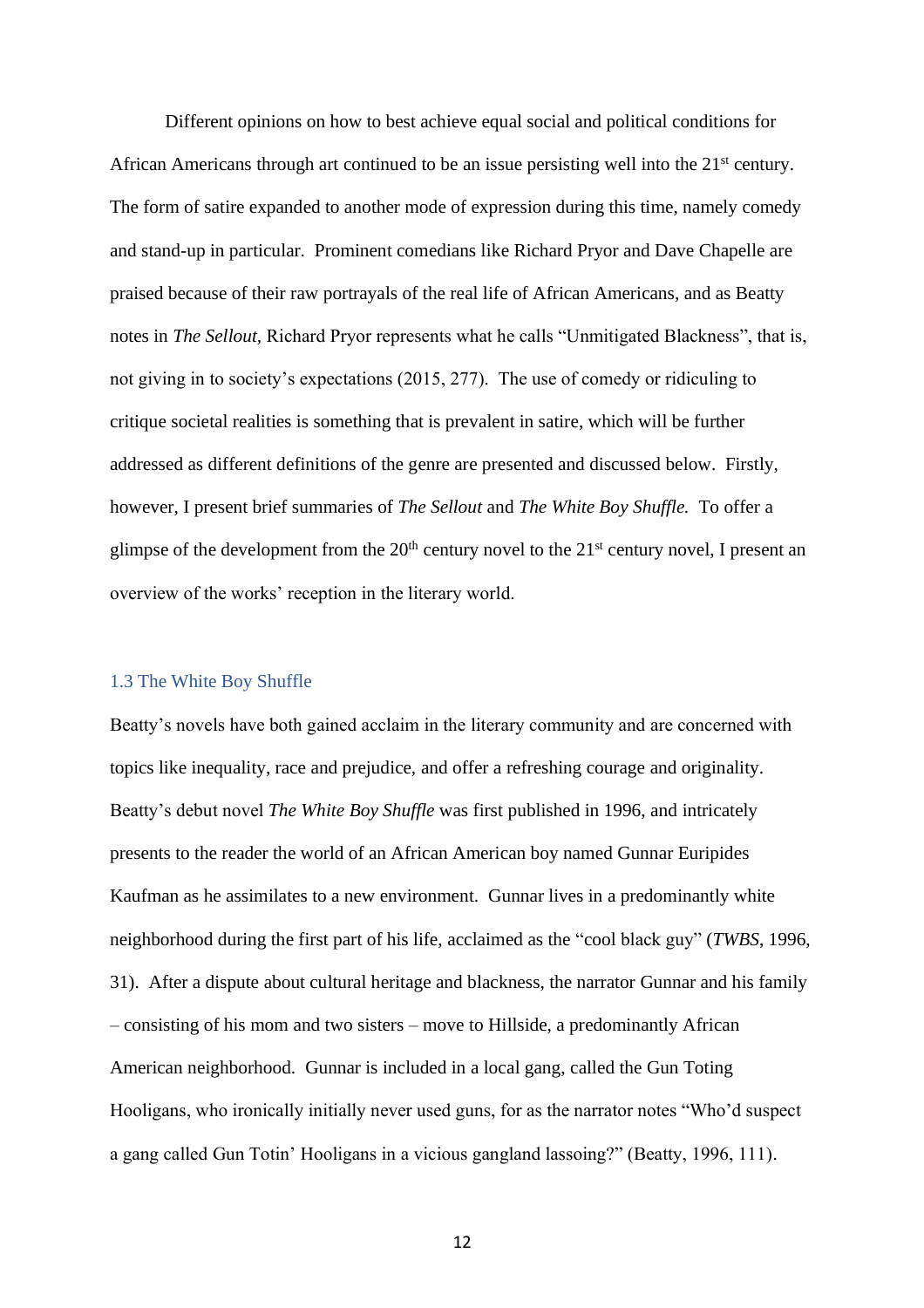Different opinions on how to best achieve equal social and political conditions for African Americans through art continued to be an issue persisting well into the 21st century. The form of satire expanded to another mode of expression during this time, namely comedy and stand-up in particular. Prominent comedians like Richard Pryor and Dave Chapelle are praised because of their raw portrayals of the real life of African Americans, and as Beatty notes in *The Sellout*, Richard Pryor represents what he calls "Unmitigated Blackness", that is, not giving in to society's expectations (2015, 277). The use of comedy or ridiculing to critique societal realities is something that is prevalent in satire, which will be further addressed as different definitions of the genre are presented and discussed below. Firstly, however, I present brief summaries of *The Sellout* and *The White Boy Shuffle.* To offer a glimpse of the development from the 20th century novel to the 21st century novel, I present an overview of the works' reception in the literary world.

### 1.3 The White Boy Shuffle

Beatty's novels have both gained acclaim in the literary community and are concerned with topics like inequality, race and prejudice, and offer a refreshing courage and originality. Beatty's debut novel *The White Boy Shuffle* was first published in 1996, and intricately presents to the reader the world of an African American boy named Gunnar Euripides Kaufman as he assimilates to a new environment. Gunnar lives in a predominantly white neighborhood during the first part of his life, acclaimed as the "cool black guy" (*TWBS*, 1996, 31). After a dispute about cultural heritage and blackness, the narrator Gunnar and his family – consisting of his mom and two sisters – move to Hillside, a predominantly African American neighborhood. Gunnar is included in a local gang, called the Gun Toting Hooligans, who ironically initially never used guns, for as the narrator notes "Who'd suspect a gang called Gun Totin' Hooligans in a vicious gangland lassoing?" (Beatty, 1996, 111).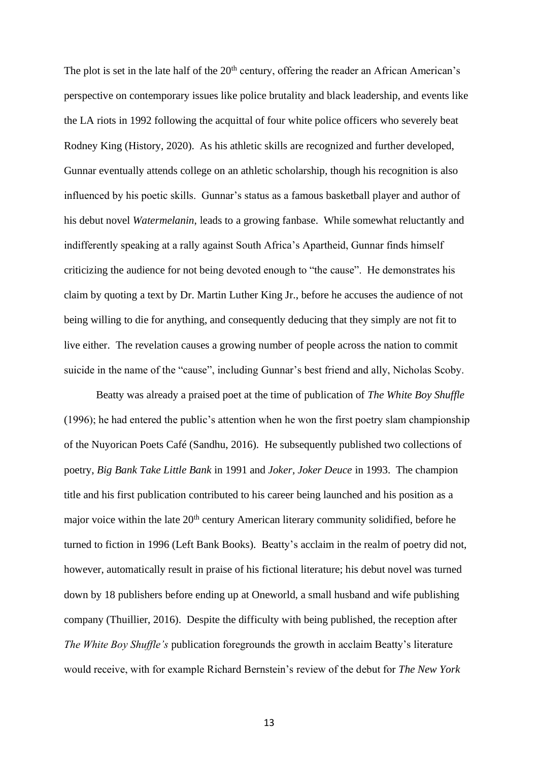The plot is set in the late half of the 20th century, offering the reader an African American's perspective on contemporary issues like police brutality and black leadership, and events like the LA riots in 1992 following the acquittal of four white police officers who severely beat Rodney King (History, 2020). As his athletic skills are recognized and further developed, Gunnar eventually attends college on an athletic scholarship, though his recognition is also influenced by his poetic skills. Gunnar's status as a famous basketball player and author of his debut novel *Watermelanin*, leads to a growing fanbase. While somewhat reluctantly and indifferently speaking at a rally against South Africa's Apartheid, Gunnar finds himself criticizing the audience for not being devoted enough to "the cause". He demonstrates his claim by quoting a text by Dr. Martin Luther King Jr., before he accuses the audience of not being willing to die for anything, and consequently deducing that they simply are not fit to live either. The revelation causes a growing number of people across the nation to commit suicide in the name of the "cause", including Gunnar's best friend and ally, Nicholas Scoby.

Beatty was already a praised poet at the time of publication of *The White Boy Shuffle* (1996); he had entered the public's attention when he won the first poetry slam championship of the Nuyorican Poets Café (Sandhu, 2016). He subsequently published two collections of poetry, *Big Bank Take Little Bank* in 1991 and *Joker, Joker Deuce* in 1993. The champion title and his first publication contributed to his career being launched and his position as a major voice within the late 20th century American literary community solidified, before he turned to fiction in 1996 (Left Bank Books). Beatty's acclaim in the realm of poetry did not, however, automatically result in praise of his fictional literature; his debut novel was turned down by 18 publishers before ending up at Oneworld, a small husband and wife publishing company (Thuillier, 2016). Despite the difficulty with being published, the reception after *The White Boy Shuffle's* publication foregrounds the growth in acclaim Beatty's literature would receive, with for example Richard Bernstein's review of the debut for *The New York*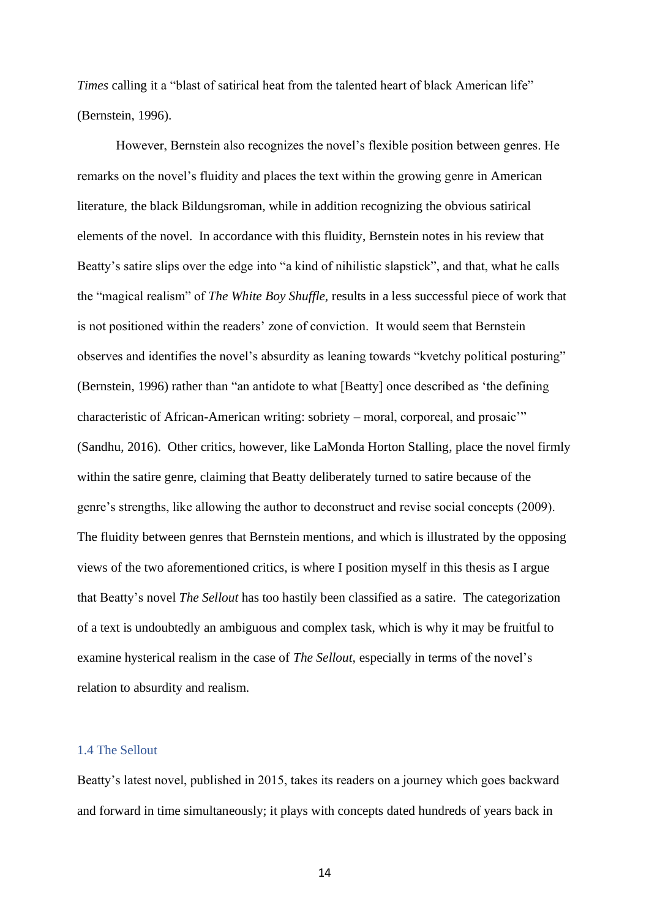*Times* calling it a “blast of satirical heat from the talented heart of black American life” (Bernstein, 1996).

However, Bernstein also recognizes the novel’s flexible position between genres. He remarks on the novel’s fluidity and places the text within the growing genre in American literature, the black Bildungsroman, while in addition recognizing the obvious satirical elements of the novel. In accordance with this fluidity, Bernstein notes in his review that Beatty’s satire slips over the edge into “a kind of nihilistic slapstick”, and that, what he calls the “magical realism” of *The White Boy Shuffle,* results in a less successful piece of work that is not positioned within the readers’ zone of conviction. It would seem that Bernstein observes and identifies the novel’s absurdity as leaning towards “kvetchy political posturing” (Bernstein, 1996) rather than “an antidote to what [Beatty] once described as ‘the defining characteristic of African-American writing: sobriety – moral, corporeal, and prosaic’” (Sandhu, 2016). Other critics, however, like LaMonda Horton Stalling, place the novel firmly within the satire genre, claiming that Beatty deliberately turned to satire because of the genre’s strengths, like allowing the author to deconstruct and revise social concepts (2009). The fluidity between genres that Bernstein mentions, and which is illustrated by the opposing views of the two aforementioned critics, is where I position myself in this thesis as I argue that Beatty’s novel *The Sellout* has too hastily been classified as a satire. The categorization of a text is undoubtedly an ambiguous and complex task, which is why it may be fruitful to examine hysterical realism in the case of *The Sellout,* especially in terms of the novel’s relation to absurdity and realism.

### 1.4 The Sellout

Beatty’s latest novel, published in 2015, takes its readers on a journey which goes backward and forward in time simultaneously; it plays with concepts dated hundreds of years back in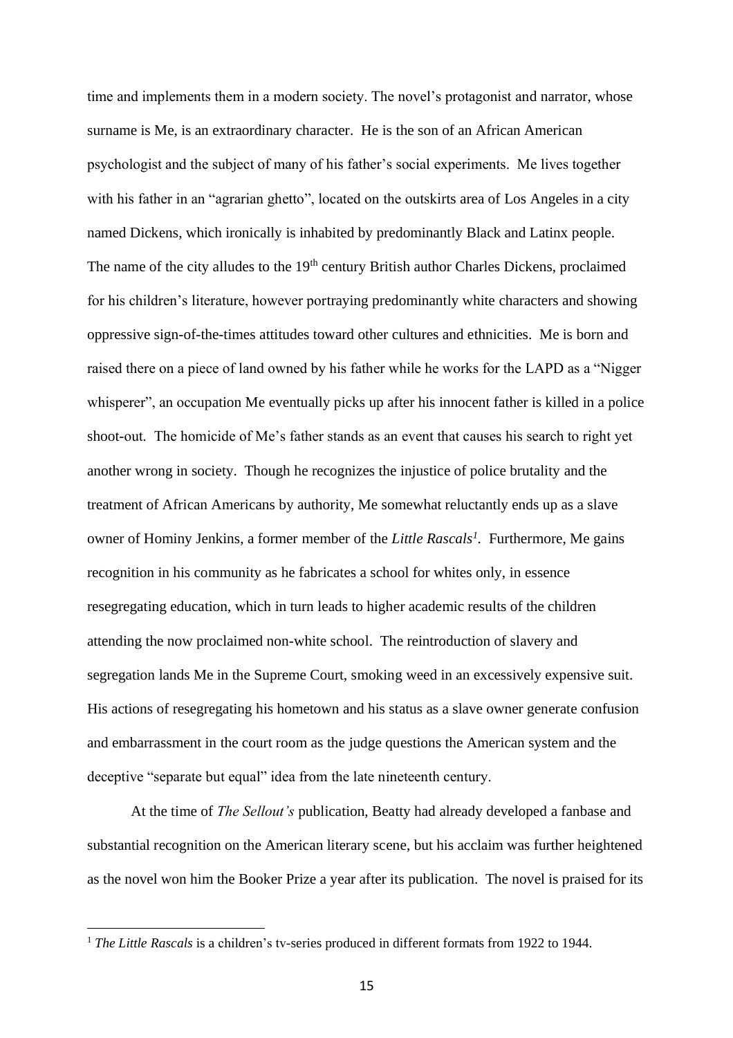time and implements them in a modern society. The novel's protagonist and narrator, whose surname is Me, is an extraordinary character. He is the son of an African American psychologist and the subject of many of his father's social experiments. Me lives together with his father in an "agrarian ghetto", located on the outskirts area of Los Angeles in a city named Dickens, which ironically is inhabited by predominantly Black and Latinx people. The name of the city alludes to the 19th century British author Charles Dickens, proclaimed for his children's literature, however portraying predominantly white characters and showing oppressive sign-of-the-times attitudes toward other cultures and ethnicities. Me is born and raised there on a piece of land owned by his father while he works for the LAPD as a "Nigger whisperer", an occupation Me eventually picks up after his innocent father is killed in a police shoot-out. The homicide of Me's father stands as an event that causes his search to right yet another wrong in society. Though he recognizes the injustice of police brutality and the treatment of African Americans by authority, Me somewhat reluctantly ends up as a slave owner of Hominy Jenkins, a former member of the *Little Rascals*[1]. Furthermore, Me gains recognition in his community as he fabricates a school for whites only, in essence resegregating education, which in turn leads to higher academic results of the children attending the now proclaimed non-white school. The reintroduction of slavery and segregation lands Me in the Supreme Court, smoking weed in an excessively expensive suit. His actions of resegregating his hometown and his status as a slave owner generate confusion and embarrassment in the court room as the judge questions the American system and the deceptive "separate but equal" idea from the late nineteenth century.

At the time of *The Sellout's* publication, Beatty had already developed a fanbase and substantial recognition on the American literary scene, but his acclaim was further heightened as the novel won him the Booker Prize a year after its publication. The novel is praised for its

[1] *The Little Rascals* is a children's tv-series produced in different formats from 1922 to 1944.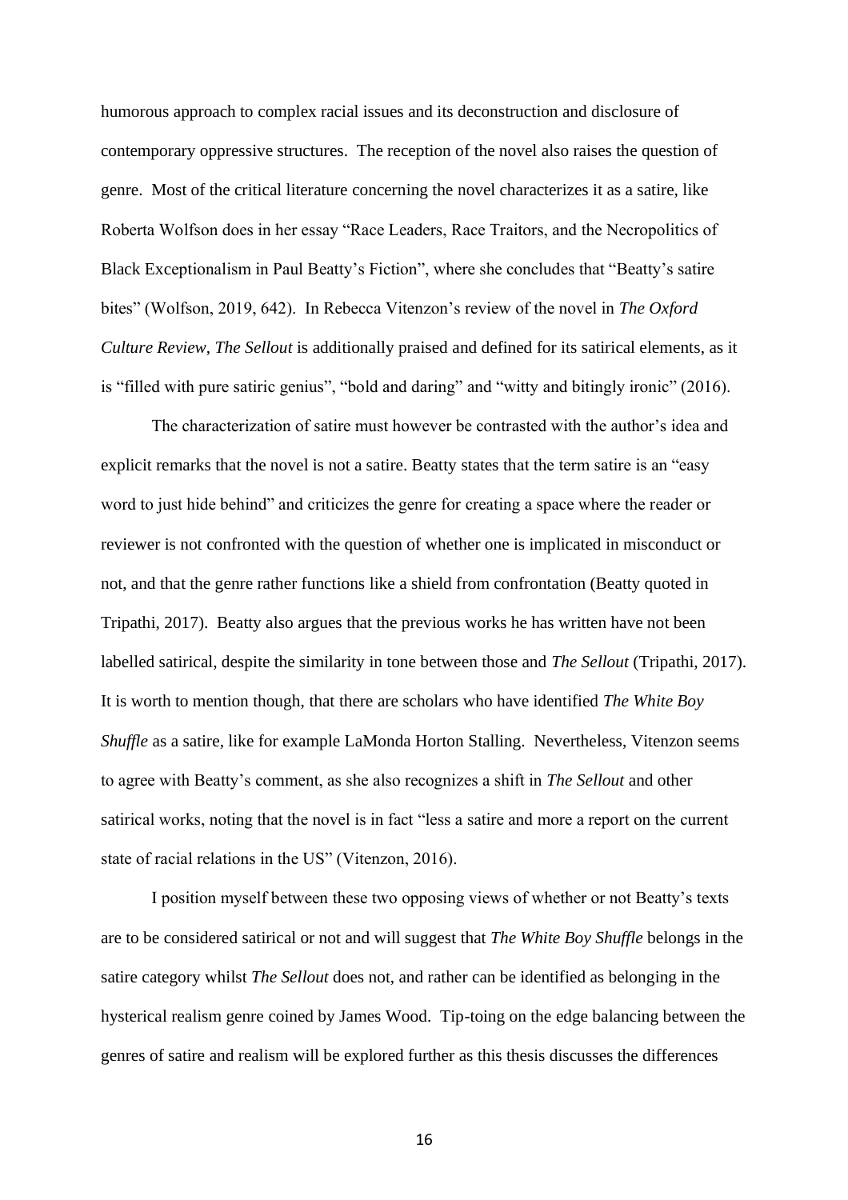humorous approach to complex racial issues and its deconstruction and disclosure of contemporary oppressive structures. The reception of the novel also raises the question of genre. Most of the critical literature concerning the novel characterizes it as a satire, like Roberta Wolfson does in her essay "Race Leaders, Race Traitors, and the Necropolitics of Black Exceptionalism in Paul Beatty's Fiction", where she concludes that "Beatty's satire bites" (Wolfson, 2019, 642). In Rebecca Vitenzon's review of the novel in *The Oxford Culture Review*, *The Sellout* is additionally praised and defined for its satirical elements, as it is "filled with pure satiric genius", "bold and daring" and "witty and bitingly ironic" (2016).

The characterization of satire must however be contrasted with the author's idea and explicit remarks that the novel is not a satire. Beatty states that the term satire is an "easy word to just hide behind" and criticizes the genre for creating a space where the reader or reviewer is not confronted with the question of whether one is implicated in misconduct or not, and that the genre rather functions like a shield from confrontation (Beatty quoted in Tripathi, 2017). Beatty also argues that the previous works he has written have not been labelled satirical, despite the similarity in tone between those and *The Sellout* (Tripathi, 2017). It is worth to mention though, that there are scholars who have identified *The White Boy Shuffle* as a satire, like for example LaMonda Horton Stalling. Nevertheless, Vitenzon seems to agree with Beatty's comment, as she also recognizes a shift in *The Sellout* and other satirical works, noting that the novel is in fact "less a satire and more a report on the current state of racial relations in the US" (Vitenzon, 2016).

I position myself between these two opposing views of whether or not Beatty's texts are to be considered satirical or not and will suggest that *The White Boy Shuffle* belongs in the satire category whilst *The Sellout* does not, and rather can be identified as belonging in the hysterical realism genre coined by James Wood. Tip-toing on the edge balancing between the genres of satire and realism will be explored further as this thesis discusses the differences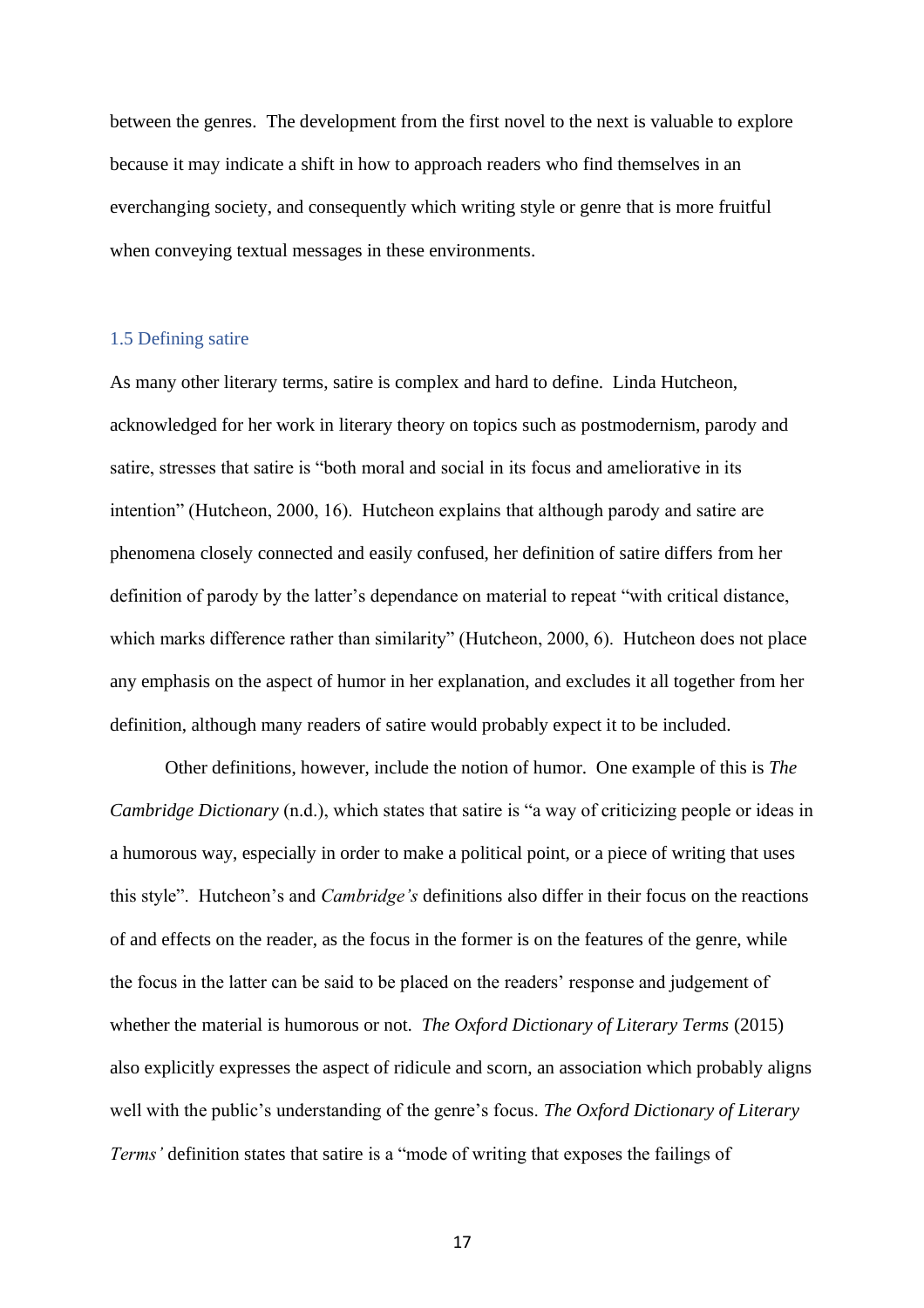between the genres. The development from the first novel to the next is valuable to explore because it may indicate a shift in how to approach readers who find themselves in an everchanging society, and consequently which writing style or genre that is more fruitful when conveying textual messages in these environments.

### 1.5 Defining satire

As many other literary terms, satire is complex and hard to define. Linda Hutcheon, acknowledged for her work in literary theory on topics such as postmodernism, parody and satire, stresses that satire is "both moral and social in its focus and ameliorative in its intention" (Hutcheon, 2000, 16). Hutcheon explains that although parody and satire are phenomena closely connected and easily confused, her definition of satire differs from her definition of parody by the latter's dependance on material to repeat "with critical distance, which marks difference rather than similarity" (Hutcheon, 2000, 6). Hutcheon does not place any emphasis on the aspect of humor in her explanation, and excludes it all together from her definition, although many readers of satire would probably expect it to be included.

Other definitions, however, include the notion of humor. One example of this is *The Cambridge Dictionary* (n.d.), which states that satire is "a way of criticizing people or ideas in a humorous way, especially in order to make a political point, or a piece of writing that uses this style". Hutcheon's and *Cambridge's* definitions also differ in their focus on the reactions of and effects on the reader, as the focus in the former is on the features of the genre, while the focus in the latter can be said to be placed on the readers' response and judgement of whether the material is humorous or not. *The Oxford Dictionary of Literary Terms* (2015) also explicitly expresses the aspect of ridicule and scorn, an association which probably aligns well with the public's understanding of the genre's focus. *The Oxford Dictionary of Literary Terms'* definition states that satire is a "mode of writing that exposes the failings of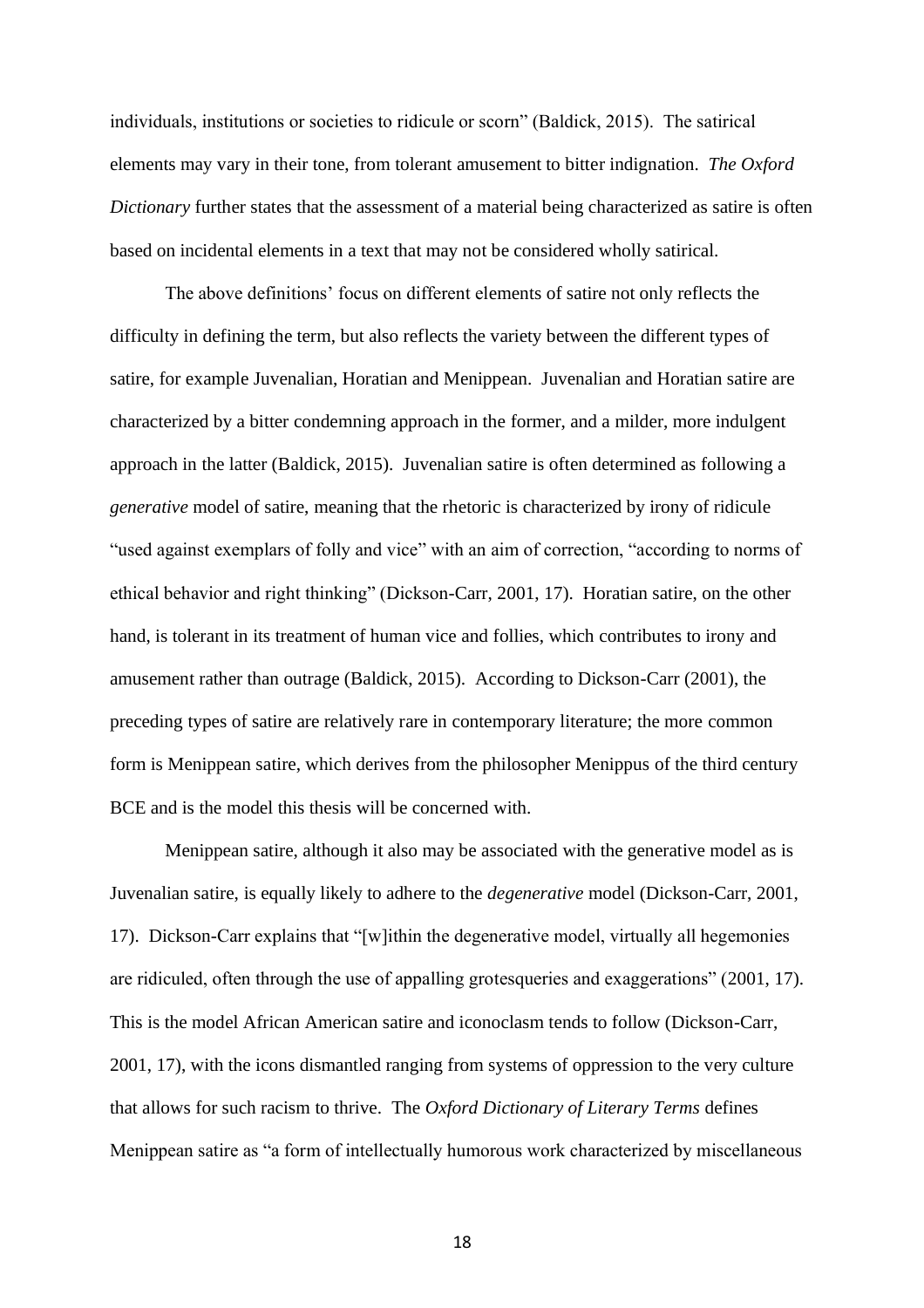individuals, institutions or societies to ridicule or scorn" (Baldick, 2015). The satirical elements may vary in their tone, from tolerant amusement to bitter indignation. *The Oxford Dictionary* further states that the assessment of a material being characterized as satire is often based on incidental elements in a text that may not be considered wholly satirical.

The above definitions' focus on different elements of satire not only reflects the difficulty in defining the term, but also reflects the variety between the different types of satire, for example Juvenalian, Horatian and Menippean. Juvenalian and Horatian satire are characterized by a bitter condemning approach in the former, and a milder, more indulgent approach in the latter (Baldick, 2015). Juvenalian satire is often determined as following a *generative* model of satire, meaning that the rhetoric is characterized by irony of ridicule "used against exemplars of folly and vice" with an aim of correction, "according to norms of ethical behavior and right thinking" (Dickson-Carr, 2001, 17). Horatian satire, on the other hand, is tolerant in its treatment of human vice and follies, which contributes to irony and amusement rather than outrage (Baldick, 2015). According to Dickson-Carr (2001), the preceding types of satire are relatively rare in contemporary literature; the more common form is Menippean satire, which derives from the philosopher Menippus of the third century BCE and is the model this thesis will be concerned with.

Menippean satire, although it also may be associated with the generative model as is Juvenalian satire, is equally likely to adhere to the *degenerative* model (Dickson-Carr, 2001, 17). Dickson-Carr explains that "[w]ithin the degenerative model, virtually all hegemonies are ridiculed, often through the use of appalling grotesqueries and exaggerations" (2001, 17). This is the model African American satire and iconoclasm tends to follow (Dickson-Carr, 2001, 17), with the icons dismantled ranging from systems of oppression to the very culture that allows for such racism to thrive. The *Oxford Dictionary of Literary Terms* defines Menippean satire as "a form of intellectually humorous work characterized by miscellaneous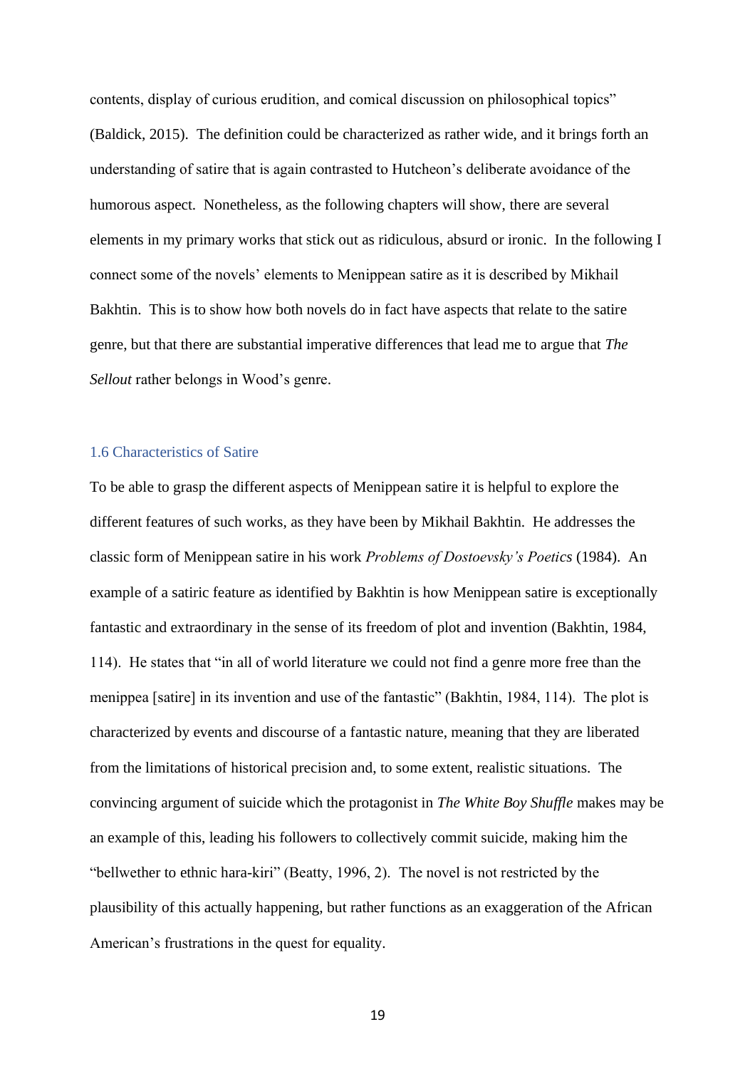contents, display of curious erudition, and comical discussion on philosophical topics" (Baldick, 2015). The definition could be characterized as rather wide, and it brings forth an understanding of satire that is again contrasted to Hutcheon's deliberate avoidance of the humorous aspect. Nonetheless, as the following chapters will show, there are several elements in my primary works that stick out as ridiculous, absurd or ironic. In the following I connect some of the novels' elements to Menippean satire as it is described by Mikhail Bakhtin. This is to show how both novels do in fact have aspects that relate to the satire genre, but that there are substantial imperative differences that lead me to argue that *The Sellout* rather belongs in Wood's genre.

### 1.6 Characteristics of Satire

To be able to grasp the different aspects of Menippean satire it is helpful to explore the different features of such works, as they have been by Mikhail Bakhtin. He addresses the classic form of Menippean satire in his work *Problems of Dostoevsky's Poetics* (1984). An example of a satiric feature as identified by Bakhtin is how Menippean satire is exceptionally fantastic and extraordinary in the sense of its freedom of plot and invention (Bakhtin, 1984, 114). He states that "in all of world literature we could not find a genre more free than the menippea [satire] in its invention and use of the fantastic" (Bakhtin, 1984, 114). The plot is characterized by events and discourse of a fantastic nature, meaning that they are liberated from the limitations of historical precision and, to some extent, realistic situations. The convincing argument of suicide which the protagonist in *The White Boy Shuffle* makes may be an example of this, leading his followers to collectively commit suicide, making him the "bellwether to ethnic hara-kiri" (Beatty, 1996, 2). The novel is not restricted by the plausibility of this actually happening, but rather functions as an exaggeration of the African American's frustrations in the quest for equality.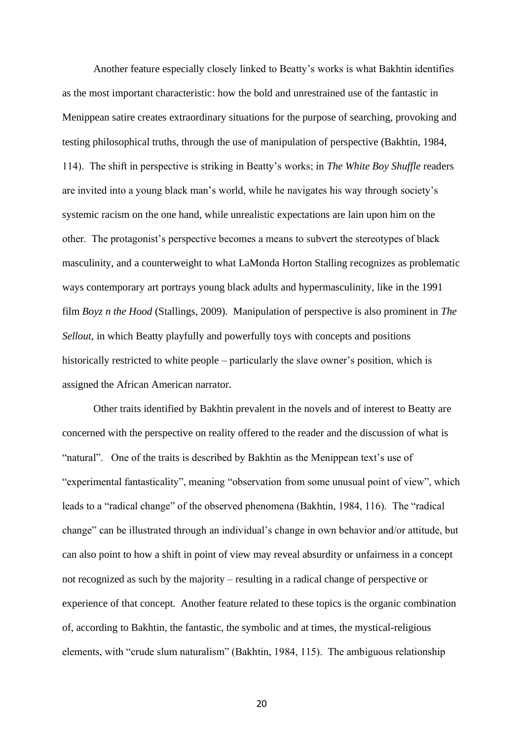Another feature especially closely linked to Beatty's works is what Bakhtin identifies as the most important characteristic: how the bold and unrestrained use of the fantastic in Menippean satire creates extraordinary situations for the purpose of searching, provoking and testing philosophical truths, through the use of manipulation of perspective (Bakhtin, 1984, 114). The shift in perspective is striking in Beatty's works; in *The White Boy Shuffle* readers are invited into a young black man's world, while he navigates his way through society's systemic racism on the one hand, while unrealistic expectations are lain upon him on the other. The protagonist's perspective becomes a means to subvert the stereotypes of black masculinity, and a counterweight to what LaMonda Horton Stalling recognizes as problematic ways contemporary art portrays young black adults and hypermasculinity, like in the 1991 film *Boyz n the Hood* (Stallings, 2009). Manipulation of perspective is also prominent in *The Sellout*, in which Beatty playfully and powerfully toys with concepts and positions historically restricted to white people – particularly the slave owner's position, which is assigned the African American narrator.

Other traits identified by Bakhtin prevalent in the novels and of interest to Beatty are concerned with the perspective on reality offered to the reader and the discussion of what is "natural". One of the traits is described by Bakhtin as the Menippean text's use of "experimental fantasticality", meaning "observation from some unusual point of view", which leads to a "radical change" of the observed phenomena (Bakhtin, 1984, 116). The "radical change" can be illustrated through an individual's change in own behavior and/or attitude, but can also point to how a shift in point of view may reveal absurdity or unfairness in a concept not recognized as such by the majority – resulting in a radical change of perspective or experience of that concept. Another feature related to these topics is the organic combination of, according to Bakhtin, the fantastic, the symbolic and at times, the mystical-religious elements, with "crude slum naturalism" (Bakhtin, 1984, 115). The ambiguous relationship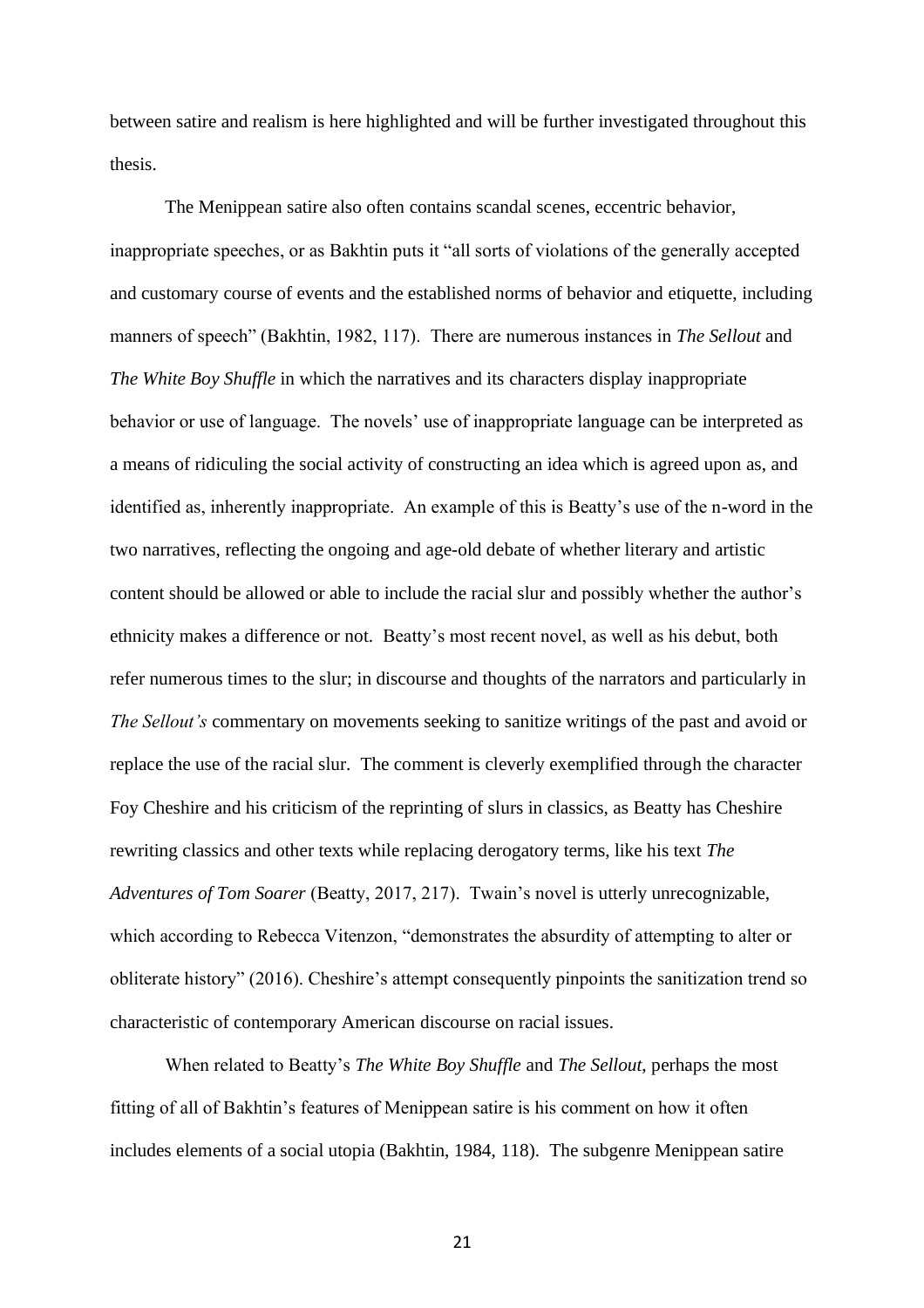between satire and realism is here highlighted and will be further investigated throughout this thesis.

The Menippean satire also often contains scandal scenes, eccentric behavior, inappropriate speeches, or as Bakhtin puts it "all sorts of violations of the generally accepted and customary course of events and the established norms of behavior and etiquette, including manners of speech" (Bakhtin, 1982, 117). There are numerous instances in *The Sellout* and *The White Boy Shuffle* in which the narratives and its characters display inappropriate behavior or use of language. The novels' use of inappropriate language can be interpreted as a means of ridiculing the social activity of constructing an idea which is agreed upon as, and identified as, inherently inappropriate. An example of this is Beatty's use of the n-word in the two narratives, reflecting the ongoing and age-old debate of whether literary and artistic content should be allowed or able to include the racial slur and possibly whether the author's ethnicity makes a difference or not. Beatty's most recent novel, as well as his debut, both refer numerous times to the slur; in discourse and thoughts of the narrators and particularly in *The Sellout's* commentary on movements seeking to sanitize writings of the past and avoid or replace the use of the racial slur. The comment is cleverly exemplified through the character Foy Cheshire and his criticism of the reprinting of slurs in classics, as Beatty has Cheshire rewriting classics and other texts while replacing derogatory terms, like his text *The Adventures of Tom Soarer* (Beatty, 2017, 217). Twain's novel is utterly unrecognizable, which according to Rebecca Vitenzon, "demonstrates the absurdity of attempting to alter or obliterate history" (2016). Cheshire's attempt consequently pinpoints the sanitization trend so characteristic of contemporary American discourse on racial issues.

When related to Beatty's *The White Boy Shuffle* and *The Sellout*, perhaps the most fitting of all of Bakhtin's features of Menippean satire is his comment on how it often includes elements of a social utopia (Bakhtin, 1984, 118). The subgenre Menippean satire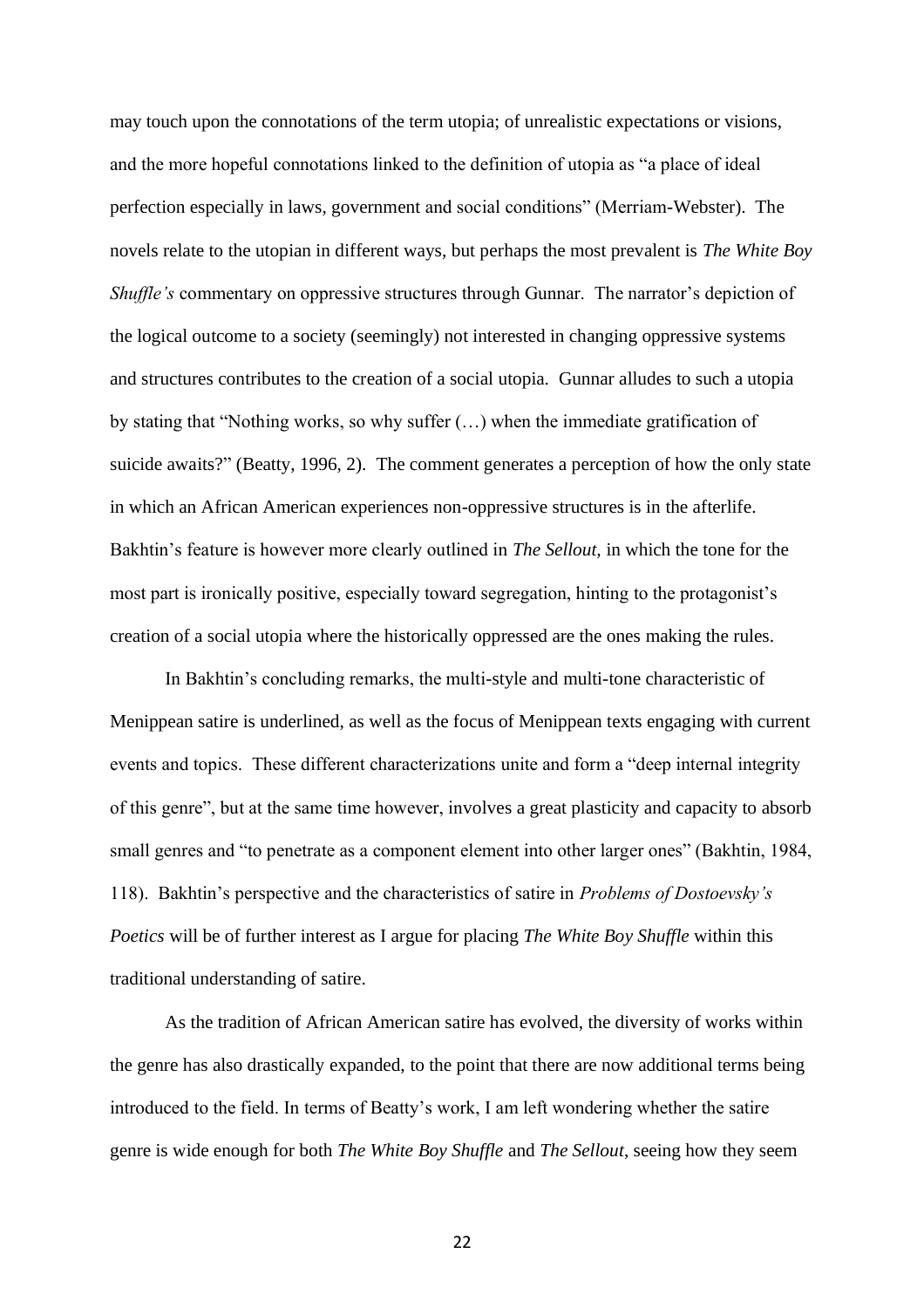may touch upon the connotations of the term utopia; of unrealistic expectations or visions, and the more hopeful connotations linked to the definition of utopia as "a place of ideal perfection especially in laws, government and social conditions" (Merriam-Webster). The novels relate to the utopian in different ways, but perhaps the most prevalent is *The White Boy Shuffle's* commentary on oppressive structures through Gunnar. The narrator's depiction of the logical outcome to a society (seemingly) not interested in changing oppressive systems and structures contributes to the creation of a social utopia. Gunnar alludes to such a utopia by stating that "Nothing works, so why suffer (…) when the immediate gratification of suicide awaits?" (Beatty, 1996, 2). The comment generates a perception of how the only state in which an African American experiences non-oppressive structures is in the afterlife. Bakhtin's feature is however more clearly outlined in *The Sellout,* in which the tone for the most part is ironically positive, especially toward segregation, hinting to the protagonist's creation of a social utopia where the historically oppressed are the ones making the rules.

In Bakhtin's concluding remarks, the multi-style and multi-tone characteristic of Menippean satire is underlined, as well as the focus of Menippean texts engaging with current events and topics. These different characterizations unite and form a "deep internal integrity of this genre", but at the same time however, involves a great plasticity and capacity to absorb small genres and "to penetrate as a component element into other larger ones" (Bakhtin, 1984, 118). Bakhtin's perspective and the characteristics of satire in *Problems of Dostoevsky's Poetics* will be of further interest as I argue for placing *The White Boy Shuffle* within this traditional understanding of satire.

As the tradition of African American satire has evolved, the diversity of works within the genre has also drastically expanded, to the point that there are now additional terms being introduced to the field. In terms of Beatty's work, I am left wondering whether the satire genre is wide enough for both *The White Boy Shuffle* and *The Sellout*, seeing how they seem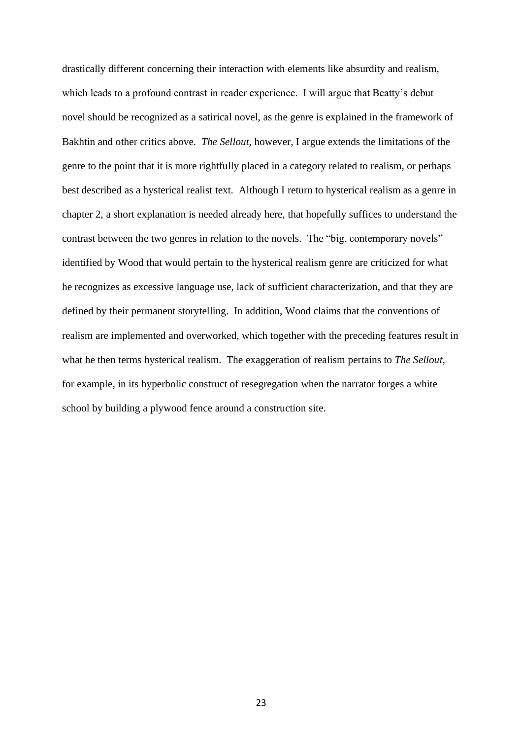drastically different concerning their interaction with elements like absurdity and realism, which leads to a profound contrast in reader experience. I will argue that Beatty's debut novel should be recognized as a satirical novel, as the genre is explained in the framework of Bakhtin and other critics above. *The Sellout,* however, I argue extends the limitations of the genre to the point that it is more rightfully placed in a category related to realism, or perhaps best described as a hysterical realist text. Although I return to hysterical realism as a genre in chapter 2, a short explanation is needed already here, that hopefully suffices to understand the contrast between the two genres in relation to the novels. The "big, contemporary novels" identified by Wood that would pertain to the hysterical realism genre are criticized for what he recognizes as excessive language use, lack of sufficient characterization, and that they are defined by their permanent storytelling. In addition, Wood claims that the conventions of realism are implemented and overworked, which together with the preceding features result in what he then terms hysterical realism. The exaggeration of realism pertains to *The Sellout*, for example, in its hyperbolic construct of resegregation when the narrator forges a white school by building a plywood fence around a construction site.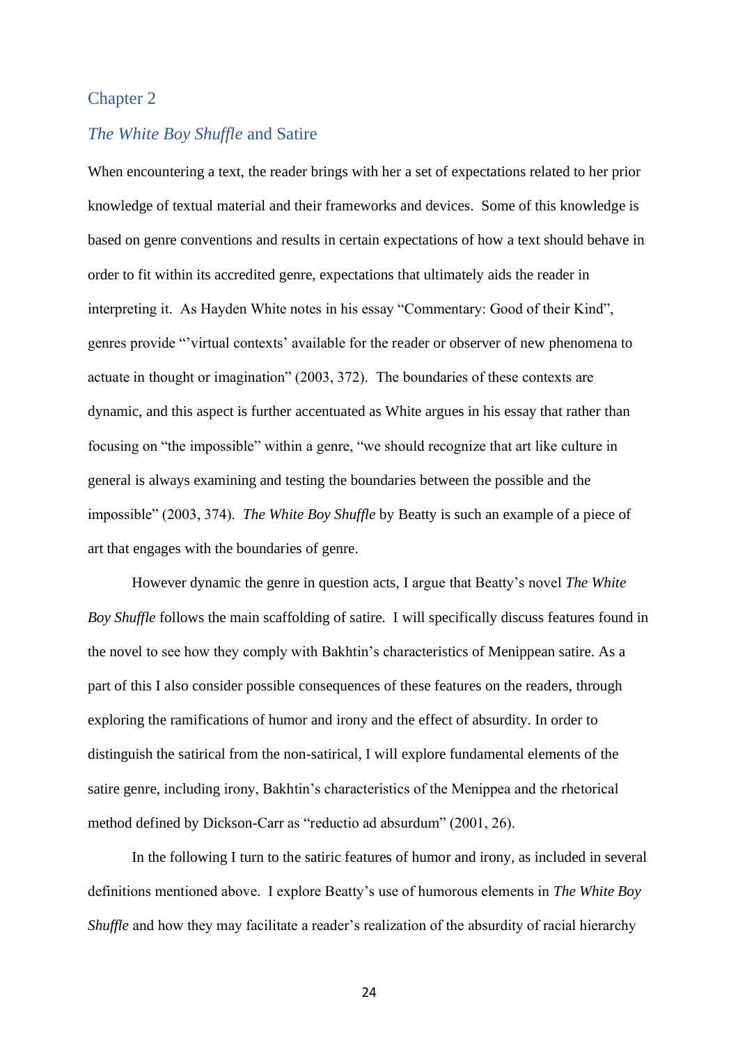# Chapter 2

## *The White Boy Shuffle* and Satire

When encountering a text, the reader brings with her a set of expectations related to her prior knowledge of textual material and their frameworks and devices. Some of this knowledge is based on genre conventions and results in certain expectations of how a text should behave in order to fit within its accredited genre, expectations that ultimately aids the reader in interpreting it. As Hayden White notes in his essay "Commentary: Good of their Kind", genres provide "'virtual contexts' available for the reader or observer of new phenomena to actuate in thought or imagination" (2003, 372). The boundaries of these contexts are dynamic, and this aspect is further accentuated as White argues in his essay that rather than focusing on "the impossible" within a genre, "we should recognize that art like culture in general is always examining and testing the boundaries between the possible and the impossible" (2003, 374). *The White Boy Shuffle* by Beatty is such an example of a piece of art that engages with the boundaries of genre.

However dynamic the genre in question acts, I argue that Beatty's novel *The White Boy Shuffle* follows the main scaffolding of satire. I will specifically discuss features found in the novel to see how they comply with Bakhtin's characteristics of Menippean satire. As a part of this I also consider possible consequences of these features on the readers, through exploring the ramifications of humor and irony and the effect of absurdity. In order to distinguish the satirical from the non-satirical, I will explore fundamental elements of the satire genre, including irony, Bakhtin's characteristics of the Menippea and the rhetorical method defined by Dickson-Carr as "reductio ad absurdum" (2001, 26).

In the following I turn to the satiric features of humor and irony, as included in several definitions mentioned above. I explore Beatty's use of humorous elements in *The White Boy Shuffle* and how they may facilitate a reader's realization of the absurdity of racial hierarchy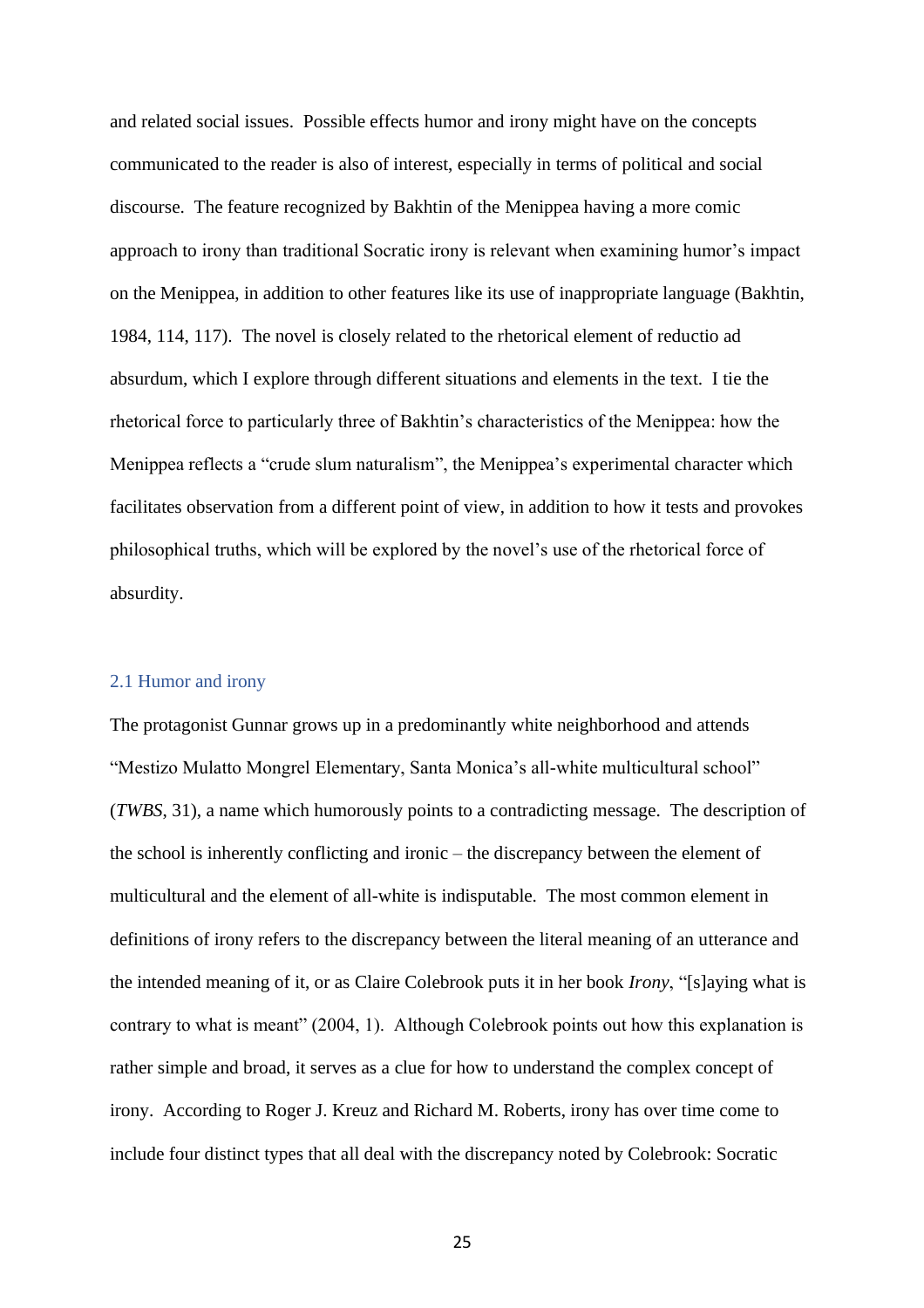and related social issues. Possible effects humor and irony might have on the concepts communicated to the reader is also of interest, especially in terms of political and social discourse. The feature recognized by Bakhtin of the Menippea having a more comic approach to irony than traditional Socratic irony is relevant when examining humor's impact on the Menippea, in addition to other features like its use of inappropriate language (Bakhtin, 1984, 114, 117). The novel is closely related to the rhetorical element of reductio ad absurdum, which I explore through different situations and elements in the text. I tie the rhetorical force to particularly three of Bakhtin's characteristics of the Menippea: how the Menippea reflects a "crude slum naturalism", the Menippea's experimental character which facilitates observation from a different point of view, in addition to how it tests and provokes philosophical truths, which will be explored by the novel's use of the rhetorical force of absurdity.

## 2.1 Humor and irony

The protagonist Gunnar grows up in a predominantly white neighborhood and attends "Mestizo Mulatto Mongrel Elementary, Santa Monica's all-white multicultural school" (*TWBS*, 31), a name which humorously points to a contradicting message. The description of the school is inherently conflicting and ironic – the discrepancy between the element of multicultural and the element of all-white is indisputable. The most common element in definitions of irony refers to the discrepancy between the literal meaning of an utterance and the intended meaning of it, or as Claire Colebrook puts it in her book *Irony*, "[s]aying what is contrary to what is meant" (2004, 1). Although Colebrook points out how this explanation is rather simple and broad, it serves as a clue for how to understand the complex concept of irony. According to Roger J. Kreuz and Richard M. Roberts, irony has over time come to include four distinct types that all deal with the discrepancy noted by Colebrook: Socratic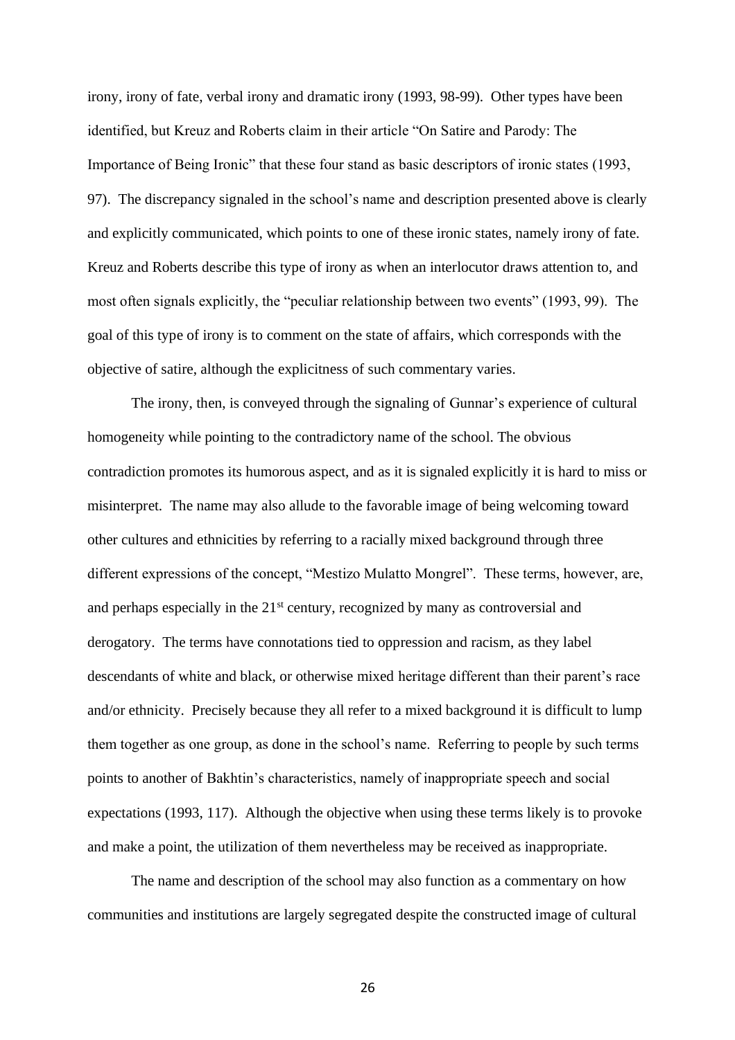irony, irony of fate, verbal irony and dramatic irony (1993, 98-99). Other types have been identified, but Kreuz and Roberts claim in their article "On Satire and Parody: The Importance of Being Ironic" that these four stand as basic descriptors of ironic states (1993, 97). The discrepancy signaled in the school's name and description presented above is clearly and explicitly communicated, which points to one of these ironic states, namely irony of fate. Kreuz and Roberts describe this type of irony as when an interlocutor draws attention to, and most often signals explicitly, the "peculiar relationship between two events" (1993, 99). The goal of this type of irony is to comment on the state of affairs, which corresponds with the objective of satire, although the explicitness of such commentary varies.

The irony, then, is conveyed through the signaling of Gunnar's experience of cultural homogeneity while pointing to the contradictory name of the school. The obvious contradiction promotes its humorous aspect, and as it is signaled explicitly it is hard to miss or misinterpret. The name may also allude to the favorable image of being welcoming toward other cultures and ethnicities by referring to a racially mixed background through three different expressions of the concept, "Mestizo Mulatto Mongrel". These terms, however, are, and perhaps especially in the 21st century, recognized by many as controversial and derogatory. The terms have connotations tied to oppression and racism, as they label descendants of white and black, or otherwise mixed heritage different than their parent's race and/or ethnicity. Precisely because they all refer to a mixed background it is difficult to lump them together as one group, as done in the school's name. Referring to people by such terms points to another of Bakhtin's characteristics, namely of inappropriate speech and social expectations (1993, 117). Although the objective when using these terms likely is to provoke and make a point, the utilization of them nevertheless may be received as inappropriate.

The name and description of the school may also function as a commentary on how communities and institutions are largely segregated despite the constructed image of cultural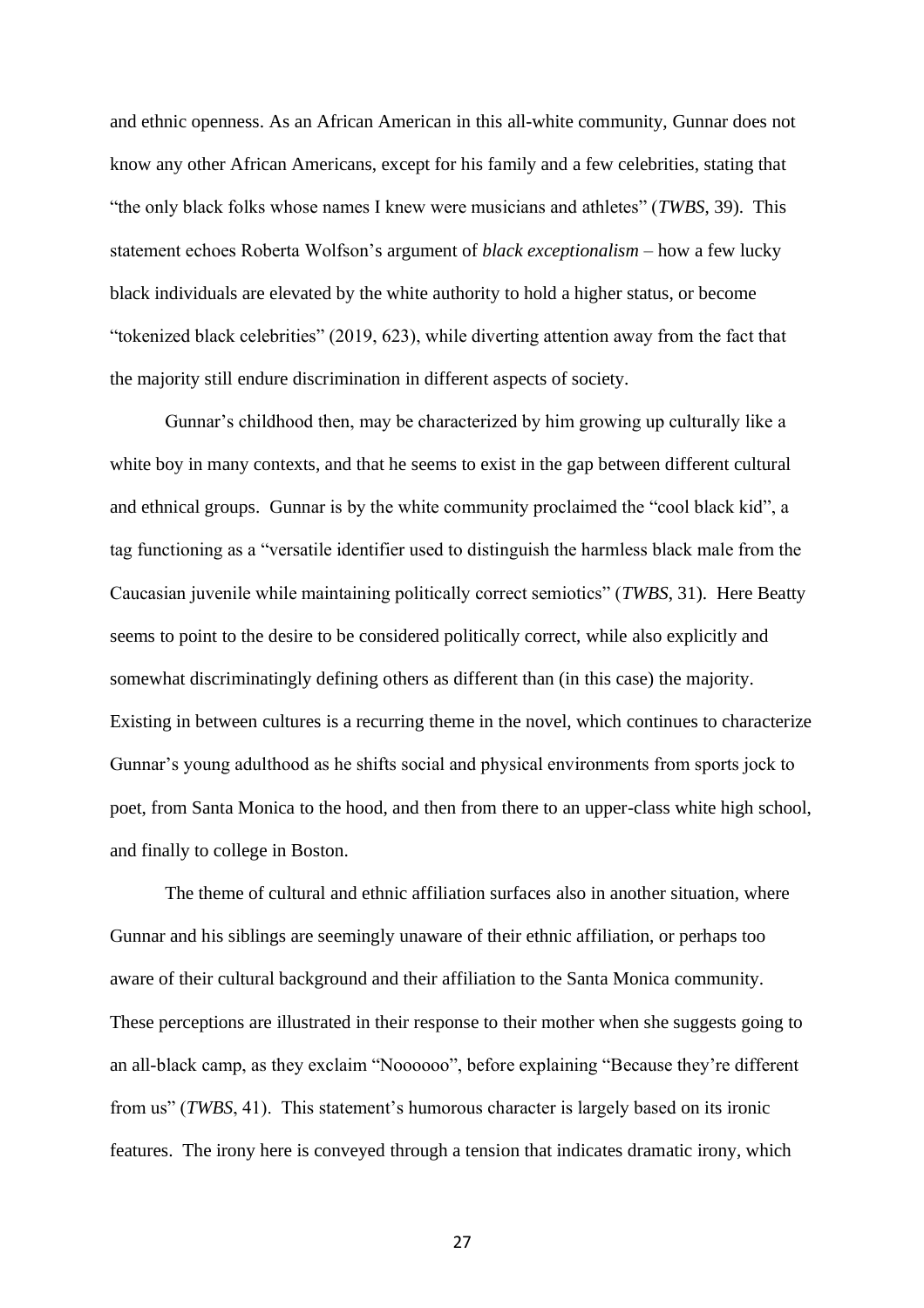and ethnic openness. As an African American in this all-white community, Gunnar does not know any other African Americans, except for his family and a few celebrities, stating that "the only black folks whose names I knew were musicians and athletes" (*TWBS*, 39). This statement echoes Roberta Wolfson's argument of *black exceptionalism* – how a few lucky black individuals are elevated by the white authority to hold a higher status, or become "tokenized black celebrities" (2019, 623), while diverting attention away from the fact that the majority still endure discrimination in different aspects of society.

Gunnar's childhood then, may be characterized by him growing up culturally like a white boy in many contexts, and that he seems to exist in the gap between different cultural and ethnical groups. Gunnar is by the white community proclaimed the "cool black kid", a tag functioning as a "versatile identifier used to distinguish the harmless black male from the Caucasian juvenile while maintaining politically correct semiotics" (*TWBS*, 31). Here Beatty seems to point to the desire to be considered politically correct, while also explicitly and somewhat discriminatingly defining others as different than (in this case) the majority. Existing in between cultures is a recurring theme in the novel, which continues to characterize Gunnar's young adulthood as he shifts social and physical environments from sports jock to poet, from Santa Monica to the hood, and then from there to an upper-class white high school, and finally to college in Boston.

The theme of cultural and ethnic affiliation surfaces also in another situation, where Gunnar and his siblings are seemingly unaware of their ethnic affiliation, or perhaps too aware of their cultural background and their affiliation to the Santa Monica community. These perceptions are illustrated in their response to their mother when she suggests going to an all-black camp, as they exclaim "Noooooo", before explaining "Because they're different from us" (*TWBS*, 41). This statement's humorous character is largely based on its ironic features. The irony here is conveyed through a tension that indicates dramatic irony, which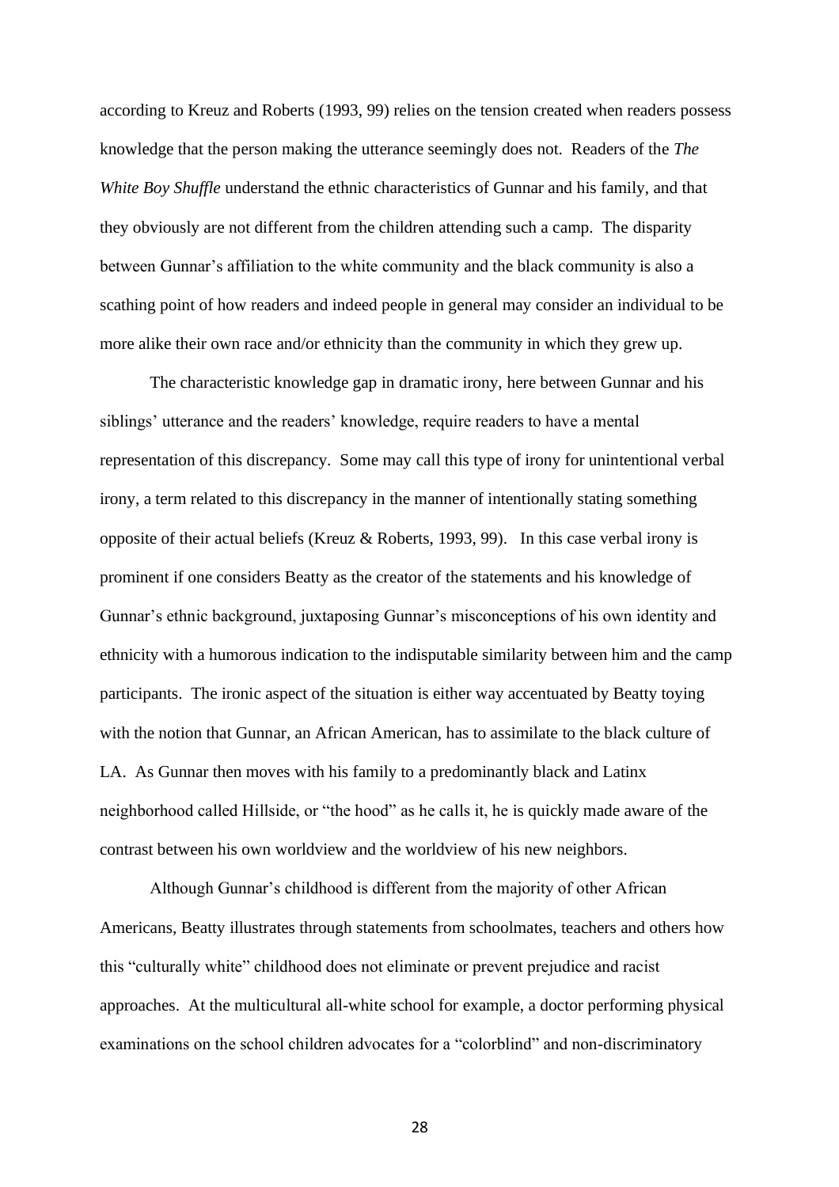according to Kreuz and Roberts (1993, 99) relies on the tension created when readers possess knowledge that the person making the utterance seemingly does not. Readers of the *The White Boy Shuffle* understand the ethnic characteristics of Gunnar and his family, and that they obviously are not different from the children attending such a camp. The disparity between Gunnar's affiliation to the white community and the black community is also a scathing point of how readers and indeed people in general may consider an individual to be more alike their own race and/or ethnicity than the community in which they grew up.

The characteristic knowledge gap in dramatic irony, here between Gunnar and his siblings' utterance and the readers' knowledge, require readers to have a mental representation of this discrepancy. Some may call this type of irony for unintentional verbal irony, a term related to this discrepancy in the manner of intentionally stating something opposite of their actual beliefs (Kreuz & Roberts, 1993, 99). In this case verbal irony is prominent if one considers Beatty as the creator of the statements and his knowledge of Gunnar's ethnic background, juxtaposing Gunnar's misconceptions of his own identity and ethnicity with a humorous indication to the indisputable similarity between him and the camp participants. The ironic aspect of the situation is either way accentuated by Beatty toying with the notion that Gunnar, an African American, has to assimilate to the black culture of LA. As Gunnar then moves with his family to a predominantly black and Latinx neighborhood called Hillside, or "the hood" as he calls it, he is quickly made aware of the contrast between his own worldview and the worldview of his new neighbors.

Although Gunnar's childhood is different from the majority of other African Americans, Beatty illustrates through statements from schoolmates, teachers and others how this "culturally white" childhood does not eliminate or prevent prejudice and racist approaches. At the multicultural all-white school for example, a doctor performing physical examinations on the school children advocates for a "colorblind" and non-discriminatory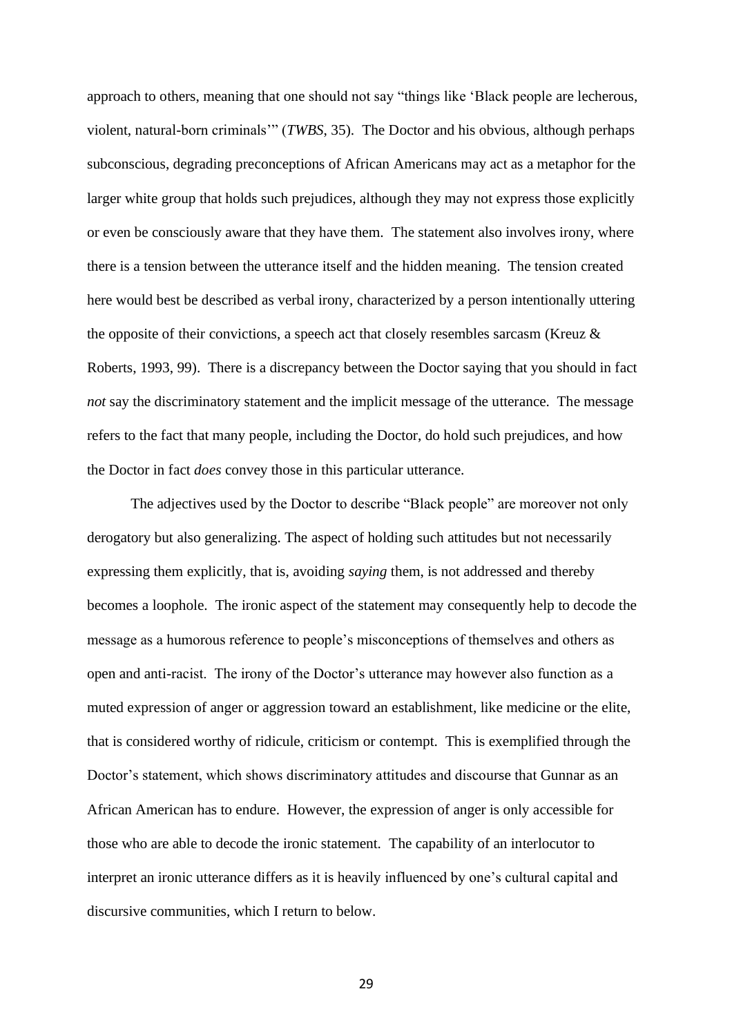approach to others, meaning that one should not say "things like 'Black people are lecherous, violent, natural-born criminals'" (*TWBS*, 35). The Doctor and his obvious, although perhaps subconscious, degrading preconceptions of African Americans may act as a metaphor for the larger white group that holds such prejudices, although they may not express those explicitly or even be consciously aware that they have them. The statement also involves irony, where there is a tension between the utterance itself and the hidden meaning. The tension created here would best be described as verbal irony, characterized by a person intentionally uttering the opposite of their convictions, a speech act that closely resembles sarcasm (Kreuz & Roberts, 1993, 99). There is a discrepancy between the Doctor saying that you should in fact *not* say the discriminatory statement and the implicit message of the utterance. The message refers to the fact that many people, including the Doctor, do hold such prejudices, and how the Doctor in fact *does* convey those in this particular utterance.

The adjectives used by the Doctor to describe "Black people" are moreover not only derogatory but also generalizing. The aspect of holding such attitudes but not necessarily expressing them explicitly, that is, avoiding *saying* them, is not addressed and thereby becomes a loophole. The ironic aspect of the statement may consequently help to decode the message as a humorous reference to people's misconceptions of themselves and others as open and anti-racist. The irony of the Doctor's utterance may however also function as a muted expression of anger or aggression toward an establishment, like medicine or the elite, that is considered worthy of ridicule, criticism or contempt. This is exemplified through the Doctor's statement, which shows discriminatory attitudes and discourse that Gunnar as an African American has to endure. However, the expression of anger is only accessible for those who are able to decode the ironic statement. The capability of an interlocutor to interpret an ironic utterance differs as it is heavily influenced by one's cultural capital and discursive communities, which I return to below.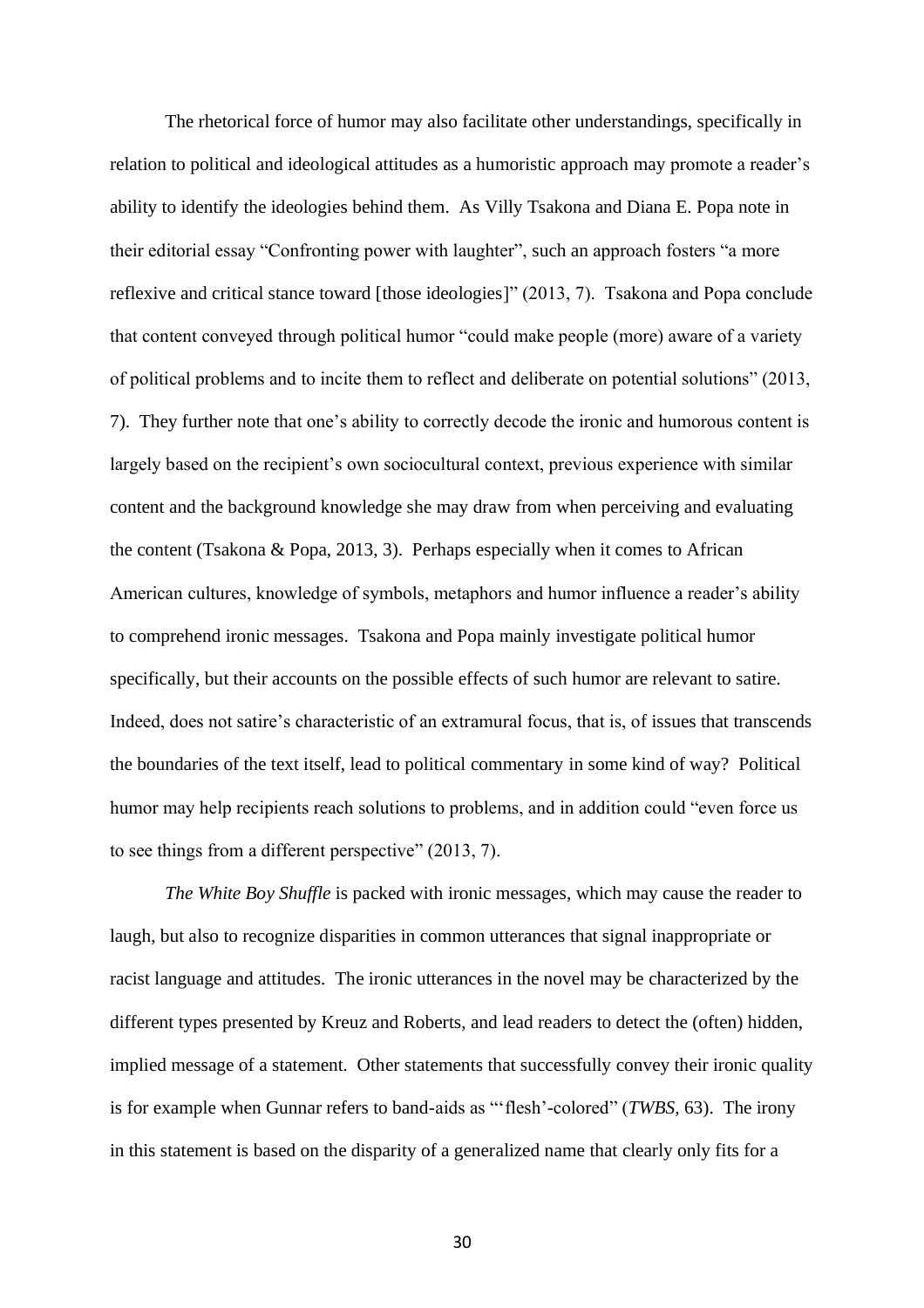The rhetorical force of humor may also facilitate other understandings, specifically in relation to political and ideological attitudes as a humoristic approach may promote a reader's ability to identify the ideologies behind them. As Villy Tsakona and Diana E. Popa note in their editorial essay "Confronting power with laughter", such an approach fosters "a more reflexive and critical stance toward [those ideologies]" (2013, 7). Tsakona and Popa conclude that content conveyed through political humor "could make people (more) aware of a variety of political problems and to incite them to reflect and deliberate on potential solutions" (2013, 7). They further note that one's ability to correctly decode the ironic and humorous content is largely based on the recipient's own sociocultural context, previous experience with similar content and the background knowledge she may draw from when perceiving and evaluating the content (Tsakona & Popa, 2013, 3). Perhaps especially when it comes to African American cultures, knowledge of symbols, metaphors and humor influence a reader's ability to comprehend ironic messages. Tsakona and Popa mainly investigate political humor specifically, but their accounts on the possible effects of such humor are relevant to satire. Indeed, does not satire's characteristic of an extramural focus, that is, of issues that transcends the boundaries of the text itself, lead to political commentary in some kind of way? Political humor may help recipients reach solutions to problems, and in addition could "even force us to see things from a different perspective" (2013, 7).

*The White Boy Shuffle* is packed with ironic messages, which may cause the reader to laugh, but also to recognize disparities in common utterances that signal inappropriate or racist language and attitudes. The ironic utterances in the novel may be characterized by the different types presented by Kreuz and Roberts, and lead readers to detect the (often) hidden, implied message of a statement. Other statements that successfully convey their ironic quality is for example when Gunnar refers to band-aids as "'flesh'-colored" (*TWBS*, 63). The irony in this statement is based on the disparity of a generalized name that clearly only fits for a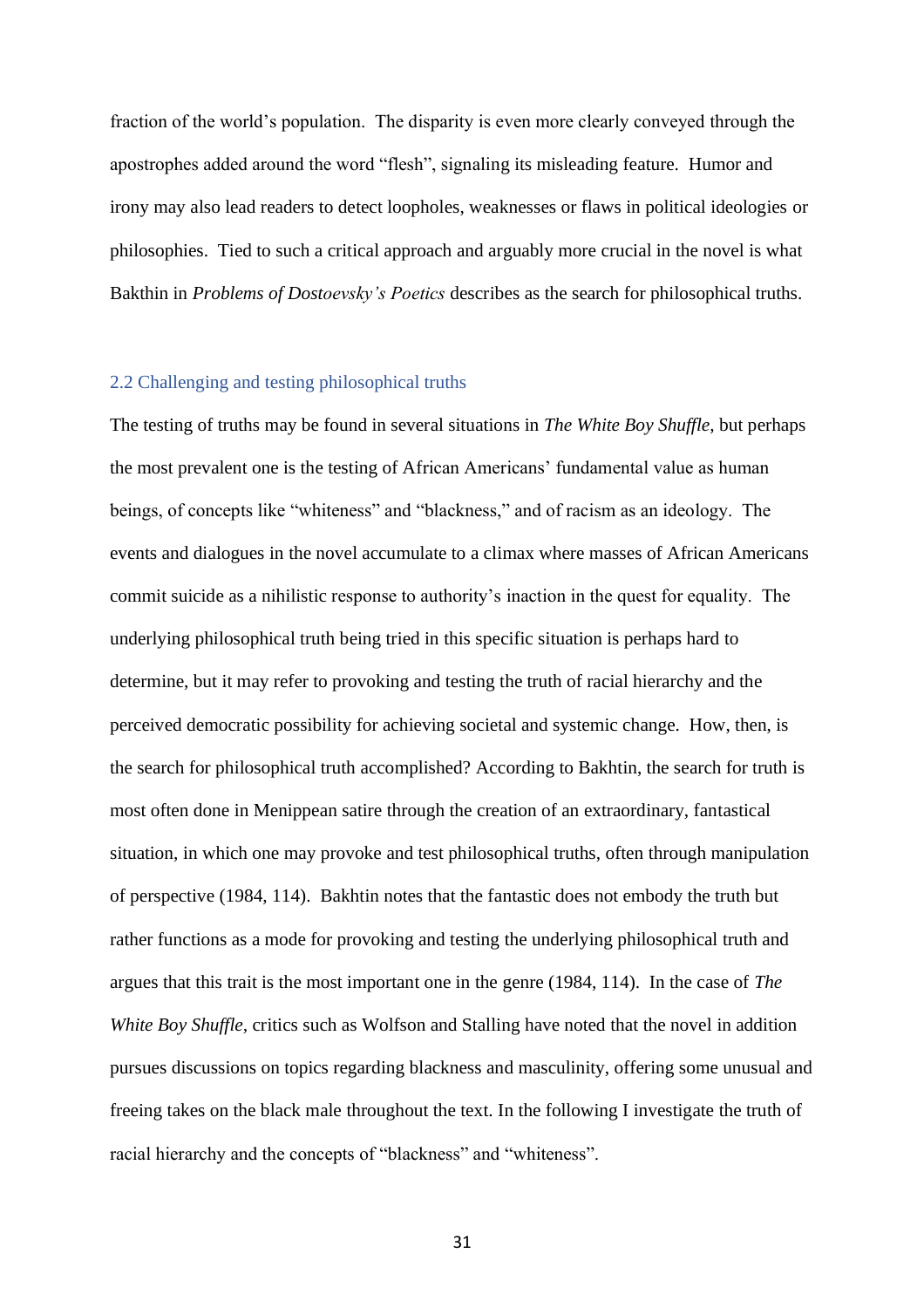fraction of the world's population. The disparity is even more clearly conveyed through the apostrophes added around the word "flesh", signaling its misleading feature. Humor and irony may also lead readers to detect loopholes, weaknesses or flaws in political ideologies or philosophies. Tied to such a critical approach and arguably more crucial in the novel is what Bakhtin in *Problems of Dostoevsky's Poetics* describes as the search for philosophical truths.

### 2.2 Challenging and testing philosophical truths

The testing of truths may be found in several situations in *The White Boy Shuffle*, but perhaps the most prevalent one is the testing of African Americans' fundamental value as human beings, of concepts like "whiteness" and "blackness," and of racism as an ideology. The events and dialogues in the novel accumulate to a climax where masses of African Americans commit suicide as a nihilistic response to authority's inaction in the quest for equality. The underlying philosophical truth being tried in this specific situation is perhaps hard to determine, but it may refer to provoking and testing the truth of racial hierarchy and the perceived democratic possibility for achieving societal and systemic change. How, then, is the search for philosophical truth accomplished? According to Bakhtin, the search for truth is most often done in Menippean satire through the creation of an extraordinary, fantastical situation, in which one may provoke and test philosophical truths, often through manipulation of perspective (1984, 114). Bakhtin notes that the fantastic does not embody the truth but rather functions as a mode for provoking and testing the underlying philosophical truth and argues that this trait is the most important one in the genre (1984, 114). In the case of *The White Boy Shuffle*, critics such as Wolfson and Stalling have noted that the novel in addition pursues discussions on topics regarding blackness and masculinity, offering some unusual and freeing takes on the black male throughout the text. In the following I investigate the truth of racial hierarchy and the concepts of "blackness" and "whiteness".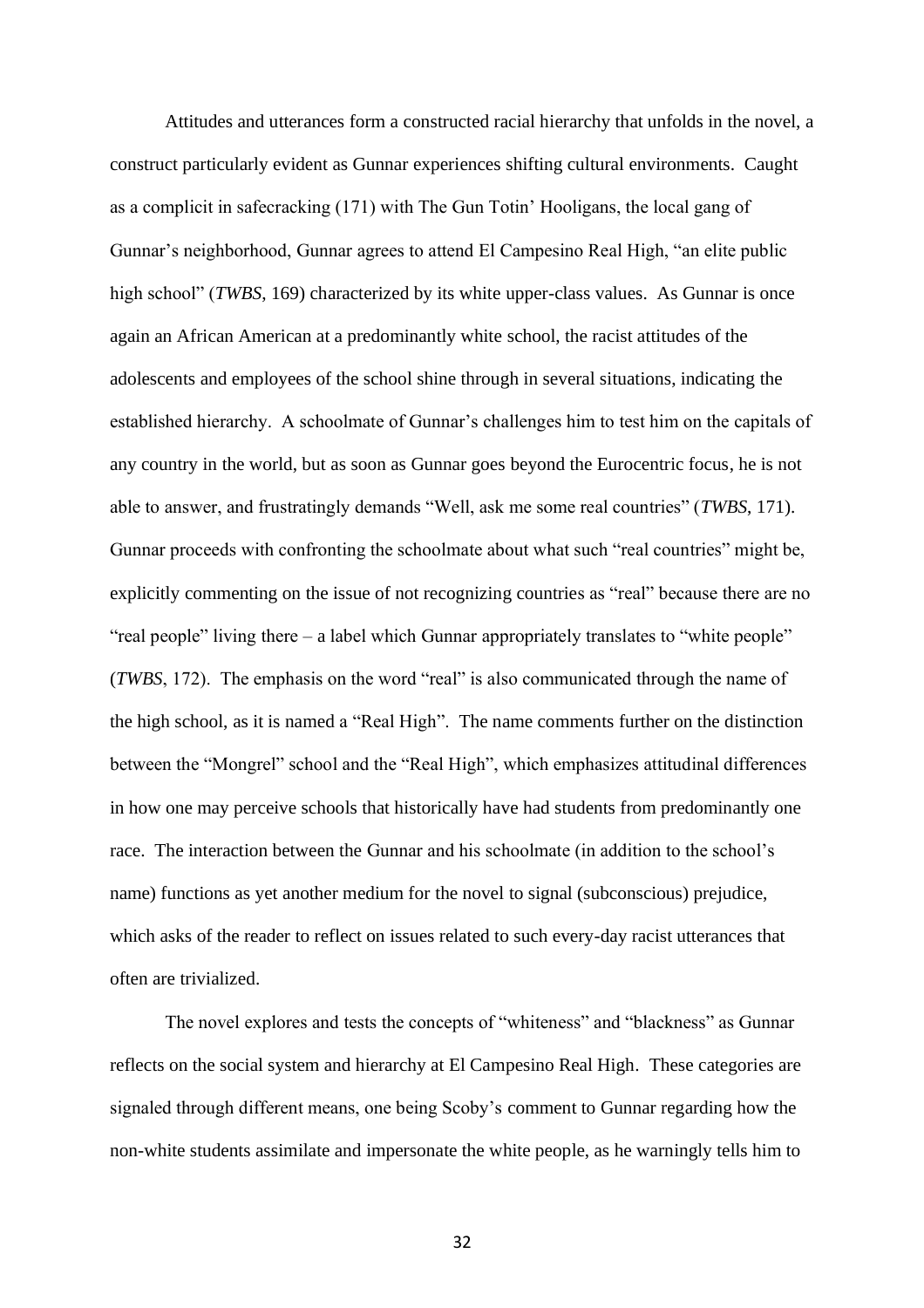Attitudes and utterances form a constructed racial hierarchy that unfolds in the novel, a construct particularly evident as Gunnar experiences shifting cultural environments. Caught as a complicit in safecracking (171) with The Gun Totin' Hooligans, the local gang of Gunnar's neighborhood, Gunnar agrees to attend El Campesino Real High, "an elite public high school" (*TWBS*, 169) characterized by its white upper-class values. As Gunnar is once again an African American at a predominantly white school, the racist attitudes of the adolescents and employees of the school shine through in several situations, indicating the established hierarchy. A schoolmate of Gunnar's challenges him to test him on the capitals of any country in the world, but as soon as Gunnar goes beyond the Eurocentric focus, he is not able to answer, and frustratingly demands "Well, ask me some real countries" (*TWBS*, 171). Gunnar proceeds with confronting the schoolmate about what such "real countries" might be, explicitly commenting on the issue of not recognizing countries as "real" because there are no "real people" living there – a label which Gunnar appropriately translates to "white people" (*TWBS*, 172). The emphasis on the word "real" is also communicated through the name of the high school, as it is named a "Real High". The name comments further on the distinction between the "Mongrel" school and the "Real High", which emphasizes attitudinal differences in how one may perceive schools that historically have had students from predominantly one race. The interaction between the Gunnar and his schoolmate (in addition to the school's name) functions as yet another medium for the novel to signal (subconscious) prejudice, which asks of the reader to reflect on issues related to such every-day racist utterances that often are trivialized.

The novel explores and tests the concepts of "whiteness" and "blackness" as Gunnar reflects on the social system and hierarchy at El Campesino Real High. These categories are signaled through different means, one being Scoby's comment to Gunnar regarding how the non-white students assimilate and impersonate the white people, as he warningly tells him to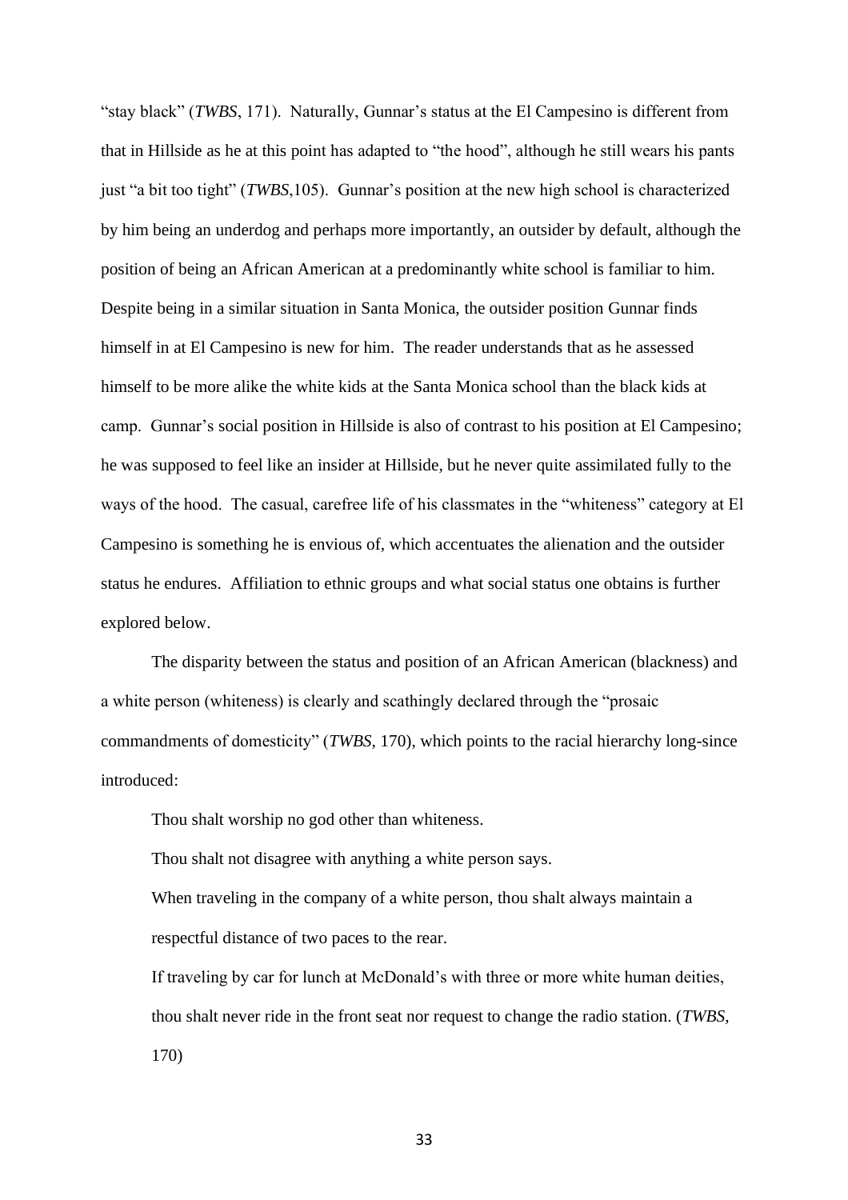"stay black" (*TWBS*, 171). Naturally, Gunnar's status at the El Campesino is different from that in Hillside as he at this point has adapted to "the hood", although he still wears his pants just "a bit too tight" (*TWBS*,105). Gunnar's position at the new high school is characterized by him being an underdog and perhaps more importantly, an outsider by default, although the position of being an African American at a predominantly white school is familiar to him. Despite being in a similar situation in Santa Monica, the outsider position Gunnar finds himself in at El Campesino is new for him. The reader understands that as he assessed himself to be more alike the white kids at the Santa Monica school than the black kids at camp. Gunnar's social position in Hillside is also of contrast to his position at El Campesino; he was supposed to feel like an insider at Hillside, but he never quite assimilated fully to the ways of the hood. The casual, carefree life of his classmates in the "whiteness" category at El Campesino is something he is envious of, which accentuates the alienation and the outsider status he endures. Affiliation to ethnic groups and what social status one obtains is further explored below.

The disparity between the status and position of an African American (blackness) and a white person (whiteness) is clearly and scathingly declared through the "prosaic commandments of domesticity" (*TWBS*, 170), which points to the racial hierarchy long-since introduced:

> Thou shalt worship no god other than whiteness.
>
> Thou shalt not disagree with anything a white person says.
>
> When traveling in the company of a white person, thou shalt always maintain a respectful distance of two paces to the rear.
>
> If traveling by car for lunch at McDonald's with three or more white human deities, thou shalt never ride in the front seat nor request to change the radio station. (*TWBS*, 170)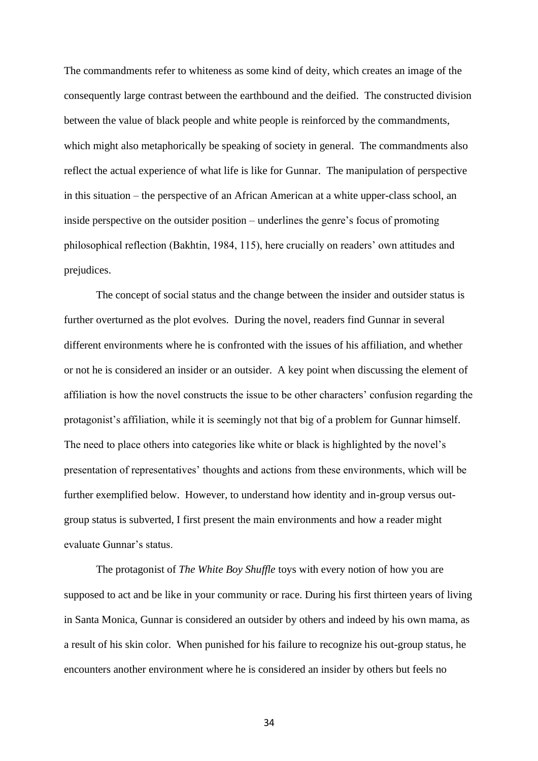The commandments refer to whiteness as some kind of deity, which creates an image of the consequently large contrast between the earthbound and the deified. The constructed division between the value of black people and white people is reinforced by the commandments, which might also metaphorically be speaking of society in general. The commandments also reflect the actual experience of what life is like for Gunnar. The manipulation of perspective in this situation – the perspective of an African American at a white upper-class school, an inside perspective on the outsider position – underlines the genre's focus of promoting philosophical reflection (Bakhtin, 1984, 115), here crucially on readers' own attitudes and prejudices.

The concept of social status and the change between the insider and outsider status is further overturned as the plot evolves. During the novel, readers find Gunnar in several different environments where he is confronted with the issues of his affiliation, and whether or not he is considered an insider or an outsider. A key point when discussing the element of affiliation is how the novel constructs the issue to be other characters' confusion regarding the protagonist's affiliation, while it is seemingly not that big of a problem for Gunnar himself. The need to place others into categories like white or black is highlighted by the novel's presentation of representatives' thoughts and actions from these environments, which will be further exemplified below. However, to understand how identity and in-group versus out-group status is subverted, I first present the main environments and how a reader might evaluate Gunnar's status.

The protagonist of *The White Boy Shuffle* toys with every notion of how you are supposed to act and be like in your community or race. During his first thirteen years of living in Santa Monica, Gunnar is considered an outsider by others and indeed by his own mama, as a result of his skin color. When punished for his failure to recognize his out-group status, he encounters another environment where he is considered an insider by others but feels no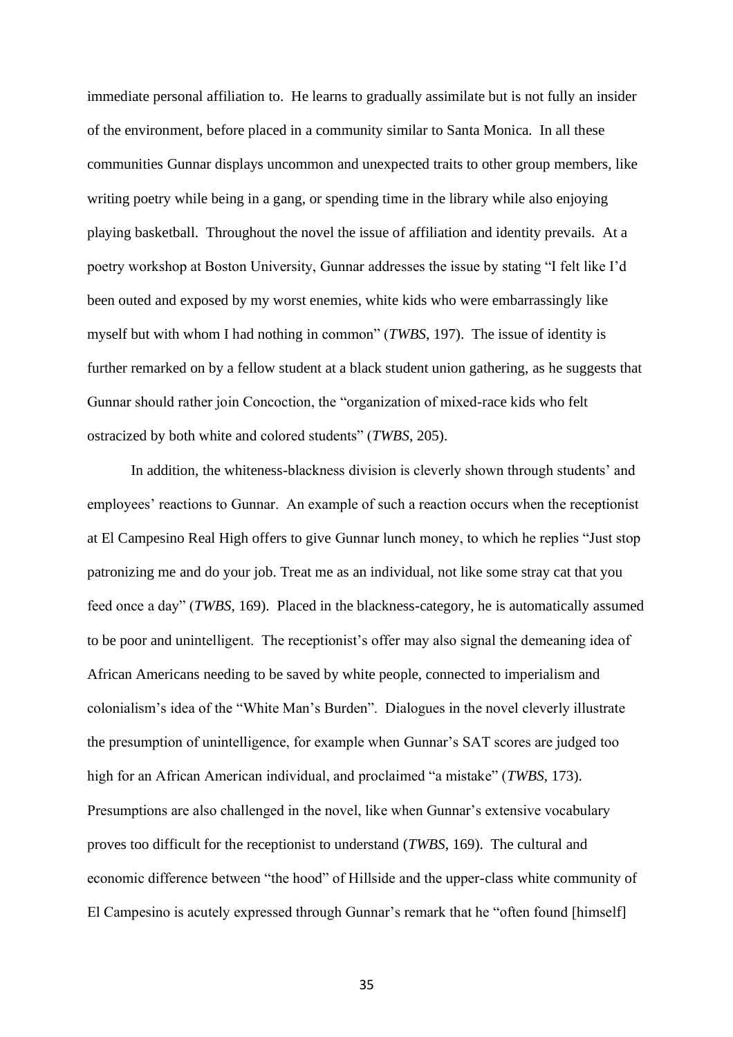immediate personal affiliation to. He learns to gradually assimilate but is not fully an insider of the environment, before placed in a community similar to Santa Monica. In all these communities Gunnar displays uncommon and unexpected traits to other group members, like writing poetry while being in a gang, or spending time in the library while also enjoying playing basketball. Throughout the novel the issue of affiliation and identity prevails. At a poetry workshop at Boston University, Gunnar addresses the issue by stating "I felt like I'd been outed and exposed by my worst enemies, white kids who were embarrassingly like myself but with whom I had nothing in common" (*TWBS*, 197). The issue of identity is further remarked on by a fellow student at a black student union gathering, as he suggests that Gunnar should rather join Concoction, the "organization of mixed-race kids who felt ostracized by both white and colored students" (*TWBS*, 205).

In addition, the whiteness-blackness division is cleverly shown through students' and employees' reactions to Gunnar. An example of such a reaction occurs when the receptionist at El Campesino Real High offers to give Gunnar lunch money, to which he replies "Just stop patronizing me and do your job. Treat me as an individual, not like some stray cat that you feed once a day" (*TWBS*, 169). Placed in the blackness-category, he is automatically assumed to be poor and unintelligent. The receptionist's offer may also signal the demeaning idea of African Americans needing to be saved by white people, connected to imperialism and colonialism's idea of the "White Man's Burden". Dialogues in the novel cleverly illustrate the presumption of unintelligence, for example when Gunnar's SAT scores are judged too high for an African American individual, and proclaimed "a mistake" (*TWBS*, 173). Presumptions are also challenged in the novel, like when Gunnar's extensive vocabulary proves too difficult for the receptionist to understand (*TWBS*, 169). The cultural and economic difference between "the hood" of Hillside and the upper-class white community of El Campesino is acutely expressed through Gunnar's remark that he "often found [himself]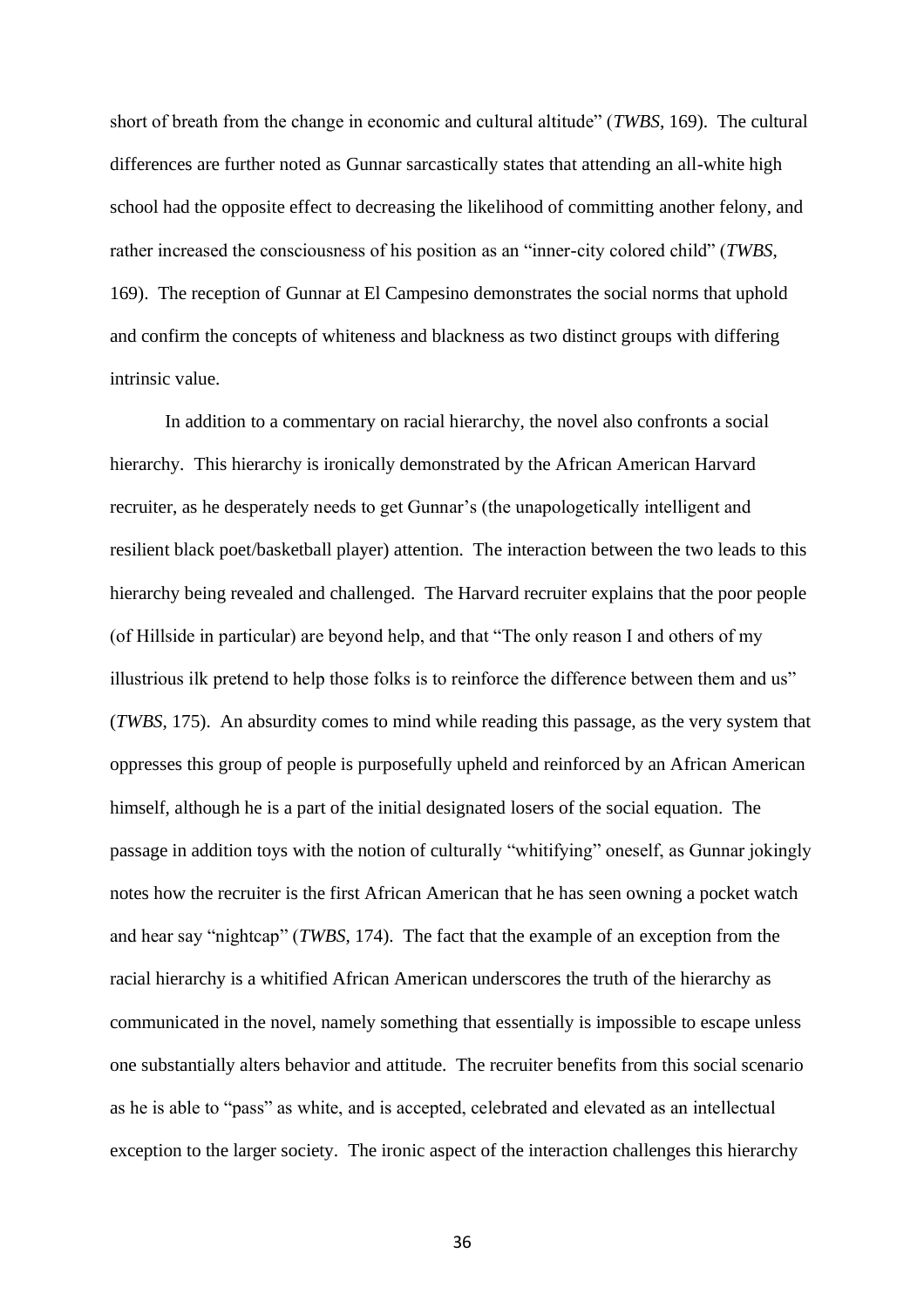short of breath from the change in economic and cultural altitude" (*TWBS*, 169). The cultural differences are further noted as Gunnar sarcastically states that attending an all-white high school had the opposite effect to decreasing the likelihood of committing another felony, and rather increased the consciousness of his position as an "inner-city colored child" (*TWBS*, 169). The reception of Gunnar at El Campesino demonstrates the social norms that uphold and confirm the concepts of whiteness and blackness as two distinct groups with differing intrinsic value.

In addition to a commentary on racial hierarchy, the novel also confronts a social hierarchy. This hierarchy is ironically demonstrated by the African American Harvard recruiter, as he desperately needs to get Gunnar's (the unapologetically intelligent and resilient black poet/basketball player) attention. The interaction between the two leads to this hierarchy being revealed and challenged. The Harvard recruiter explains that the poor people (of Hillside in particular) are beyond help, and that "The only reason I and others of my illustrious ilk pretend to help those folks is to reinforce the difference between them and us" (*TWBS*, 175). An absurdity comes to mind while reading this passage, as the very system that oppresses this group of people is purposefully upheld and reinforced by an African American himself, although he is a part of the initial designated losers of the social equation. The passage in addition toys with the notion of culturally "whitifying" oneself, as Gunnar jokingly notes how the recruiter is the first African American that he has seen owning a pocket watch and hear say "nightcap" (*TWBS*, 174). The fact that the example of an exception from the racial hierarchy is a whitified African American underscores the truth of the hierarchy as communicated in the novel, namely something that essentially is impossible to escape unless one substantially alters behavior and attitude. The recruiter benefits from this social scenario as he is able to "pass" as white, and is accepted, celebrated and elevated as an intellectual exception to the larger society. The ironic aspect of the interaction challenges this hierarchy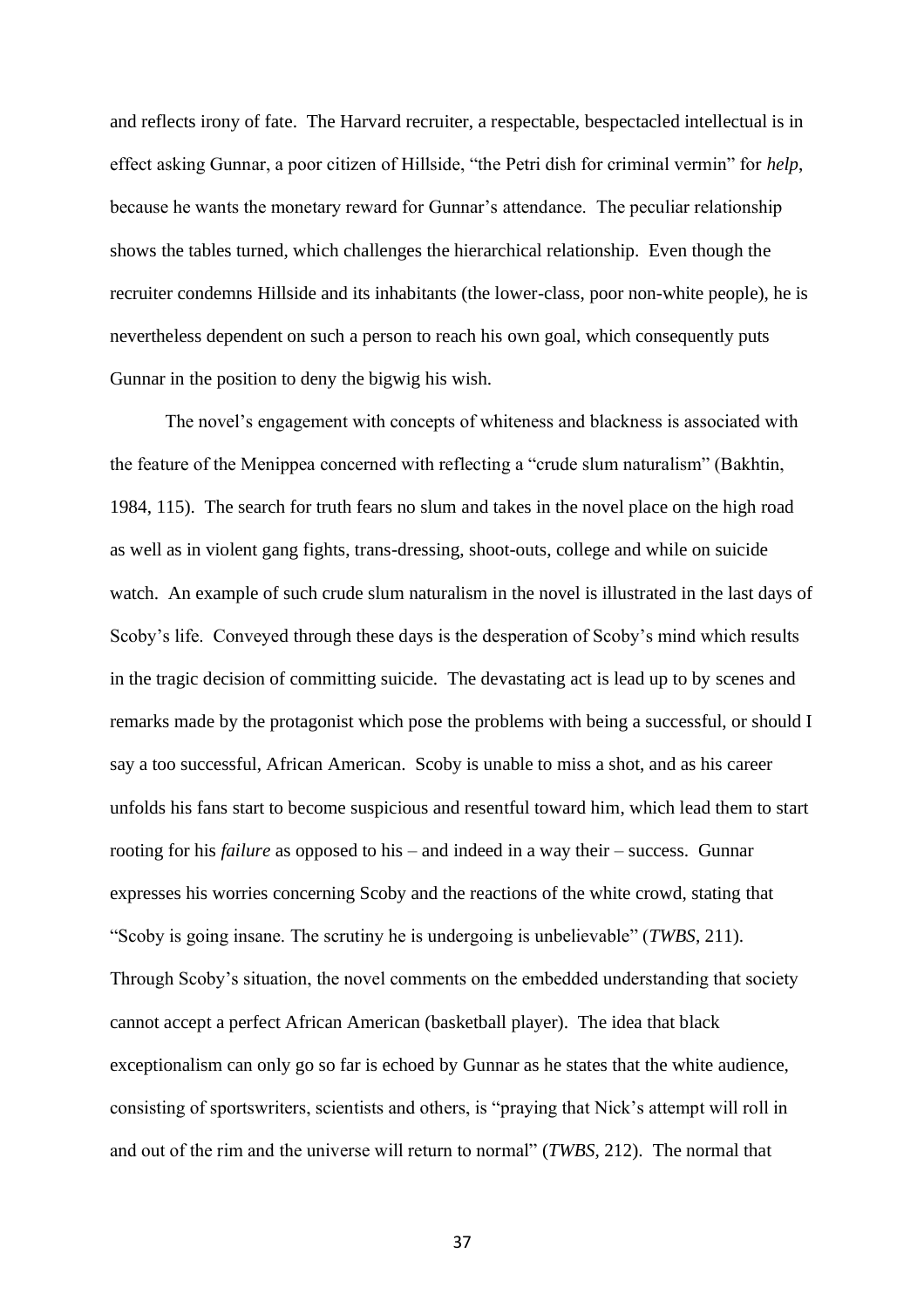and reflects irony of fate. The Harvard recruiter, a respectable, bespectacled intellectual is in effect asking Gunnar, a poor citizen of Hillside, "the Petri dish for criminal vermin" for *help*, because he wants the monetary reward for Gunnar's attendance. The peculiar relationship shows the tables turned, which challenges the hierarchical relationship. Even though the recruiter condemns Hillside and its inhabitants (the lower-class, poor non-white people), he is nevertheless dependent on such a person to reach his own goal, which consequently puts Gunnar in the position to deny the bigwig his wish.

The novel's engagement with concepts of whiteness and blackness is associated with the feature of the Menippea concerned with reflecting a "crude slum naturalism" (Bakhtin, 1984, 115). The search for truth fears no slum and takes in the novel place on the high road as well as in violent gang fights, trans-dressing, shoot-outs, college and while on suicide watch. An example of such crude slum naturalism in the novel is illustrated in the last days of Scoby's life. Conveyed through these days is the desperation of Scoby's mind which results in the tragic decision of committing suicide. The devastating act is lead up to by scenes and remarks made by the protagonist which pose the problems with being a successful, or should I say a too successful, African American. Scoby is unable to miss a shot, and as his career unfolds his fans start to become suspicious and resentful toward him, which lead them to start rooting for his *failure* as opposed to his – and indeed in a way their – success. Gunnar expresses his worries concerning Scoby and the reactions of the white crowd, stating that "Scoby is going insane. The scrutiny he is undergoing is unbelievable" (*TWBS*, 211). Through Scoby's situation, the novel comments on the embedded understanding that society cannot accept a perfect African American (basketball player). The idea that black exceptionalism can only go so far is echoed by Gunnar as he states that the white audience, consisting of sportswriters, scientists and others, is "praying that Nick's attempt will roll in and out of the rim and the universe will return to normal" (*TWBS*, 212). The normal that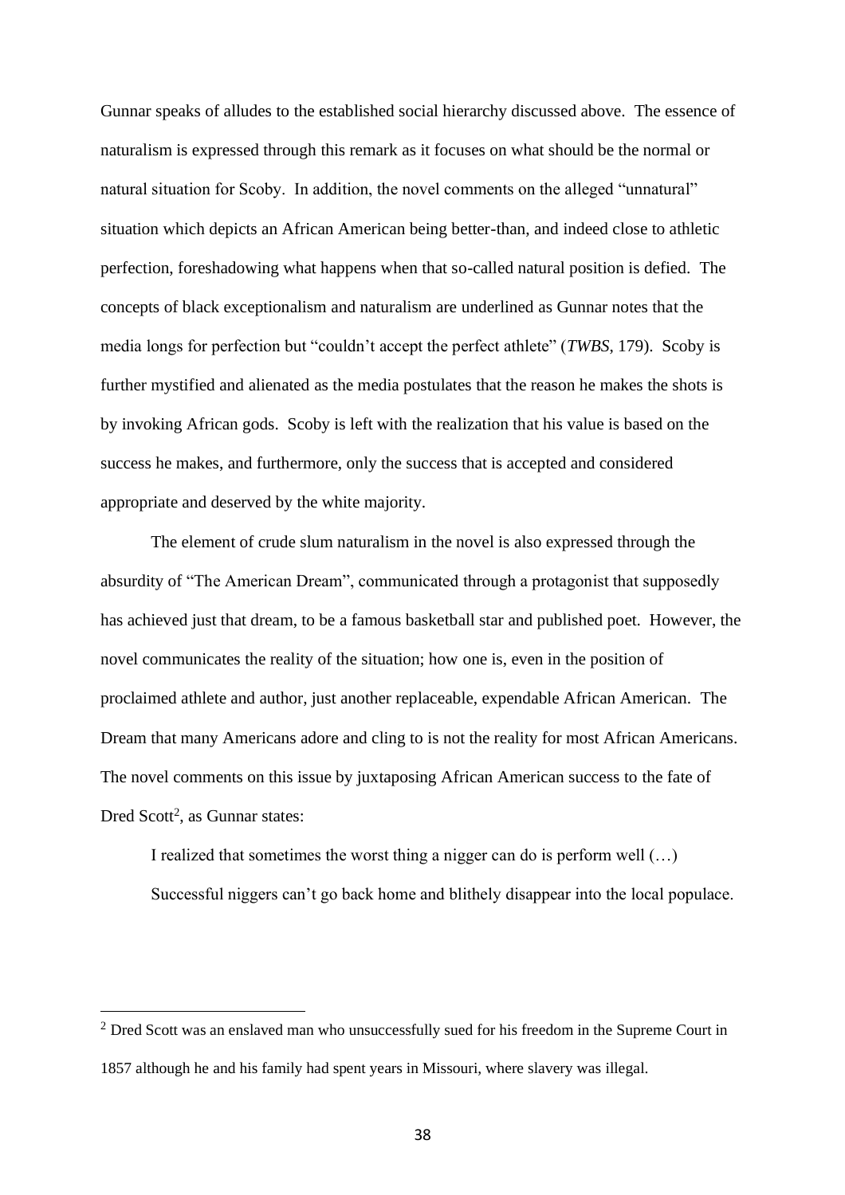Gunnar speaks of alludes to the established social hierarchy discussed above. The essence of naturalism is expressed through this remark as it focuses on what should be the normal or natural situation for Scoby. In addition, the novel comments on the alleged "unnatural" situation which depicts an African American being better-than, and indeed close to athletic perfection, foreshadowing what happens when that so-called natural position is defied. The concepts of black exceptionalism and naturalism are underlined as Gunnar notes that the media longs for perfection but "couldn't accept the perfect athlete" (*TWBS*, 179). Scoby is further mystified and alienated as the media postulates that the reason he makes the shots is by invoking African gods. Scoby is left with the realization that his value is based on the success he makes, and furthermore, only the success that is accepted and considered appropriate and deserved by the white majority.

The element of crude slum naturalism in the novel is also expressed through the absurdity of "The American Dream", communicated through a protagonist that supposedly has achieved just that dream, to be a famous basketball star and published poet. However, the novel communicates the reality of the situation; how one is, even in the position of proclaimed athlete and author, just another replaceable, expendable African American. The Dream that many Americans adore and cling to is not the reality for most African Americans. The novel comments on this issue by juxtaposing African American success to the fate of Dred Scott[2], as Gunnar states:

> I realized that sometimes the worst thing a nigger can do is perform well (…) Successful niggers can't go back home and blithely disappear into the local populace.

[2] Dred Scott was an enslaved man who unsuccessfully sued for his freedom in the Supreme Court in 1857 although he and his family had spent years in Missouri, where slavery was illegal.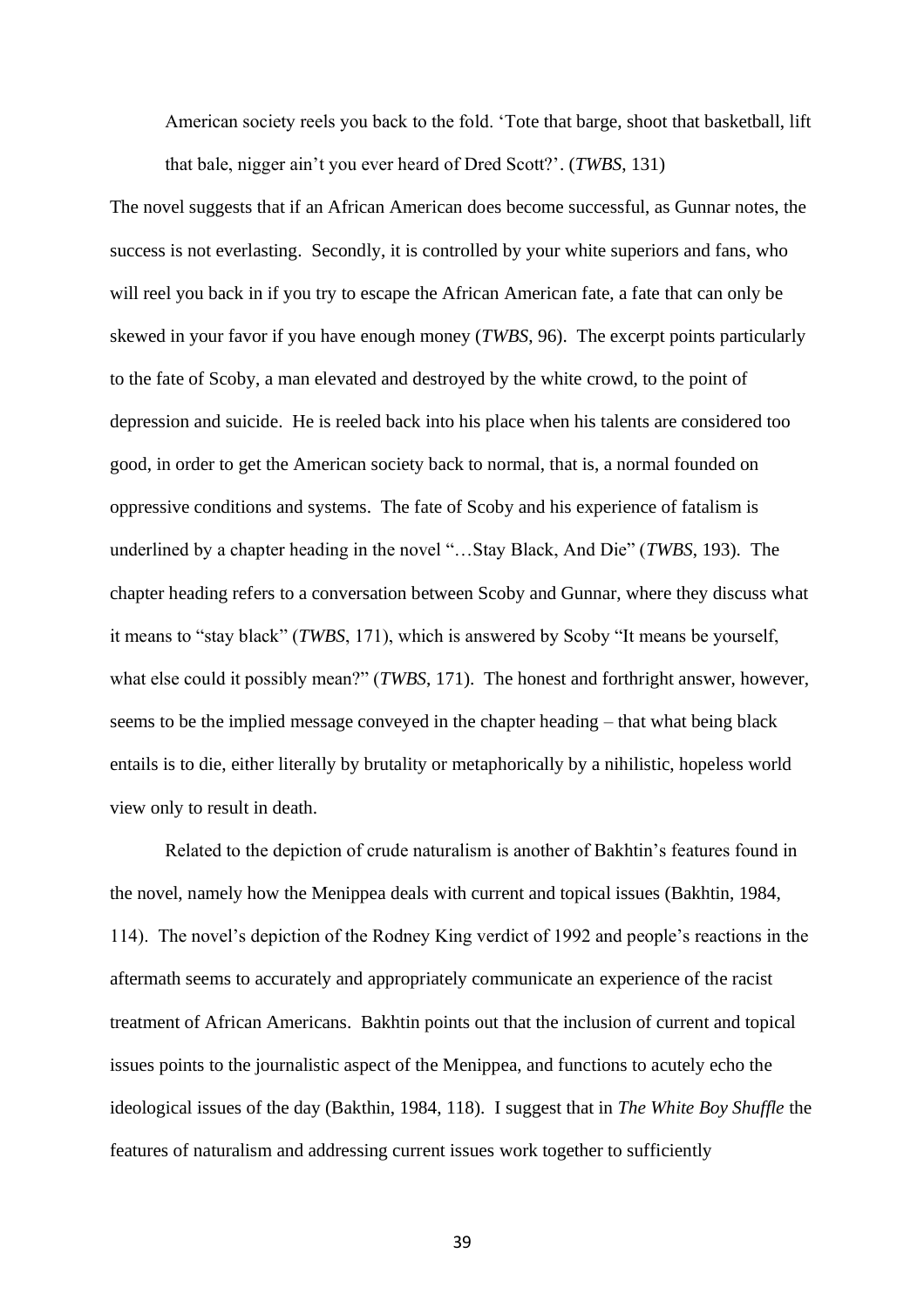> American society reels you back to the fold. 'Tote that barge, shoot that basketball, lift that bale, nigger ain't you ever heard of Dred Scott?'. (*TWBS*, 131)

The novel suggests that if an African American does become successful, as Gunnar notes, the success is not everlasting. Secondly, it is controlled by your white superiors and fans, who will reel you back in if you try to escape the African American fate, a fate that can only be skewed in your favor if you have enough money (*TWBS*, 96). The excerpt points particularly to the fate of Scoby, a man elevated and destroyed by the white crowd, to the point of depression and suicide. He is reeled back into his place when his talents are considered too good, in order to get the American society back to normal, that is, a normal founded on oppressive conditions and systems. The fate of Scoby and his experience of fatalism is underlined by a chapter heading in the novel "…Stay Black, And Die" (*TWBS*, 193). The chapter heading refers to a conversation between Scoby and Gunnar, where they discuss what it means to "stay black" (*TWBS*, 171), which is answered by Scoby "It means be yourself, what else could it possibly mean?" (*TWBS*, 171). The honest and forthright answer, however, seems to be the implied message conveyed in the chapter heading – that what being black entails is to die, either literally by brutality or metaphorically by a nihilistic, hopeless world view only to result in death.

Related to the depiction of crude naturalism is another of Bakhtin's features found in the novel, namely how the Menippea deals with current and topical issues (Bakhtin, 1984, 114). The novel's depiction of the Rodney King verdict of 1992 and people's reactions in the aftermath seems to accurately and appropriately communicate an experience of the racist treatment of African Americans. Bakhtin points out that the inclusion of current and topical issues points to the journalistic aspect of the Menippea, and functions to acutely echo the ideological issues of the day (Bakthin, 1984, 118). I suggest that in *The White Boy Shuffle* the features of naturalism and addressing current issues work together to sufficiently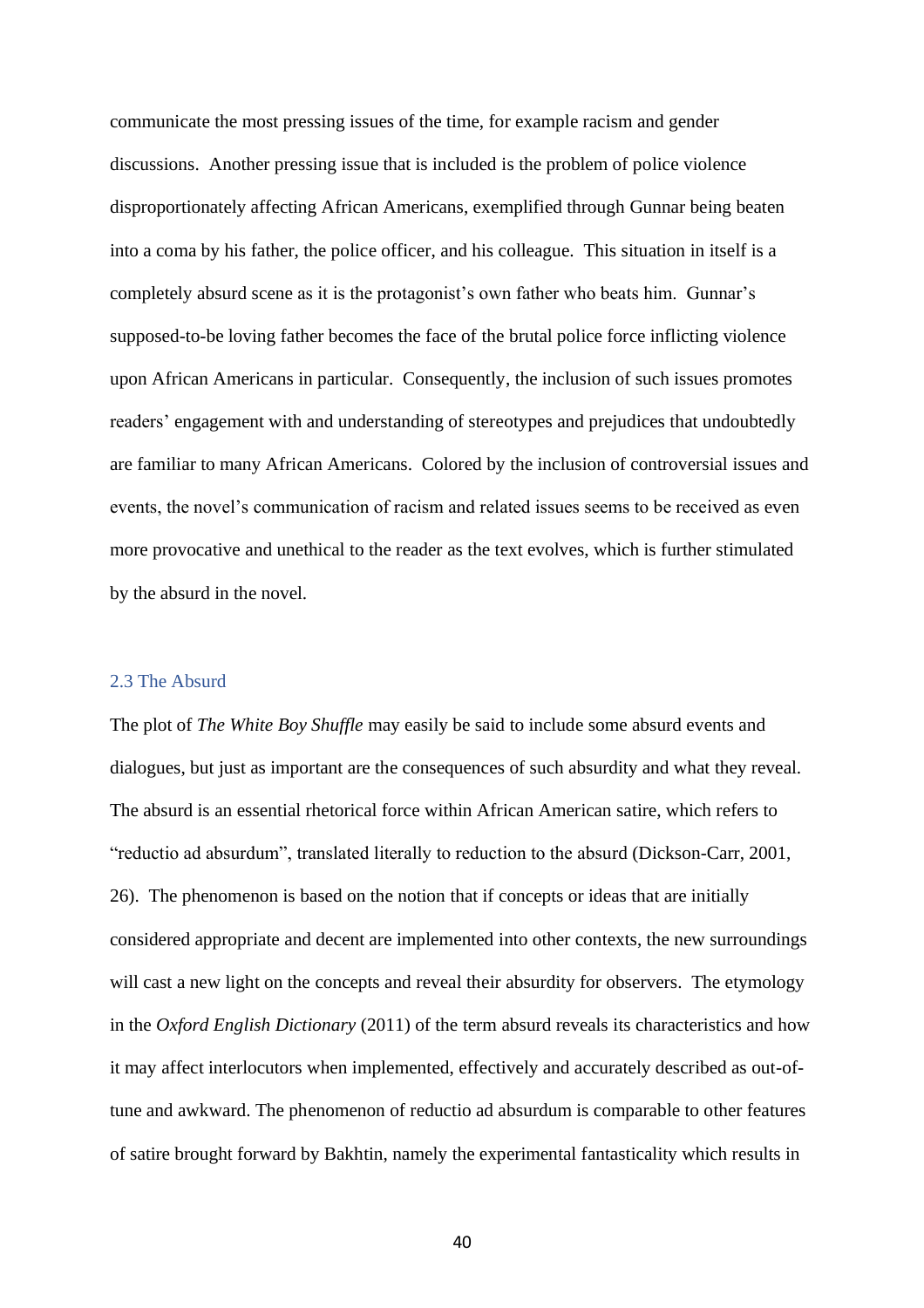communicate the most pressing issues of the time, for example racism and gender discussions. Another pressing issue that is included is the problem of police violence disproportionately affecting African Americans, exemplified through Gunnar being beaten into a coma by his father, the police officer, and his colleague. This situation in itself is a completely absurd scene as it is the protagonist's own father who beats him. Gunnar's supposed-to-be loving father becomes the face of the brutal police force inflicting violence upon African Americans in particular. Consequently, the inclusion of such issues promotes readers' engagement with and understanding of stereotypes and prejudices that undoubtedly are familiar to many African Americans. Colored by the inclusion of controversial issues and events, the novel's communication of racism and related issues seems to be received as even more provocative and unethical to the reader as the text evolves, which is further stimulated by the absurd in the novel.

### 2.3 The Absurd

The plot of *The White Boy Shuffle* may easily be said to include some absurd events and dialogues, but just as important are the consequences of such absurdity and what they reveal. The absurd is an essential rhetorical force within African American satire, which refers to "reductio ad absurdum", translated literally to reduction to the absurd (Dickson-Carr, 2001, 26). The phenomenon is based on the notion that if concepts or ideas that are initially considered appropriate and decent are implemented into other contexts, the new surroundings will cast a new light on the concepts and reveal their absurdity for observers. The etymology in the *Oxford English Dictionary* (2011) of the term absurd reveals its characteristics and how it may affect interlocutors when implemented, effectively and accurately described as out-of-tune and awkward. The phenomenon of reductio ad absurdum is comparable to other features of satire brought forward by Bakhtin, namely the experimental fantasticality which results in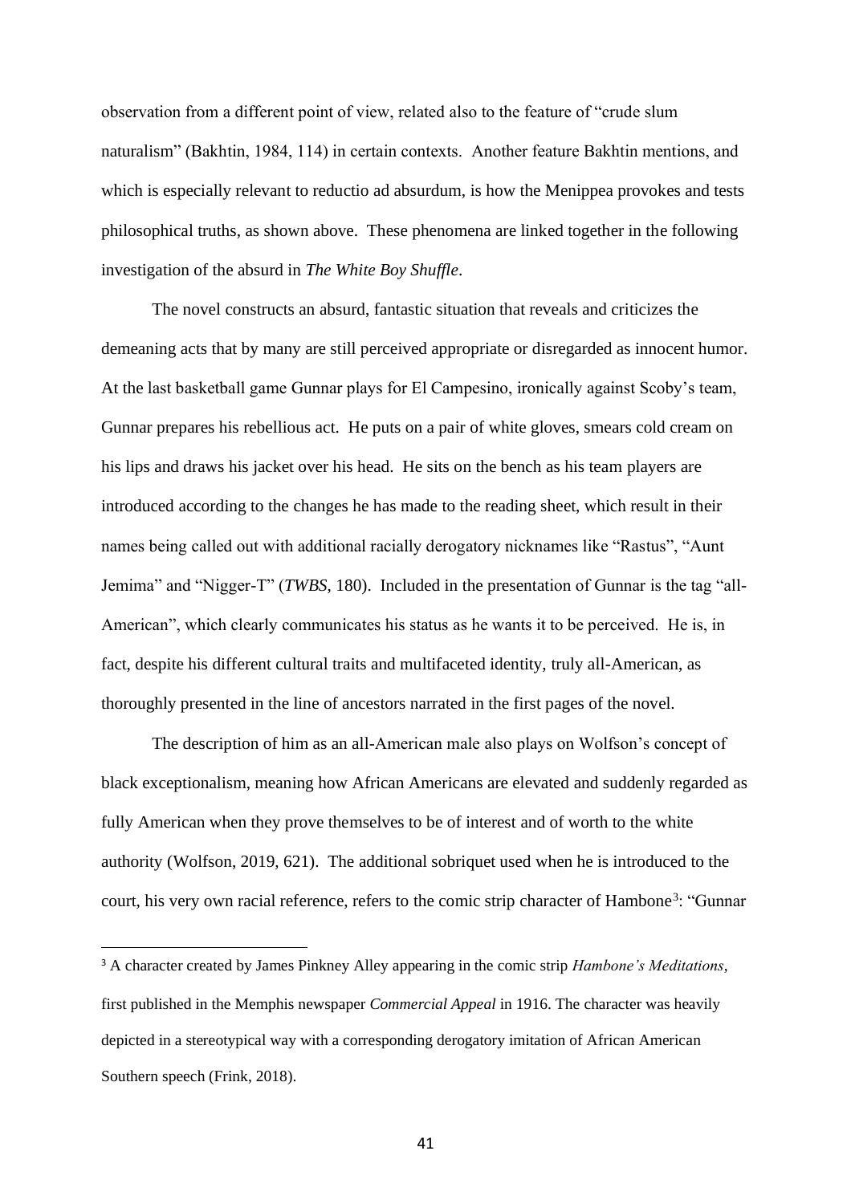observation from a different point of view, related also to the feature of "crude slum naturalism" (Bakhtin, 1984, 114) in certain contexts. Another feature Bakhtin mentions, and which is especially relevant to reductio ad absurdum, is how the Menippea provokes and tests philosophical truths, as shown above. These phenomena are linked together in the following investigation of the absurd in *The White Boy Shuffle*.

The novel constructs an absurd, fantastic situation that reveals and criticizes the demeaning acts that by many are still perceived appropriate or disregarded as innocent humor. At the last basketball game Gunnar plays for El Campesino, ironically against Scoby's team, Gunnar prepares his rebellious act. He puts on a pair of white gloves, smears cold cream on his lips and draws his jacket over his head. He sits on the bench as his team players are introduced according to the changes he has made to the reading sheet, which result in their names being called out with additional racially derogatory nicknames like "Rastus", "Aunt Jemima" and "Nigger-T" (*TWBS*, 180). Included in the presentation of Gunnar is the tag "all-American", which clearly communicates his status as he wants it to be perceived. He is, in fact, despite his different cultural traits and multifaceted identity, truly all-American, as thoroughly presented in the line of ancestors narrated in the first pages of the novel.

The description of him as an all-American male also plays on Wolfson's concept of black exceptionalism, meaning how African Americans are elevated and suddenly regarded as fully American when they prove themselves to be of interest and of worth to the white authority (Wolfson, 2019, 621). The additional sobriquet used when he is introduced to the court, his very own racial reference, refers to the comic strip character of Hambone[3]: "Gunnar

---

[3] A character created by James Pinkney Alley appearing in the comic strip *Hambone's Meditations*, first published in the Memphis newspaper *Commercial Appeal* in 1916. The character was heavily depicted in a stereotypical way with a corresponding derogatory imitation of African American Southern speech (Frink, 2018).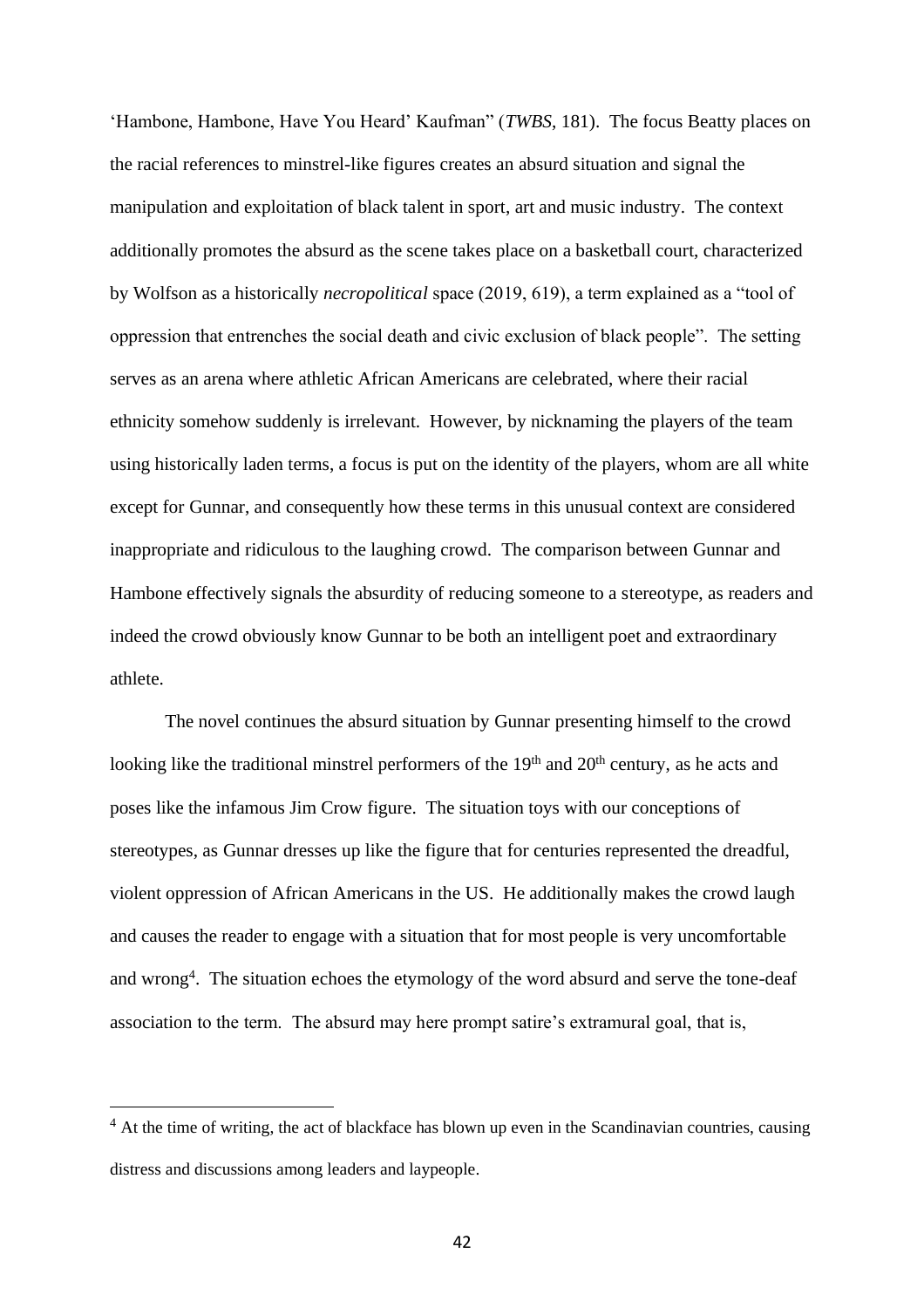'Hambone, Hambone, Have You Heard' Kaufman" (*TWBS*, 181). The focus Beatty places on the racial references to minstrel-like figures creates an absurd situation and signal the manipulation and exploitation of black talent in sport, art and music industry. The context additionally promotes the absurd as the scene takes place on a basketball court, characterized by Wolfson as a historically *necropolitical* space (2019, 619), a term explained as a "tool of oppression that entrenches the social death and civic exclusion of black people". The setting serves as an arena where athletic African Americans are celebrated, where their racial ethnicity somehow suddenly is irrelevant. However, by nicknaming the players of the team using historically laden terms, a focus is put on the identity of the players, whom are all white except for Gunnar, and consequently how these terms in this unusual context are considered inappropriate and ridiculous to the laughing crowd. The comparison between Gunnar and Hambone effectively signals the absurdity of reducing someone to a stereotype, as readers and indeed the crowd obviously know Gunnar to be both an intelligent poet and extraordinary athlete.

The novel continues the absurd situation by Gunnar presenting himself to the crowd looking like the traditional minstrel performers of the 19th and 20th century, as he acts and poses like the infamous Jim Crow figure. The situation toys with our conceptions of stereotypes, as Gunnar dresses up like the figure that for centuries represented the dreadful, violent oppression of African Americans in the US. He additionally makes the crowd laugh and causes the reader to engage with a situation that for most people is very uncomfortable and wrong[4]. The situation echoes the etymology of the word absurd and serve the tone-deaf association to the term. The absurd may here prompt satire's extramural goal, that is,

---

[4] At the time of writing, the act of blackface has blown up even in the Scandinavian countries, causing distress and discussions among leaders and laypeople.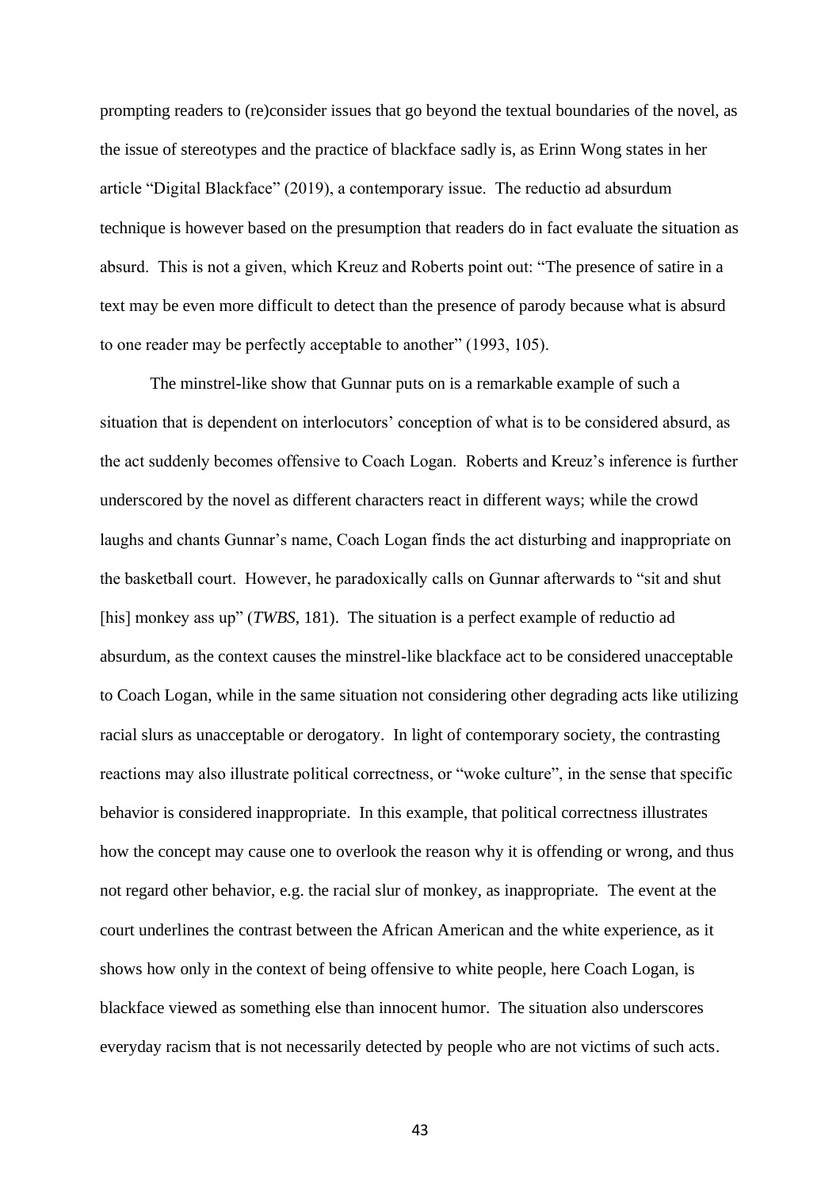prompting readers to (re)consider issues that go beyond the textual boundaries of the novel, as the issue of stereotypes and the practice of blackface sadly is, as Erinn Wong states in her article "Digital Blackface" (2019), a contemporary issue. The reductio ad absurdum technique is however based on the presumption that readers do in fact evaluate the situation as absurd. This is not a given, which Kreuz and Roberts point out: "The presence of satire in a text may be even more difficult to detect than the presence of parody because what is absurd to one reader may be perfectly acceptable to another" (1993, 105).

The minstrel-like show that Gunnar puts on is a remarkable example of such a situation that is dependent on interlocutors' conception of what is to be considered absurd, as the act suddenly becomes offensive to Coach Logan. Roberts and Kreuz's inference is further underscored by the novel as different characters react in different ways; while the crowd laughs and chants Gunnar's name, Coach Logan finds the act disturbing and inappropriate on the basketball court. However, he paradoxically calls on Gunnar afterwards to "sit and shut [his] monkey ass up" (*TWBS*, 181). The situation is a perfect example of reductio ad absurdum, as the context causes the minstrel-like blackface act to be considered unacceptable to Coach Logan, while in the same situation not considering other degrading acts like utilizing racial slurs as unacceptable or derogatory. In light of contemporary society, the contrasting reactions may also illustrate political correctness, or "woke culture", in the sense that specific behavior is considered inappropriate. In this example, that political correctness illustrates how the concept may cause one to overlook the reason why it is offending or wrong, and thus not regard other behavior, e.g. the racial slur of monkey, as inappropriate. The event at the court underlines the contrast between the African American and the white experience, as it shows how only in the context of being offensive to white people, here Coach Logan, is blackface viewed as something else than innocent humor. The situation also underscores everyday racism that is not necessarily detected by people who are not victims of such acts.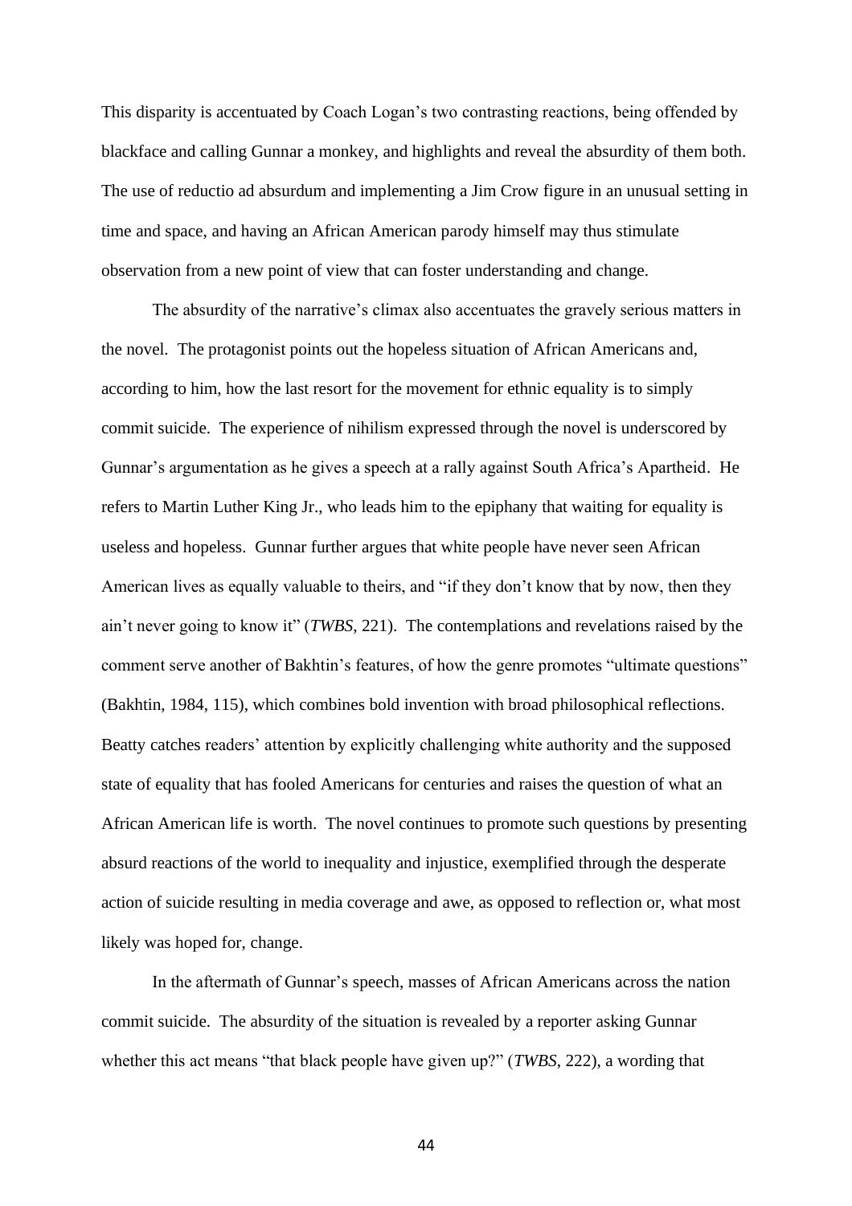This disparity is accentuated by Coach Logan's two contrasting reactions, being offended by blackface and calling Gunnar a monkey, and highlights and reveal the absurdity of them both. The use of reductio ad absurdum and implementing a Jim Crow figure in an unusual setting in time and space, and having an African American parody himself may thus stimulate observation from a new point of view that can foster understanding and change.

The absurdity of the narrative's climax also accentuates the gravely serious matters in the novel. The protagonist points out the hopeless situation of African Americans and, according to him, how the last resort for the movement for ethnic equality is to simply commit suicide. The experience of nihilism expressed through the novel is underscored by Gunnar's argumentation as he gives a speech at a rally against South Africa's Apartheid. He refers to Martin Luther King Jr., who leads him to the epiphany that waiting for equality is useless and hopeless. Gunnar further argues that white people have never seen African American lives as equally valuable to theirs, and "if they don't know that by now, then they ain't never going to know it" (*TWBS*, 221). The contemplations and revelations raised by the comment serve another of Bakhtin's features, of how the genre promotes "ultimate questions" (Bakhtin, 1984, 115), which combines bold invention with broad philosophical reflections. Beatty catches readers' attention by explicitly challenging white authority and the supposed state of equality that has fooled Americans for centuries and raises the question of what an African American life is worth. The novel continues to promote such questions by presenting absurd reactions of the world to inequality and injustice, exemplified through the desperate action of suicide resulting in media coverage and awe, as opposed to reflection or, what most likely was hoped for, change.

In the aftermath of Gunnar's speech, masses of African Americans across the nation commit suicide. The absurdity of the situation is revealed by a reporter asking Gunnar whether this act means "that black people have given up?" (*TWBS*, 222), a wording that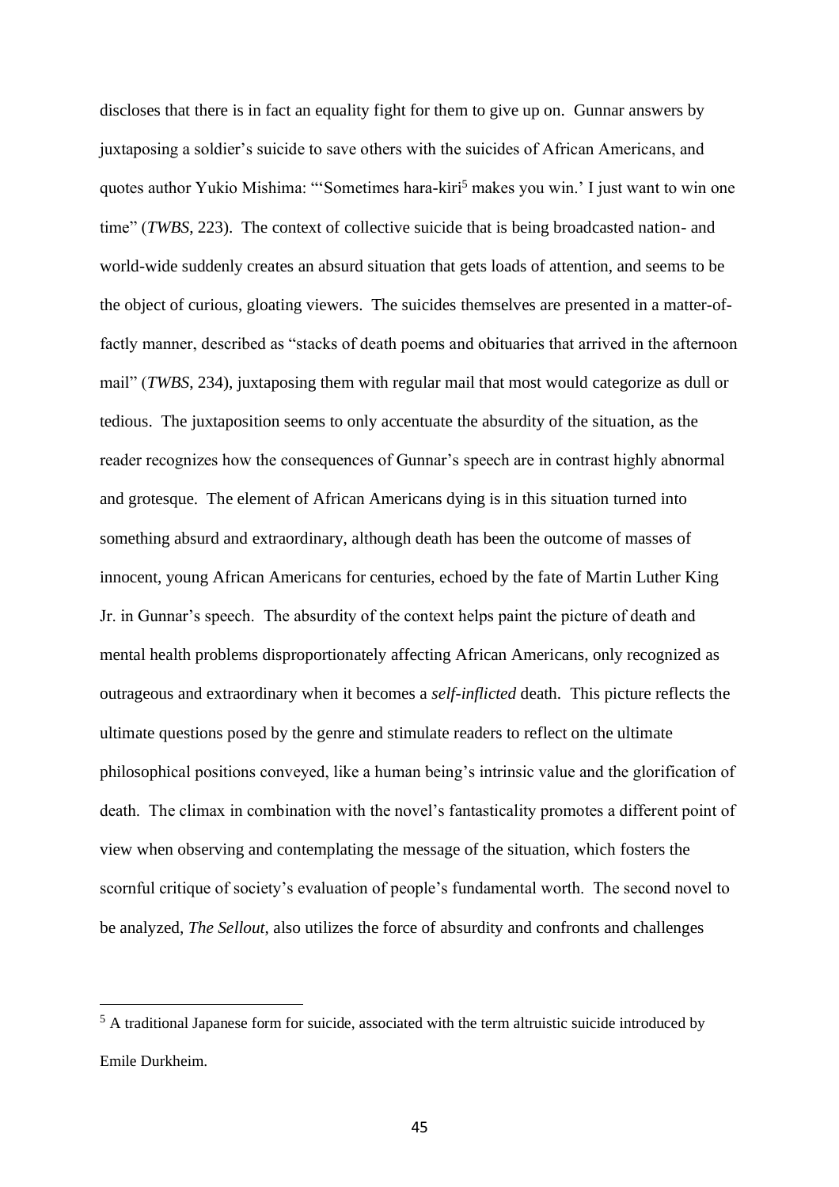discloses that there is in fact an equality fight for them to give up on. Gunnar answers by juxtaposing a soldier's suicide to save others with the suicides of African Americans, and quotes author Yukio Mishima: "'Sometimes hara-kiri[5] makes you win.' I just want to win one time" (*TWBS*, 223). The context of collective suicide that is being broadcasted nation- and world-wide suddenly creates an absurd situation that gets loads of attention, and seems to be the object of curious, gloating viewers. The suicides themselves are presented in a matter-of-factly manner, described as "stacks of death poems and obituaries that arrived in the afternoon mail" (*TWBS*, 234), juxtaposing them with regular mail that most would categorize as dull or tedious. The juxtaposition seems to only accentuate the absurdity of the situation, as the reader recognizes how the consequences of Gunnar's speech are in contrast highly abnormal and grotesque. The element of African Americans dying is in this situation turned into something absurd and extraordinary, although death has been the outcome of masses of innocent, young African Americans for centuries, echoed by the fate of Martin Luther King Jr. in Gunnar's speech. The absurdity of the context helps paint the picture of death and mental health problems disproportionately affecting African Americans, only recognized as outrageous and extraordinary when it becomes a *self-inflicted* death. This picture reflects the ultimate questions posed by the genre and stimulate readers to reflect on the ultimate philosophical positions conveyed, like a human being's intrinsic value and the glorification of death. The climax in combination with the novel's fantasticality promotes a different point of view when observing and contemplating the message of the situation, which fosters the scornful critique of society's evaluation of people's fundamental worth. The second novel to be analyzed, *The Sellout*, also utilizes the force of absurdity and confronts and challenges

[5] A traditional Japanese form for suicide, associated with the term altruistic suicide introduced by Emile Durkheim.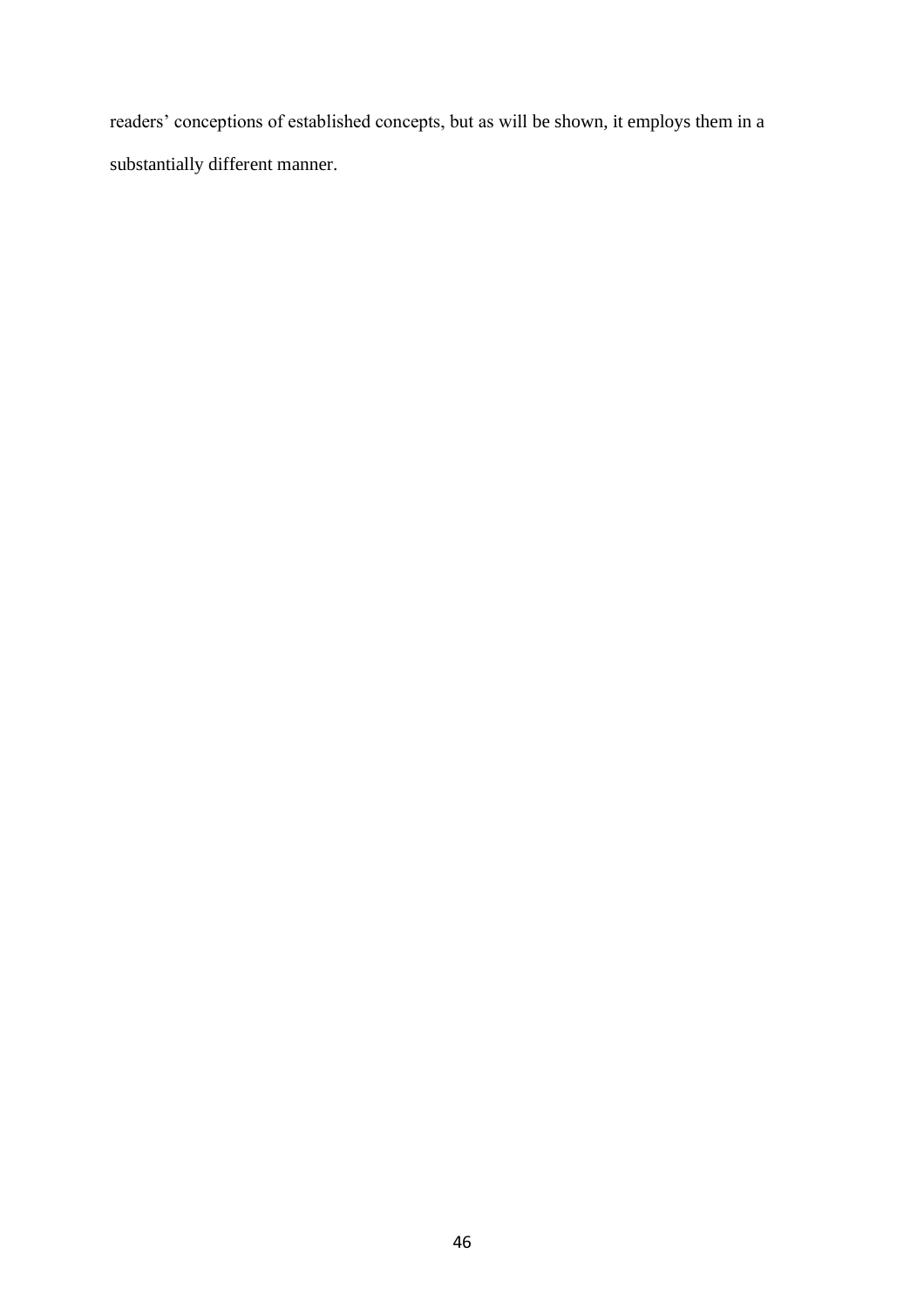readers' conceptions of established concepts, but as will be shown, it employs them in a substantially different manner.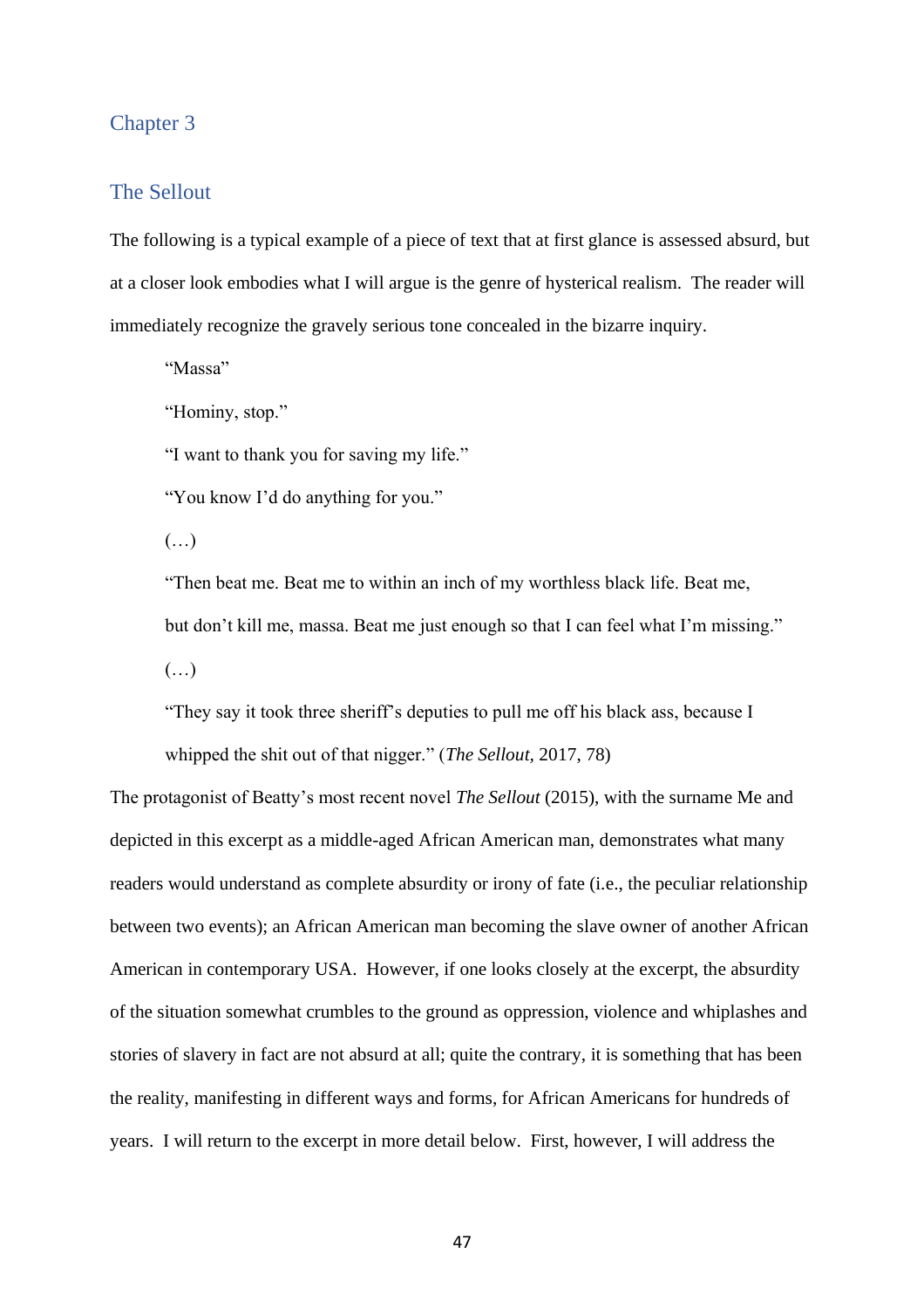# Chapter 3

## The Sellout

The following is a typical example of a piece of text that at first glance is assessed absurd, but at a closer look embodies what I will argue is the genre of hysterical realism. The reader will immediately recognize the gravely serious tone concealed in the bizarre inquiry.

> "Massa"
>
> "Hominy, stop."
>
> "I want to thank you for saving my life."
>
> "You know I'd do anything for you."
>
> (…)
>
> "Then beat me. Beat me to within an inch of my worthless black life. Beat me, but don't kill me, massa. Beat me just enough so that I can feel what I'm missing."
>
> (…)
>
> "They say it took three sheriff's deputies to pull me off his black ass, because I whipped the shit out of that nigger." (*The Sellout*, 2017, 78)

The protagonist of Beatty's most recent novel *The Sellout* (2015), with the surname Me and depicted in this excerpt as a middle-aged African American man, demonstrates what many readers would understand as complete absurdity or irony of fate (i.e., the peculiar relationship between two events); an African American man becoming the slave owner of another African American in contemporary USA. However, if one looks closely at the excerpt, the absurdity of the situation somewhat crumbles to the ground as oppression, violence and whiplashes and stories of slavery in fact are not absurd at all; quite the contrary, it is something that has been the reality, manifesting in different ways and forms, for African Americans for hundreds of years. I will return to the excerpt in more detail below. First, however, I will address the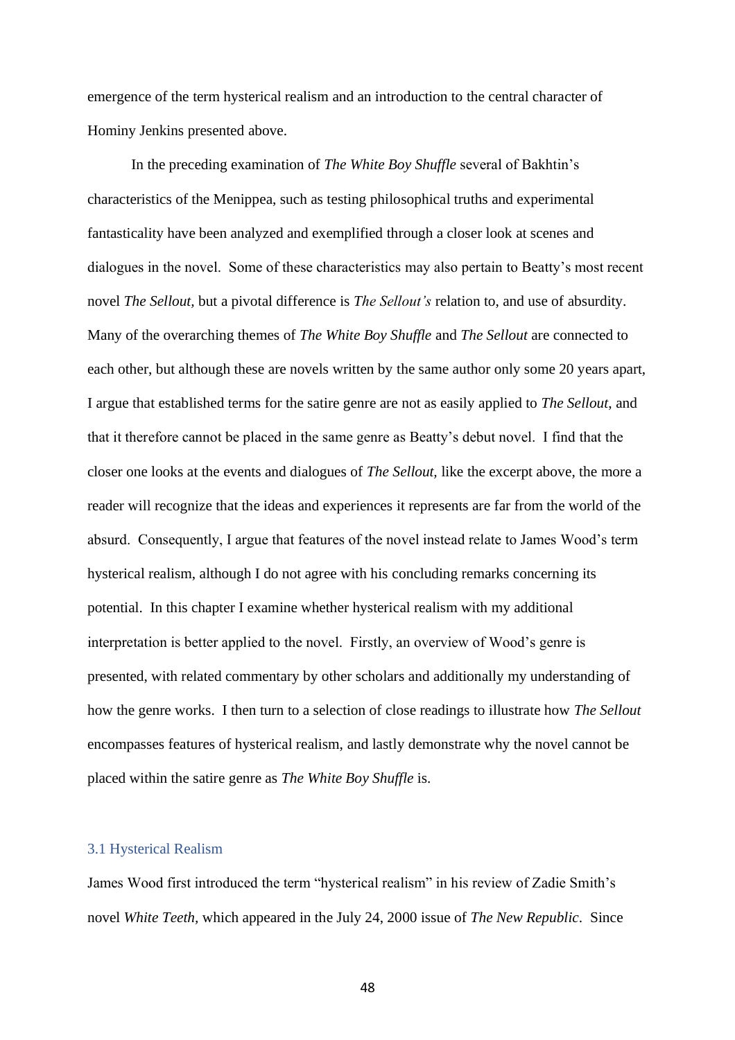emergence of the term hysterical realism and an introduction to the central character of Hominy Jenkins presented above.

In the preceding examination of *The White Boy Shuffle* several of Bakhtin's characteristics of the Menippea, such as testing philosophical truths and experimental fantasticality have been analyzed and exemplified through a closer look at scenes and dialogues in the novel. Some of these characteristics may also pertain to Beatty's most recent novel *The Sellout,* but a pivotal difference is *The Sellout's* relation to, and use of absurdity. Many of the overarching themes of *The White Boy Shuffle* and *The Sellout* are connected to each other, but although these are novels written by the same author only some 20 years apart, I argue that established terms for the satire genre are not as easily applied to *The Sellout*, and that it therefore cannot be placed in the same genre as Beatty's debut novel. I find that the closer one looks at the events and dialogues of *The Sellout,* like the excerpt above, the more a reader will recognize that the ideas and experiences it represents are far from the world of the absurd. Consequently, I argue that features of the novel instead relate to James Wood's term hysterical realism, although I do not agree with his concluding remarks concerning its potential. In this chapter I examine whether hysterical realism with my additional interpretation is better applied to the novel. Firstly, an overview of Wood's genre is presented, with related commentary by other scholars and additionally my understanding of how the genre works. I then turn to a selection of close readings to illustrate how *The Sellout* encompasses features of hysterical realism, and lastly demonstrate why the novel cannot be placed within the satire genre as *The White Boy Shuffle* is.

## 3.1 Hysterical Realism

James Wood first introduced the term "hysterical realism" in his review of Zadie Smith's novel *White Teeth*, which appeared in the July 24, 2000 issue of *The New Republic*. Since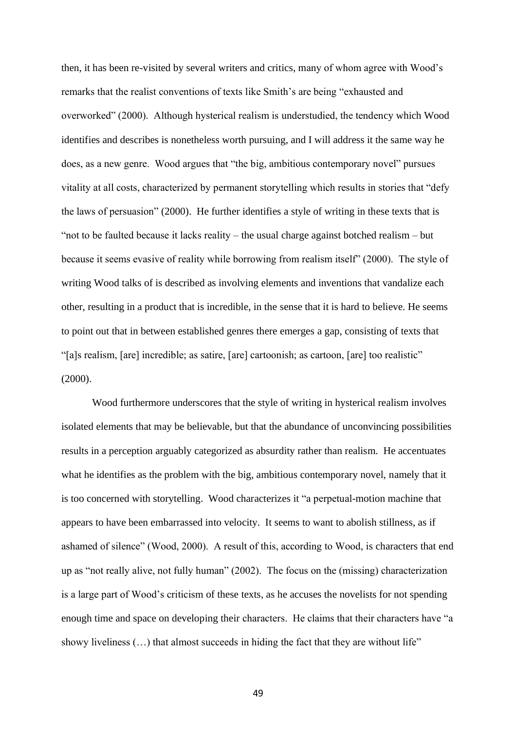then, it has been re-visited by several writers and critics, many of whom agree with Wood's remarks that the realist conventions of texts like Smith's are being "exhausted and overworked" (2000). Although hysterical realism is understudied, the tendency which Wood identifies and describes is nonetheless worth pursuing, and I will address it the same way he does, as a new genre. Wood argues that "the big, ambitious contemporary novel" pursues vitality at all costs, characterized by permanent storytelling which results in stories that "defy the laws of persuasion" (2000). He further identifies a style of writing in these texts that is "not to be faulted because it lacks reality – the usual charge against botched realism – but because it seems evasive of reality while borrowing from realism itself" (2000). The style of writing Wood talks of is described as involving elements and inventions that vandalize each other, resulting in a product that is incredible, in the sense that it is hard to believe. He seems to point out that in between established genres there emerges a gap, consisting of texts that "[a]s realism, [are] incredible; as satire, [are] cartoonish; as cartoon, [are] too realistic" (2000).

Wood furthermore underscores that the style of writing in hysterical realism involves isolated elements that may be believable, but that the abundance of unconvincing possibilities results in a perception arguably categorized as absurdity rather than realism. He accentuates what he identifies as the problem with the big, ambitious contemporary novel, namely that it is too concerned with storytelling. Wood characterizes it "a perpetual-motion machine that appears to have been embarrassed into velocity. It seems to want to abolish stillness, as if ashamed of silence" (Wood, 2000). A result of this, according to Wood, is characters that end up as "not really alive, not fully human" (2002). The focus on the (missing) characterization is a large part of Wood's criticism of these texts, as he accuses the novelists for not spending enough time and space on developing their characters. He claims that their characters have "a showy liveliness (…) that almost succeeds in hiding the fact that they are without life"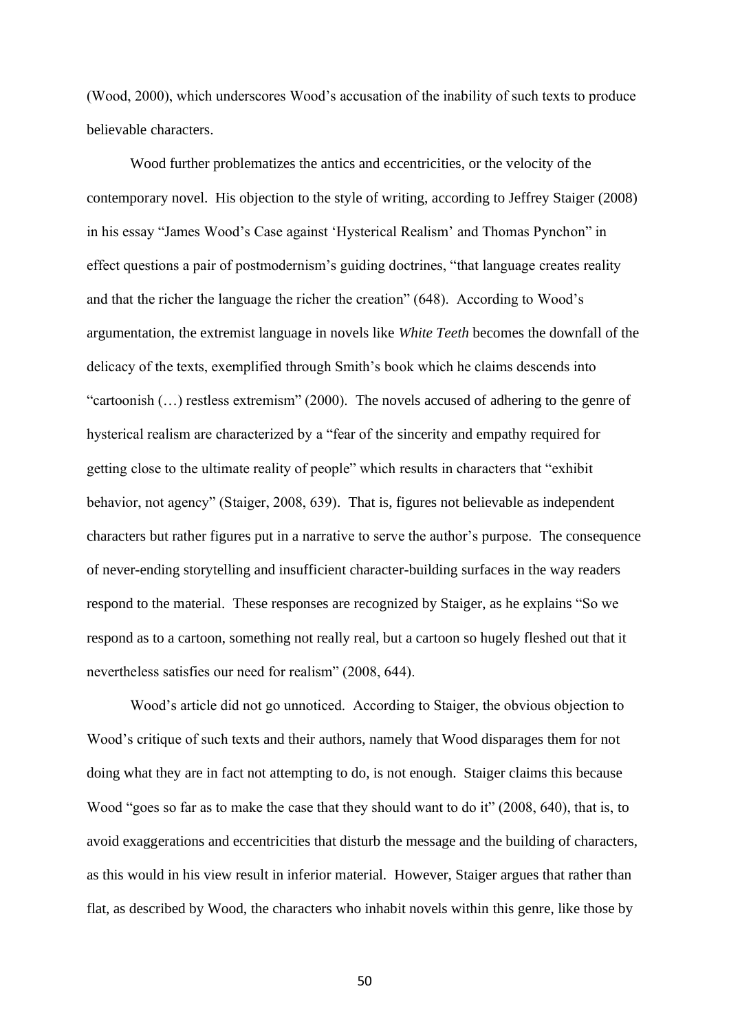(Wood, 2000), which underscores Wood's accusation of the inability of such texts to produce believable characters.

Wood further problematizes the antics and eccentricities, or the velocity of the contemporary novel. His objection to the style of writing, according to Jeffrey Staiger (2008) in his essay "James Wood's Case against 'Hysterical Realism' and Thomas Pynchon" in effect questions a pair of postmodernism's guiding doctrines, "that language creates reality and that the richer the language the richer the creation" (648). According to Wood's argumentation, the extremist language in novels like *White Teeth* becomes the downfall of the delicacy of the texts, exemplified through Smith's book which he claims descends into "cartoonish (…) restless extremism" (2000). The novels accused of adhering to the genre of hysterical realism are characterized by a "fear of the sincerity and empathy required for getting close to the ultimate reality of people" which results in characters that "exhibit behavior, not agency" (Staiger, 2008, 639). That is, figures not believable as independent characters but rather figures put in a narrative to serve the author's purpose. The consequence of never-ending storytelling and insufficient character-building surfaces in the way readers respond to the material. These responses are recognized by Staiger, as he explains "So we respond as to a cartoon, something not really real, but a cartoon so hugely fleshed out that it nevertheless satisfies our need for realism" (2008, 644).

Wood's article did not go unnoticed. According to Staiger, the obvious objection to Wood's critique of such texts and their authors, namely that Wood disparages them for not doing what they are in fact not attempting to do, is not enough. Staiger claims this because Wood "goes so far as to make the case that they should want to do it" (2008, 640), that is, to avoid exaggerations and eccentricities that disturb the message and the building of characters, as this would in his view result in inferior material. However, Staiger argues that rather than flat, as described by Wood, the characters who inhabit novels within this genre, like those by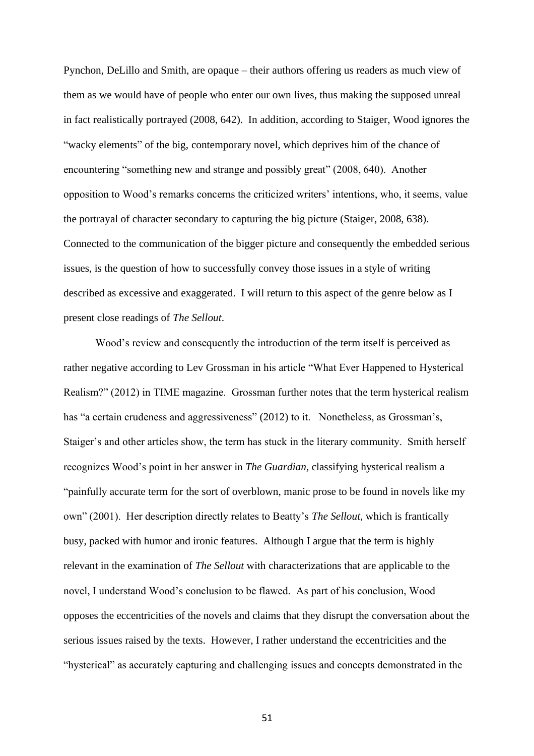Pynchon, DeLillo and Smith, are opaque – their authors offering us readers as much view of them as we would have of people who enter our own lives, thus making the supposed unreal in fact realistically portrayed (2008, 642). In addition, according to Staiger, Wood ignores the "wacky elements" of the big, contemporary novel, which deprives him of the chance of encountering "something new and strange and possibly great" (2008, 640). Another opposition to Wood's remarks concerns the criticized writers' intentions, who, it seems, value the portrayal of character secondary to capturing the big picture (Staiger, 2008, 638). Connected to the communication of the bigger picture and consequently the embedded serious issues, is the question of how to successfully convey those issues in a style of writing described as excessive and exaggerated. I will return to this aspect of the genre below as I present close readings of *The Sellout*.

Wood's review and consequently the introduction of the term itself is perceived as rather negative according to Lev Grossman in his article "What Ever Happened to Hysterical Realism?" (2012) in TIME magazine. Grossman further notes that the term hysterical realism has "a certain crudeness and aggressiveness" (2012) to it. Nonetheless, as Grossman's, Staiger's and other articles show, the term has stuck in the literary community. Smith herself recognizes Wood's point in her answer in *The Guardian*, classifying hysterical realism a "painfully accurate term for the sort of overblown, manic prose to be found in novels like my own" (2001). Her description directly relates to Beatty's *The Sellout*, which is frantically busy, packed with humor and ironic features. Although I argue that the term is highly relevant in the examination of *The Sellout* with characterizations that are applicable to the novel, I understand Wood's conclusion to be flawed. As part of his conclusion, Wood opposes the eccentricities of the novels and claims that they disrupt the conversation about the serious issues raised by the texts. However, I rather understand the eccentricities and the "hysterical" as accurately capturing and challenging issues and concepts demonstrated in the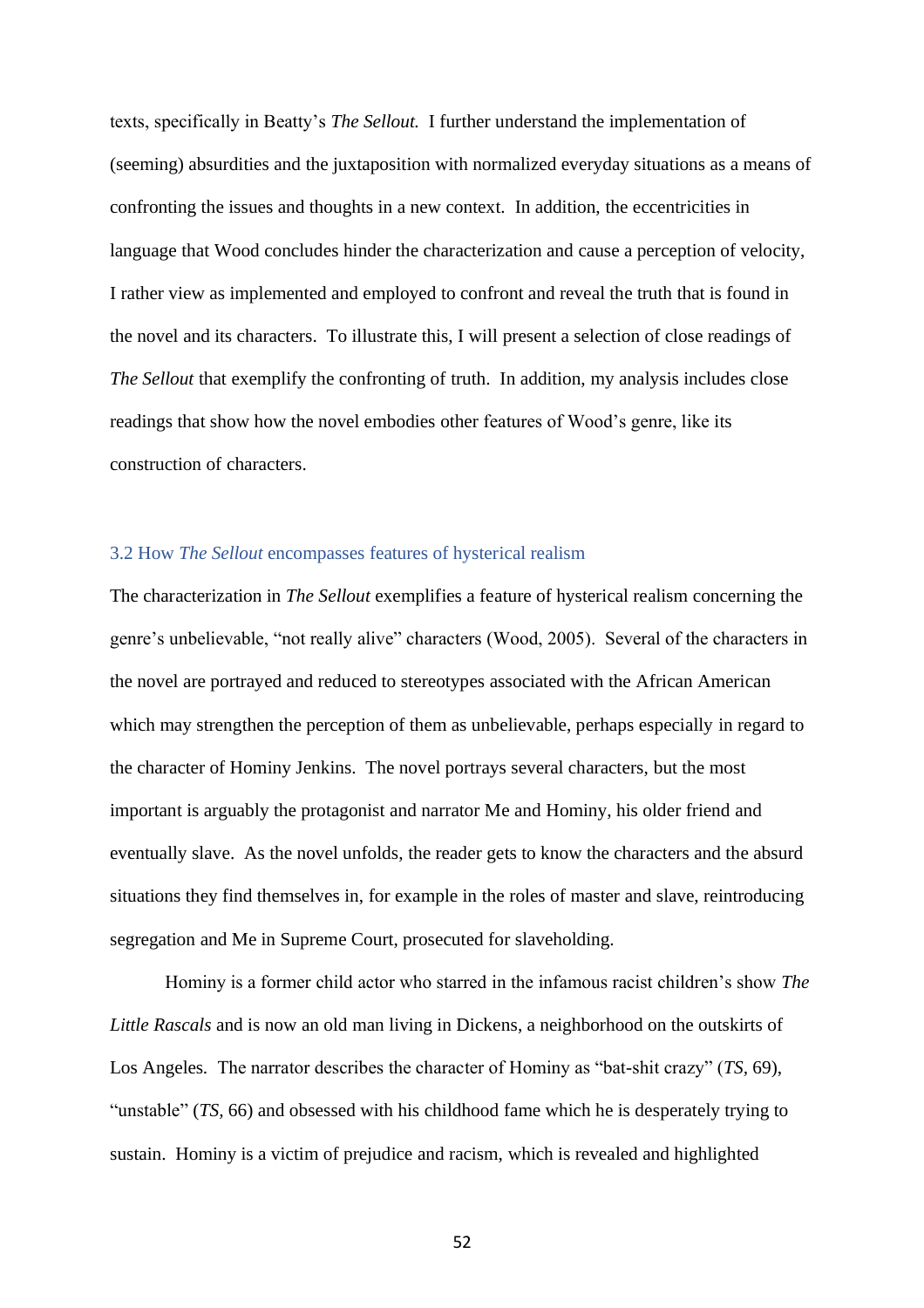texts, specifically in Beatty's *The Sellout.* I further understand the implementation of (seeming) absurdities and the juxtaposition with normalized everyday situations as a means of confronting the issues and thoughts in a new context. In addition, the eccentricities in language that Wood concludes hinder the characterization and cause a perception of velocity, I rather view as implemented and employed to confront and reveal the truth that is found in the novel and its characters. To illustrate this, I will present a selection of close readings of *The Sellout* that exemplify the confronting of truth. In addition, my analysis includes close readings that show how the novel embodies other features of Wood's genre, like its construction of characters.

### 3.2 How *The Sellout* encompasses features of hysterical realism

The characterization in *The Sellout* exemplifies a feature of hysterical realism concerning the genre's unbelievable, "not really alive" characters (Wood, 2005). Several of the characters in the novel are portrayed and reduced to stereotypes associated with the African American which may strengthen the perception of them as unbelievable, perhaps especially in regard to the character of Hominy Jenkins. The novel portrays several characters, but the most important is arguably the protagonist and narrator Me and Hominy, his older friend and eventually slave. As the novel unfolds, the reader gets to know the characters and the absurd situations they find themselves in, for example in the roles of master and slave, reintroducing segregation and Me in Supreme Court, prosecuted for slaveholding.

Hominy is a former child actor who starred in the infamous racist children's show *The Little Rascals* and is now an old man living in Dickens, a neighborhood on the outskirts of Los Angeles. The narrator describes the character of Hominy as "bat-shit crazy" (*TS,* 69), "unstable" (*TS,* 66) and obsessed with his childhood fame which he is desperately trying to sustain. Hominy is a victim of prejudice and racism, which is revealed and highlighted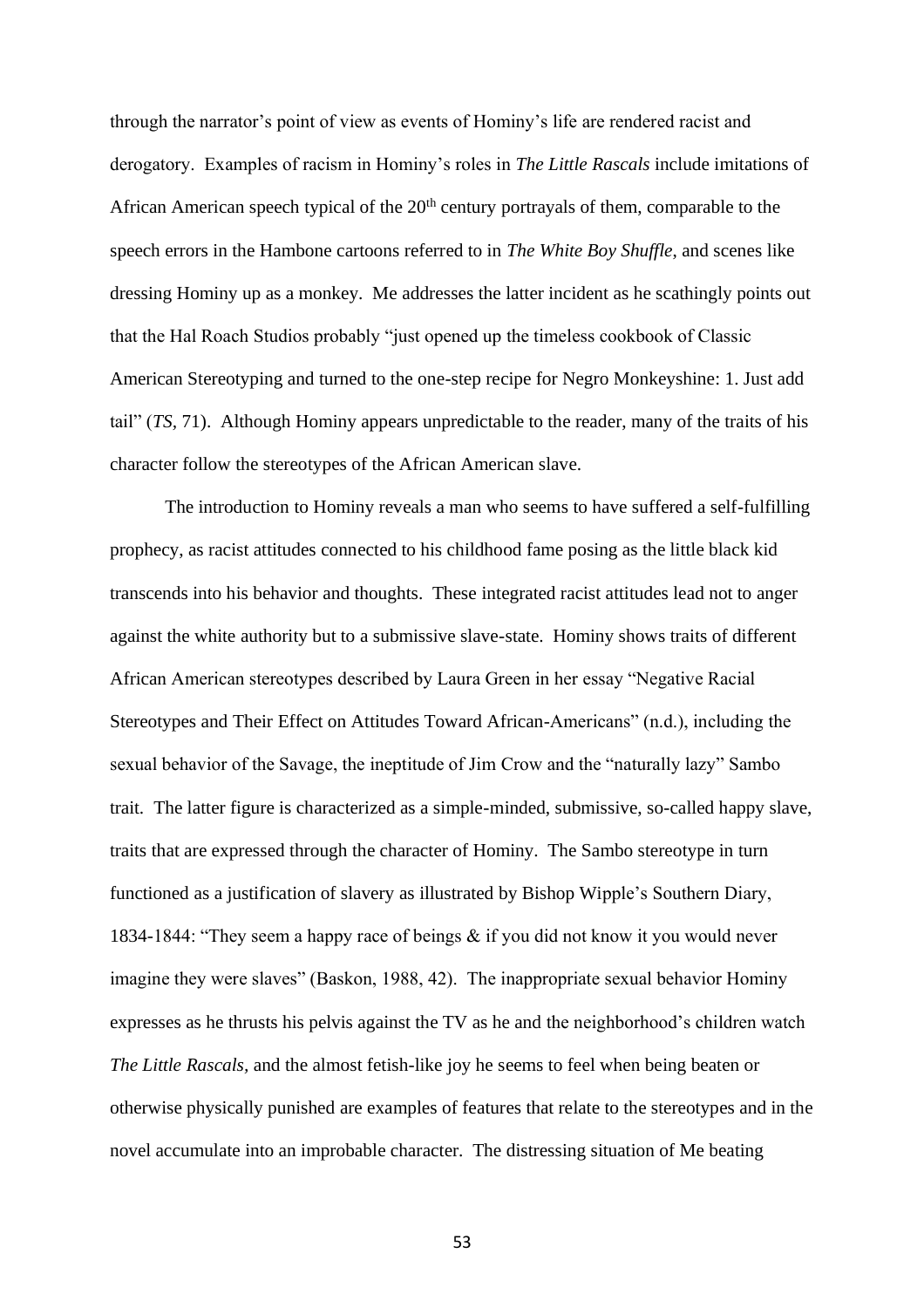through the narrator's point of view as events of Hominy's life are rendered racist and derogatory. Examples of racism in Hominy's roles in *The Little Rascals* include imitations of African American speech typical of the 20th century portrayals of them, comparable to the speech errors in the Hambone cartoons referred to in *The White Boy Shuffle*, and scenes like dressing Hominy up as a monkey. Me addresses the latter incident as he scathingly points out that the Hal Roach Studios probably "just opened up the timeless cookbook of Classic American Stereotyping and turned to the one-step recipe for Negro Monkeyshine: 1. Just add tail" (*TS*, 71). Although Hominy appears unpredictable to the reader, many of the traits of his character follow the stereotypes of the African American slave.

The introduction to Hominy reveals a man who seems to have suffered a self-fulfilling prophecy, as racist attitudes connected to his childhood fame posing as the little black kid transcends into his behavior and thoughts. These integrated racist attitudes lead not to anger against the white authority but to a submissive slave-state. Hominy shows traits of different African American stereotypes described by Laura Green in her essay "Negative Racial Stereotypes and Their Effect on Attitudes Toward African-Americans" (n.d.), including the sexual behavior of the Savage, the ineptitude of Jim Crow and the "naturally lazy" Sambo trait. The latter figure is characterized as a simple-minded, submissive, so-called happy slave, traits that are expressed through the character of Hominy. The Sambo stereotype in turn functioned as a justification of slavery as illustrated by Bishop Wipple's Southern Diary, 1834-1844: "They seem a happy race of beings & if you did not know it you would never imagine they were slaves" (Baskon, 1988, 42). The inappropriate sexual behavior Hominy expresses as he thrusts his pelvis against the TV as he and the neighborhood's children watch *The Little Rascals*, and the almost fetish-like joy he seems to feel when being beaten or otherwise physically punished are examples of features that relate to the stereotypes and in the novel accumulate into an improbable character. The distressing situation of Me beating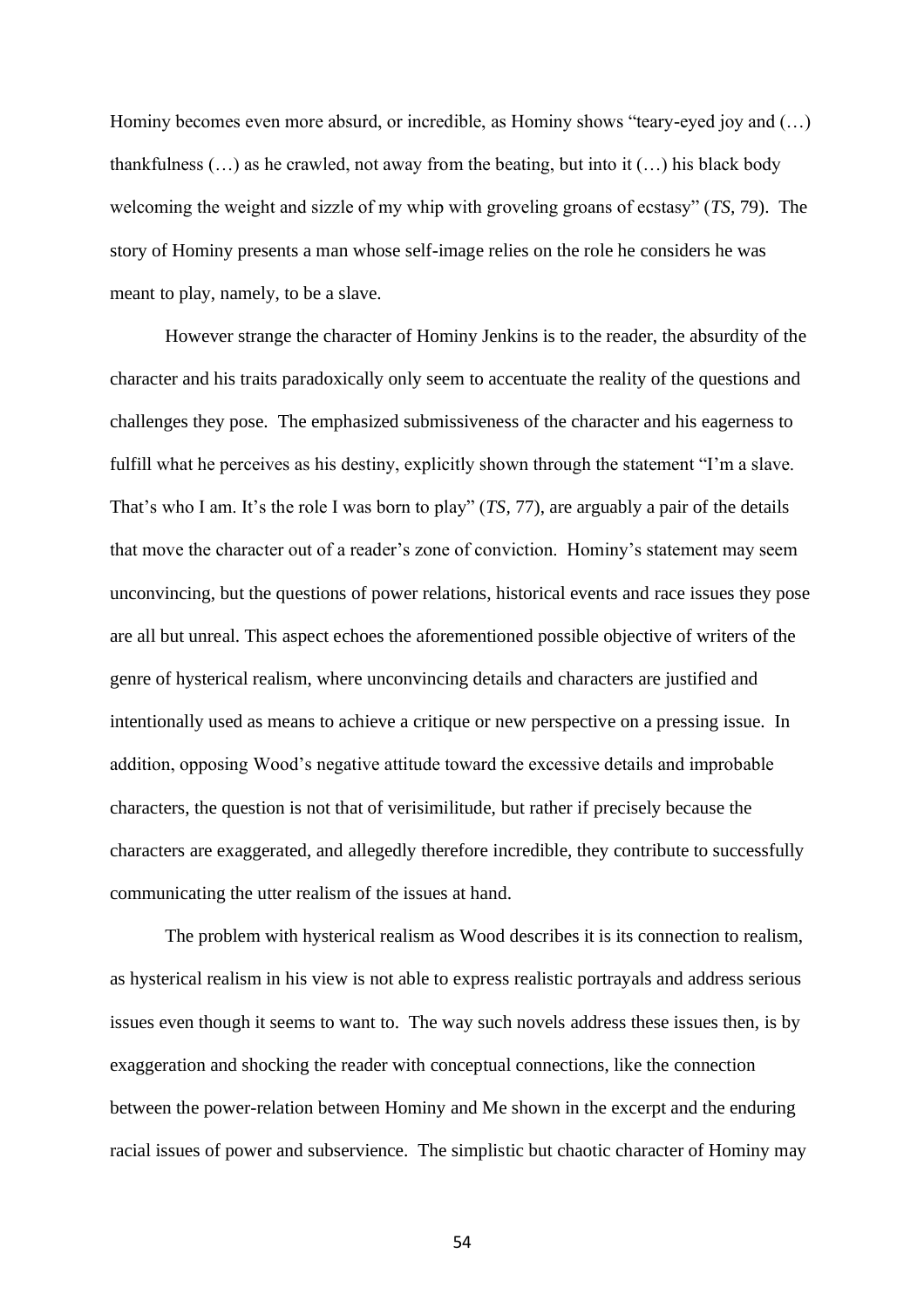Hominy becomes even more absurd, or incredible, as Hominy shows "teary-eyed joy and (…) thankfulness (…) as he crawled, not away from the beating, but into it (…) his black body welcoming the weight and sizzle of my whip with groveling groans of ecstasy" (*TS*, 79). The story of Hominy presents a man whose self-image relies on the role he considers he was meant to play, namely, to be a slave.

However strange the character of Hominy Jenkins is to the reader, the absurdity of the character and his traits paradoxically only seem to accentuate the reality of the questions and challenges they pose. The emphasized submissiveness of the character and his eagerness to fulfill what he perceives as his destiny, explicitly shown through the statement "I'm a slave. That's who I am. It's the role I was born to play" (*TS*, 77), are arguably a pair of the details that move the character out of a reader's zone of conviction. Hominy's statement may seem unconvincing, but the questions of power relations, historical events and race issues they pose are all but unreal. This aspect echoes the aforementioned possible objective of writers of the genre of hysterical realism, where unconvincing details and characters are justified and intentionally used as means to achieve a critique or new perspective on a pressing issue. In addition, opposing Wood's negative attitude toward the excessive details and improbable characters, the question is not that of verisimilitude, but rather if precisely because the characters are exaggerated, and allegedly therefore incredible, they contribute to successfully communicating the utter realism of the issues at hand.

The problem with hysterical realism as Wood describes it is its connection to realism, as hysterical realism in his view is not able to express realistic portrayals and address serious issues even though it seems to want to. The way such novels address these issues then, is by exaggeration and shocking the reader with conceptual connections, like the connection between the power-relation between Hominy and Me shown in the excerpt and the enduring racial issues of power and subservience. The simplistic but chaotic character of Hominy may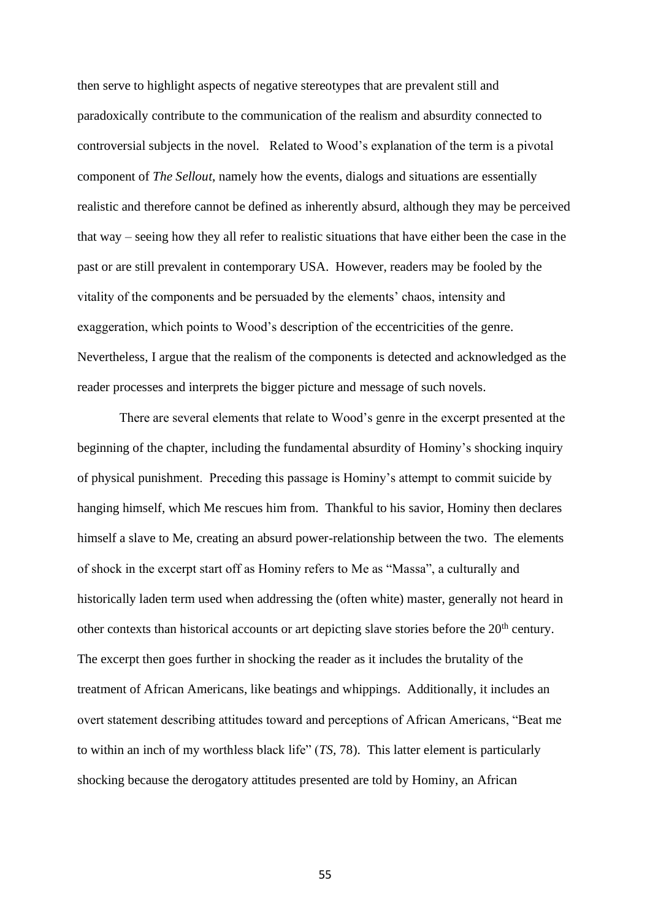then serve to highlight aspects of negative stereotypes that are prevalent still and paradoxically contribute to the communication of the realism and absurdity connected to controversial subjects in the novel. Related to Wood's explanation of the term is a pivotal component of *The Sellout*, namely how the events, dialogs and situations are essentially realistic and therefore cannot be defined as inherently absurd, although they may be perceived that way – seeing how they all refer to realistic situations that have either been the case in the past or are still prevalent in contemporary USA. However, readers may be fooled by the vitality of the components and be persuaded by the elements' chaos, intensity and exaggeration, which points to Wood's description of the eccentricities of the genre. Nevertheless, I argue that the realism of the components is detected and acknowledged as the reader processes and interprets the bigger picture and message of such novels.

There are several elements that relate to Wood's genre in the excerpt presented at the beginning of the chapter, including the fundamental absurdity of Hominy's shocking inquiry of physical punishment. Preceding this passage is Hominy's attempt to commit suicide by hanging himself, which Me rescues him from. Thankful to his savior, Hominy then declares himself a slave to Me, creating an absurd power-relationship between the two. The elements of shock in the excerpt start off as Hominy refers to Me as "Massa", a culturally and historically laden term used when addressing the (often white) master, generally not heard in other contexts than historical accounts or art depicting slave stories before the 20th century. The excerpt then goes further in shocking the reader as it includes the brutality of the treatment of African Americans, like beatings and whippings. Additionally, it includes an overt statement describing attitudes toward and perceptions of African Americans, "Beat me to within an inch of my worthless black life" (*TS*, 78). This latter element is particularly shocking because the derogatory attitudes presented are told by Hominy, an African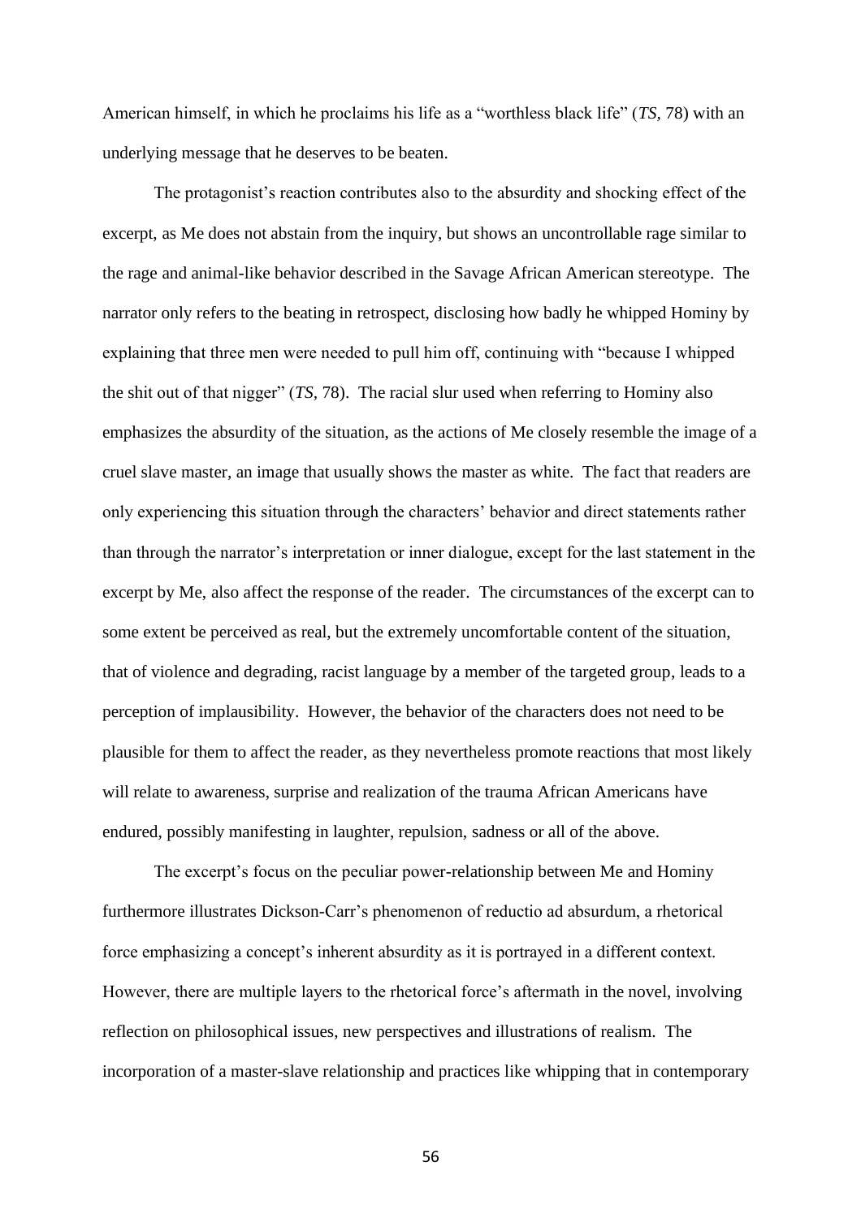American himself, in which he proclaims his life as a "worthless black life" (*TS*, 78) with an underlying message that he deserves to be beaten.

The protagonist's reaction contributes also to the absurdity and shocking effect of the excerpt, as Me does not abstain from the inquiry, but shows an uncontrollable rage similar to the rage and animal-like behavior described in the Savage African American stereotype. The narrator only refers to the beating in retrospect, disclosing how badly he whipped Hominy by explaining that three men were needed to pull him off, continuing with "because I whipped the shit out of that nigger" (*TS*, 78). The racial slur used when referring to Hominy also emphasizes the absurdity of the situation, as the actions of Me closely resemble the image of a cruel slave master, an image that usually shows the master as white. The fact that readers are only experiencing this situation through the characters' behavior and direct statements rather than through the narrator's interpretation or inner dialogue, except for the last statement in the excerpt by Me, also affect the response of the reader. The circumstances of the excerpt can to some extent be perceived as real, but the extremely uncomfortable content of the situation, that of violence and degrading, racist language by a member of the targeted group, leads to a perception of implausibility. However, the behavior of the characters does not need to be plausible for them to affect the reader, as they nevertheless promote reactions that most likely will relate to awareness, surprise and realization of the trauma African Americans have endured, possibly manifesting in laughter, repulsion, sadness or all of the above.

The excerpt's focus on the peculiar power-relationship between Me and Hominy furthermore illustrates Dickson-Carr's phenomenon of reductio ad absurdum, a rhetorical force emphasizing a concept's inherent absurdity as it is portrayed in a different context. However, there are multiple layers to the rhetorical force's aftermath in the novel, involving reflection on philosophical issues, new perspectives and illustrations of realism. The incorporation of a master-slave relationship and practices like whipping that in contemporary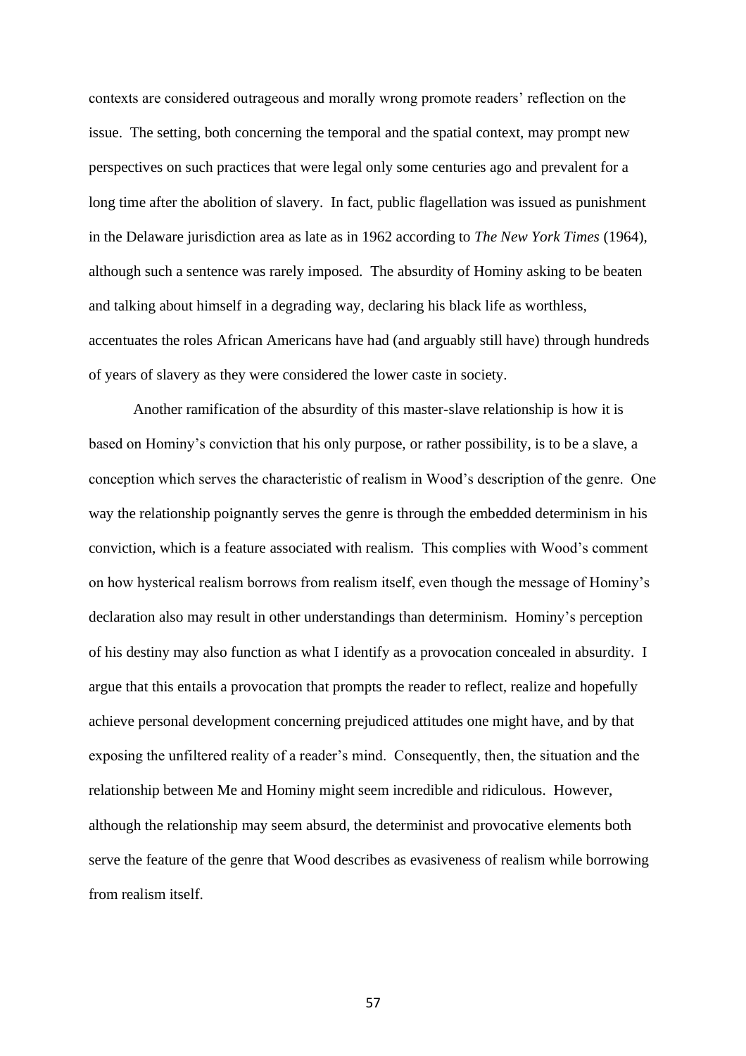contexts are considered outrageous and morally wrong promote readers' reflection on the issue. The setting, both concerning the temporal and the spatial context, may prompt new perspectives on such practices that were legal only some centuries ago and prevalent for a long time after the abolition of slavery. In fact, public flagellation was issued as punishment in the Delaware jurisdiction area as late as in 1962 according to *The New York Times* (1964), although such a sentence was rarely imposed. The absurdity of Hominy asking to be beaten and talking about himself in a degrading way, declaring his black life as worthless, accentuates the roles African Americans have had (and arguably still have) through hundreds of years of slavery as they were considered the lower caste in society.

Another ramification of the absurdity of this master-slave relationship is how it is based on Hominy's conviction that his only purpose, or rather possibility, is to be a slave, a conception which serves the characteristic of realism in Wood's description of the genre. One way the relationship poignantly serves the genre is through the embedded determinism in his conviction, which is a feature associated with realism. This complies with Wood's comment on how hysterical realism borrows from realism itself, even though the message of Hominy's declaration also may result in other understandings than determinism. Hominy's perception of his destiny may also function as what I identify as a provocation concealed in absurdity. I argue that this entails a provocation that prompts the reader to reflect, realize and hopefully achieve personal development concerning prejudiced attitudes one might have, and by that exposing the unfiltered reality of a reader's mind. Consequently, then, the situation and the relationship between Me and Hominy might seem incredible and ridiculous. However, although the relationship may seem absurd, the determinist and provocative elements both serve the feature of the genre that Wood describes as evasiveness of realism while borrowing from realism itself.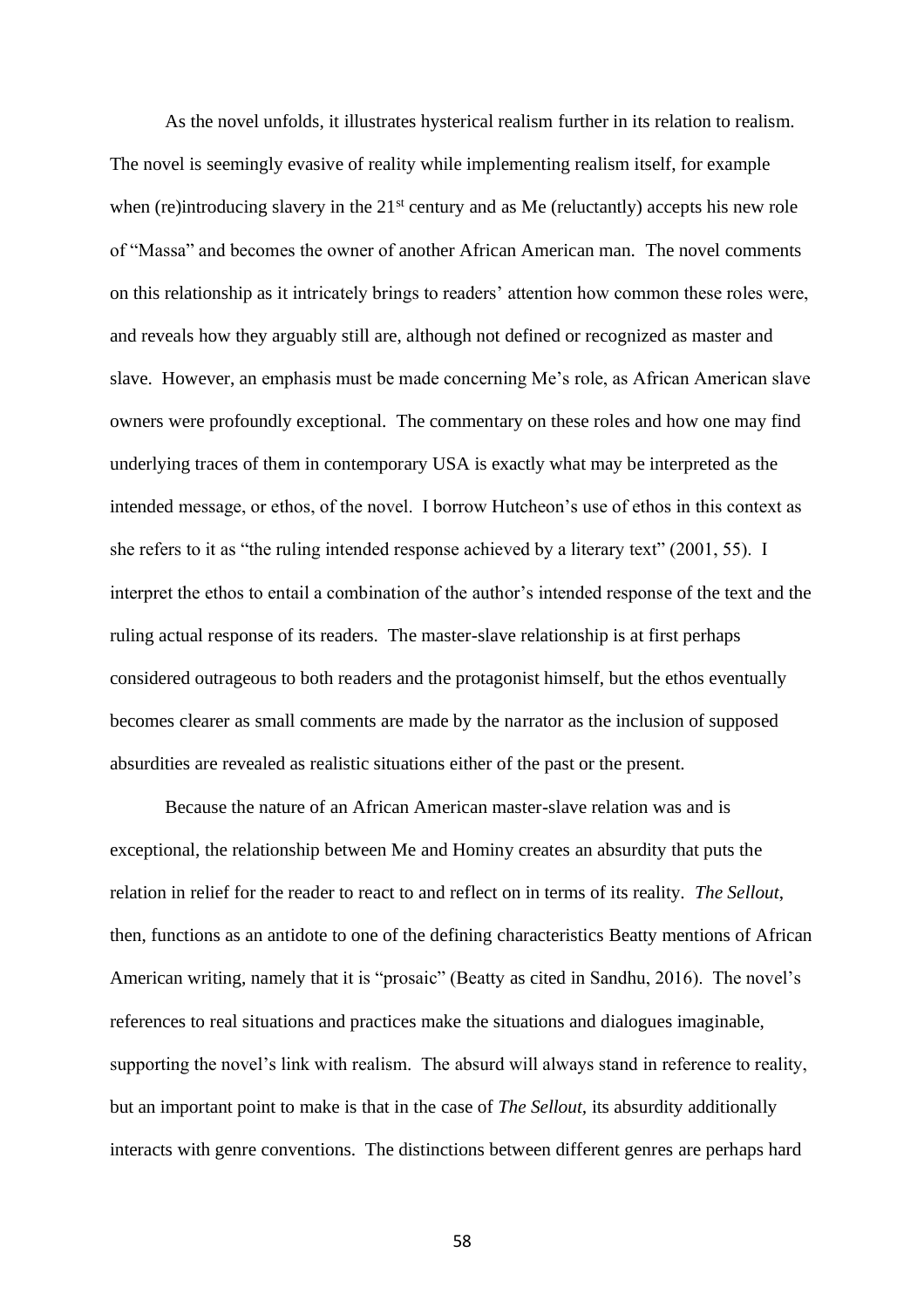As the novel unfolds, it illustrates hysterical realism further in its relation to realism. The novel is seemingly evasive of reality while implementing realism itself, for example when (re)introducing slavery in the 21st century and as Me (reluctantly) accepts his new role of "Massa" and becomes the owner of another African American man. The novel comments on this relationship as it intricately brings to readers' attention how common these roles were, and reveals how they arguably still are, although not defined or recognized as master and slave. However, an emphasis must be made concerning Me's role, as African American slave owners were profoundly exceptional. The commentary on these roles and how one may find underlying traces of them in contemporary USA is exactly what may be interpreted as the intended message, or ethos, of the novel. I borrow Hutcheon's use of ethos in this context as she refers to it as "the ruling intended response achieved by a literary text" (2001, 55). I interpret the ethos to entail a combination of the author's intended response of the text and the ruling actual response of its readers. The master-slave relationship is at first perhaps considered outrageous to both readers and the protagonist himself, but the ethos eventually becomes clearer as small comments are made by the narrator as the inclusion of supposed absurdities are revealed as realistic situations either of the past or the present.

Because the nature of an African American master-slave relation was and is exceptional, the relationship between Me and Hominy creates an absurdity that puts the relation in relief for the reader to react to and reflect on in terms of its reality. *The Sellout*, then, functions as an antidote to one of the defining characteristics Beatty mentions of African American writing, namely that it is "prosaic" (Beatty as cited in Sandhu, 2016). The novel's references to real situations and practices make the situations and dialogues imaginable, supporting the novel's link with realism. The absurd will always stand in reference to reality, but an important point to make is that in the case of *The Sellout*, its absurdity additionally interacts with genre conventions. The distinctions between different genres are perhaps hard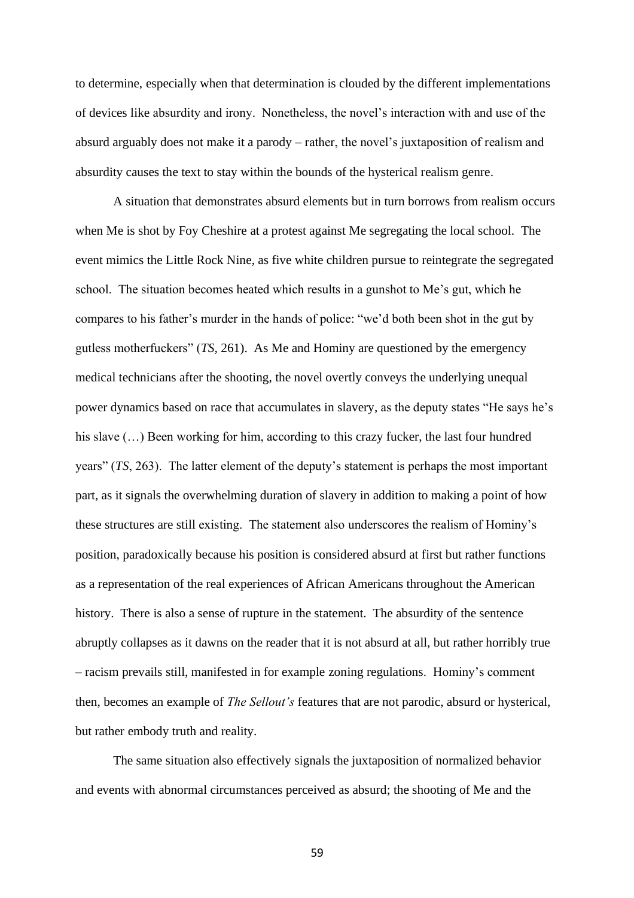to determine, especially when that determination is clouded by the different implementations of devices like absurdity and irony. Nonetheless, the novel's interaction with and use of the absurd arguably does not make it a parody – rather, the novel's juxtaposition of realism and absurdity causes the text to stay within the bounds of the hysterical realism genre.

A situation that demonstrates absurd elements but in turn borrows from realism occurs when Me is shot by Foy Cheshire at a protest against Me segregating the local school. The event mimics the Little Rock Nine, as five white children pursue to reintegrate the segregated school. The situation becomes heated which results in a gunshot to Me's gut, which he compares to his father's murder in the hands of police: "we'd both been shot in the gut by gutless motherfuckers" (*TS*, 261). As Me and Hominy are questioned by the emergency medical technicians after the shooting, the novel overtly conveys the underlying unequal power dynamics based on race that accumulates in slavery, as the deputy states "He says he's his slave (…) Been working for him, according to this crazy fucker, the last four hundred years" (*TS*, 263). The latter element of the deputy's statement is perhaps the most important part, as it signals the overwhelming duration of slavery in addition to making a point of how these structures are still existing. The statement also underscores the realism of Hominy's position, paradoxically because his position is considered absurd at first but rather functions as a representation of the real experiences of African Americans throughout the American history. There is also a sense of rupture in the statement. The absurdity of the sentence abruptly collapses as it dawns on the reader that it is not absurd at all, but rather horribly true – racism prevails still, manifested in for example zoning regulations. Hominy's comment then, becomes an example of *The Sellout's* features that are not parodic, absurd or hysterical, but rather embody truth and reality.

The same situation also effectively signals the juxtaposition of normalized behavior and events with abnormal circumstances perceived as absurd; the shooting of Me and the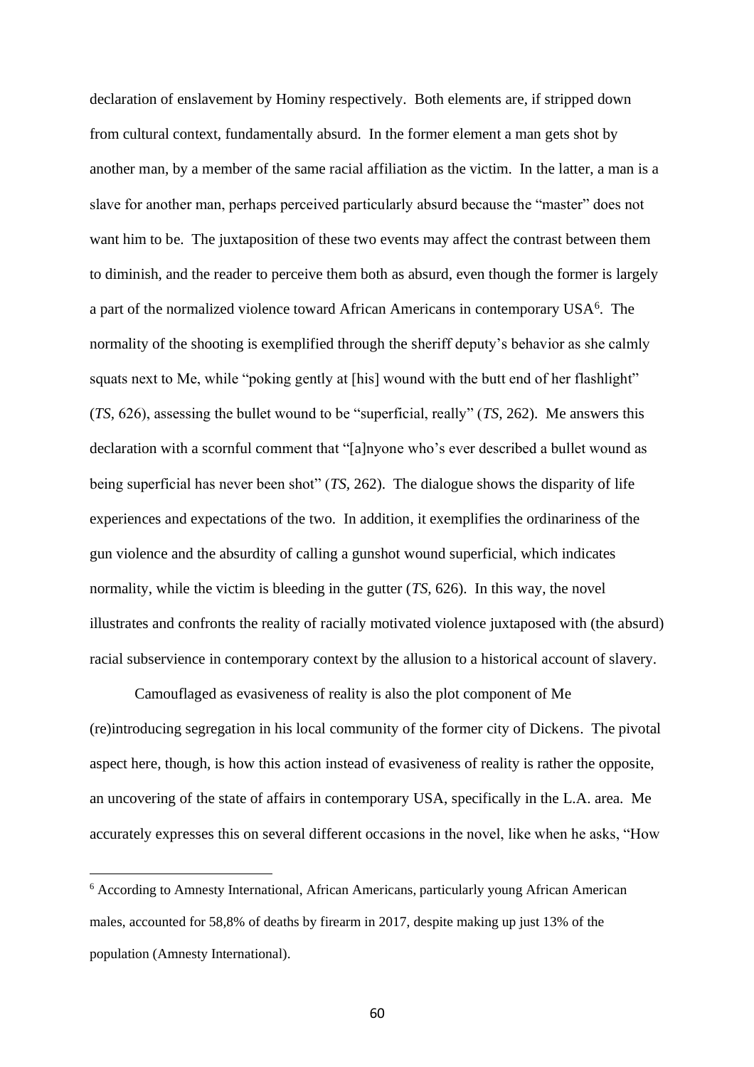declaration of enslavement by Hominy respectively. Both elements are, if stripped down from cultural context, fundamentally absurd. In the former element a man gets shot by another man, by a member of the same racial affiliation as the victim. In the latter, a man is a slave for another man, perhaps perceived particularly absurd because the "master" does not want him to be. The juxtaposition of these two events may affect the contrast between them to diminish, and the reader to perceive them both as absurd, even though the former is largely a part of the normalized violence toward African Americans in contemporary USA[6]. The normality of the shooting is exemplified through the sheriff deputy's behavior as she calmly squats next to Me, while "poking gently at [his] wound with the butt end of her flashlight" (*TS*, 626), assessing the bullet wound to be "superficial, really" (*TS*, 262). Me answers this declaration with a scornful comment that "[a]nyone who's ever described a bullet wound as being superficial has never been shot" (*TS*, 262). The dialogue shows the disparity of life experiences and expectations of the two. In addition, it exemplifies the ordinariness of the gun violence and the absurdity of calling a gunshot wound superficial, which indicates normality, while the victim is bleeding in the gutter (*TS*, 626). In this way, the novel illustrates and confronts the reality of racially motivated violence juxtaposed with (the absurd) racial subservience in contemporary context by the allusion to a historical account of slavery.

Camouflaged as evasiveness of reality is also the plot component of Me (re)introducing segregation in his local community of the former city of Dickens. The pivotal aspect here, though, is how this action instead of evasiveness of reality is rather the opposite, an uncovering of the state of affairs in contemporary USA, specifically in the L.A. area. Me accurately expresses this on several different occasions in the novel, like when he asks, "How

[6] According to Amnesty International, African Americans, particularly young African American males, accounted for 58,8% of deaths by firearm in 2017, despite making up just 13% of the population (Amnesty International).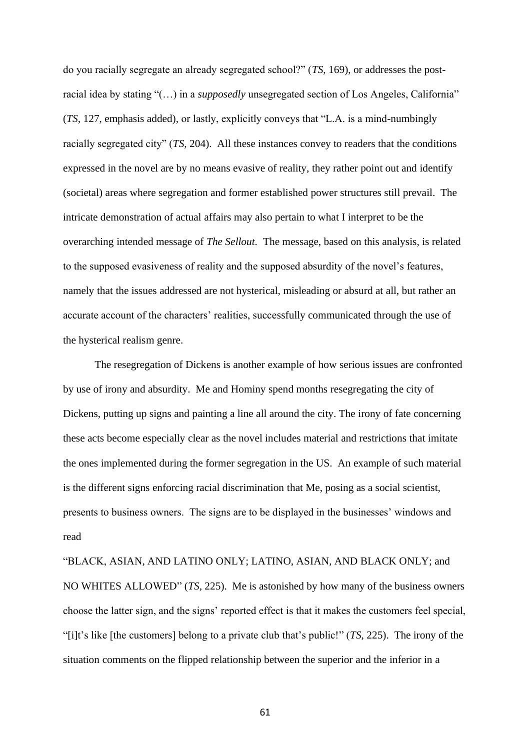do you racially segregate an already segregated school?" (*TS*, 169), or addresses the post-racial idea by stating "(…) in a *supposedly* unsegregated section of Los Angeles, California" (*TS*, 127, emphasis added), or lastly, explicitly conveys that "L.A. is a mind-numbingly racially segregated city" (*TS*, 204). All these instances convey to readers that the conditions expressed in the novel are by no means evasive of reality, they rather point out and identify (societal) areas where segregation and former established power structures still prevail. The intricate demonstration of actual affairs may also pertain to what I interpret to be the overarching intended message of *The Sellout*. The message, based on this analysis, is related to the supposed evasiveness of reality and the supposed absurdity of the novel's features, namely that the issues addressed are not hysterical, misleading or absurd at all, but rather an accurate account of the characters' realities, successfully communicated through the use of the hysterical realism genre.

The resegregation of Dickens is another example of how serious issues are confronted by use of irony and absurdity. Me and Hominy spend months resegregating the city of Dickens, putting up signs and painting a line all around the city. The irony of fate concerning these acts become especially clear as the novel includes material and restrictions that imitate the ones implemented during the former segregation in the US. An example of such material is the different signs enforcing racial discrimination that Me, posing as a social scientist, presents to business owners. The signs are to be displayed in the businesses' windows and read

"BLACK, ASIAN, AND LATINO ONLY; LATINO, ASIAN, AND BLACK ONLY; and NO WHITES ALLOWED" (*TS*, 225). Me is astonished by how many of the business owners choose the latter sign, and the signs' reported effect is that it makes the customers feel special, "[i]t's like [the customers] belong to a private club that's public!" (*TS*, 225). The irony of the situation comments on the flipped relationship between the superior and the inferior in a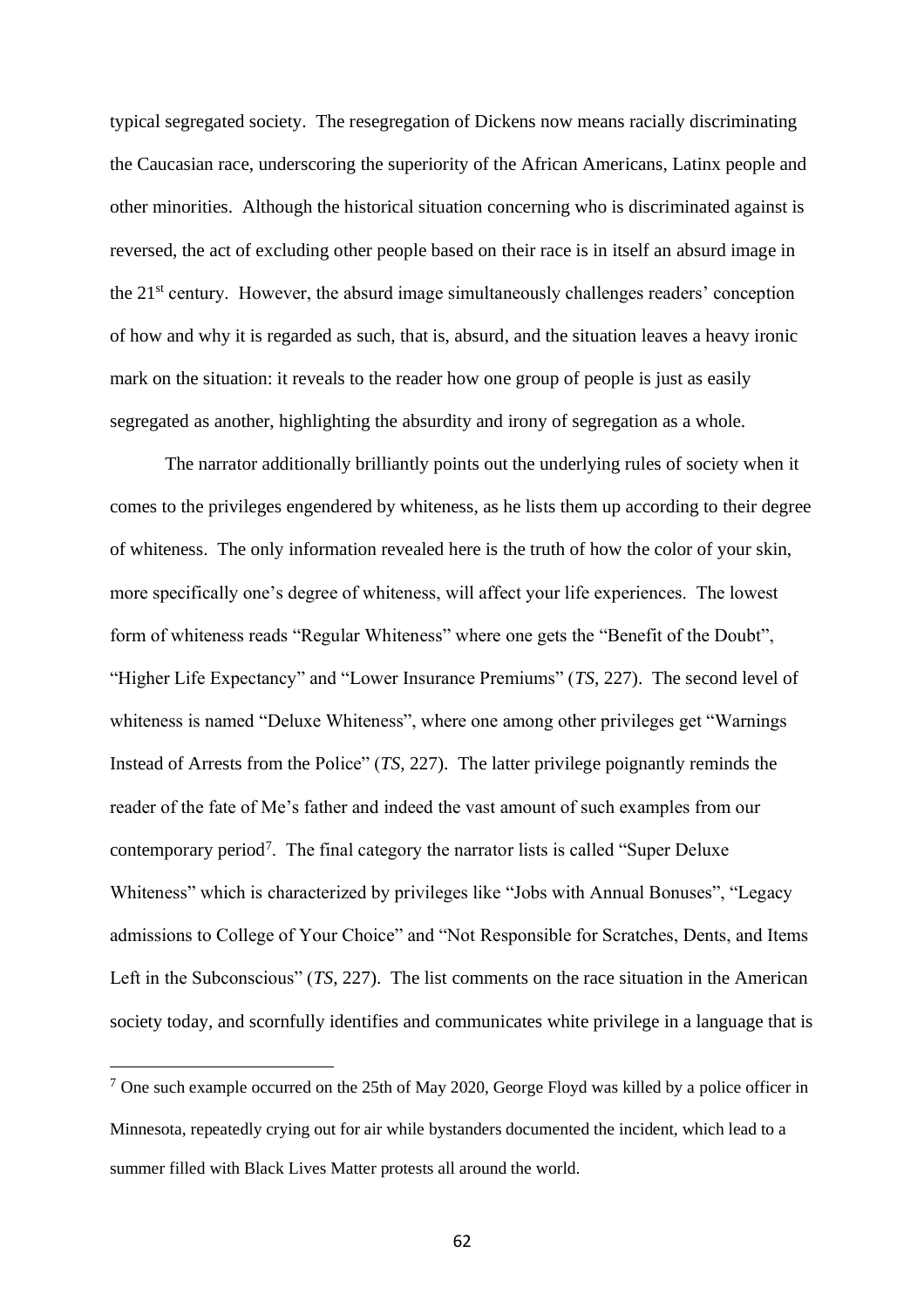typical segregated society. The resegregation of Dickens now means racially discriminating the Caucasian race, underscoring the superiority of the African Americans, Latinx people and other minorities. Although the historical situation concerning who is discriminated against is reversed, the act of excluding other people based on their race is in itself an absurd image in the 21st century. However, the absurd image simultaneously challenges readers' conception of how and why it is regarded as such, that is, absurd, and the situation leaves a heavy ironic mark on the situation: it reveals to the reader how one group of people is just as easily segregated as another, highlighting the absurdity and irony of segregation as a whole.

The narrator additionally brilliantly points out the underlying rules of society when it comes to the privileges engendered by whiteness, as he lists them up according to their degree of whiteness. The only information revealed here is the truth of how the color of your skin, more specifically one's degree of whiteness, will affect your life experiences. The lowest form of whiteness reads "Regular Whiteness" where one gets the "Benefit of the Doubt", "Higher Life Expectancy" and "Lower Insurance Premiums" (*TS*, 227). The second level of whiteness is named "Deluxe Whiteness", where one among other privileges get "Warnings Instead of Arrests from the Police" (*TS*, 227). The latter privilege poignantly reminds the reader of the fate of Me's father and indeed the vast amount of such examples from our contemporary period[7]. The final category the narrator lists is called "Super Deluxe Whiteness" which is characterized by privileges like "Jobs with Annual Bonuses", "Legacy admissions to College of Your Choice" and "Not Responsible for Scratches, Dents, and Items Left in the Subconscious" (*TS*, 227). The list comments on the race situation in the American society today, and scornfully identifies and communicates white privilege in a language that is

[7] One such example occurred on the 25th of May 2020, George Floyd was killed by a police officer in Minnesota, repeatedly crying out for air while bystanders documented the incident, which lead to a summer filled with Black Lives Matter protests all around the world.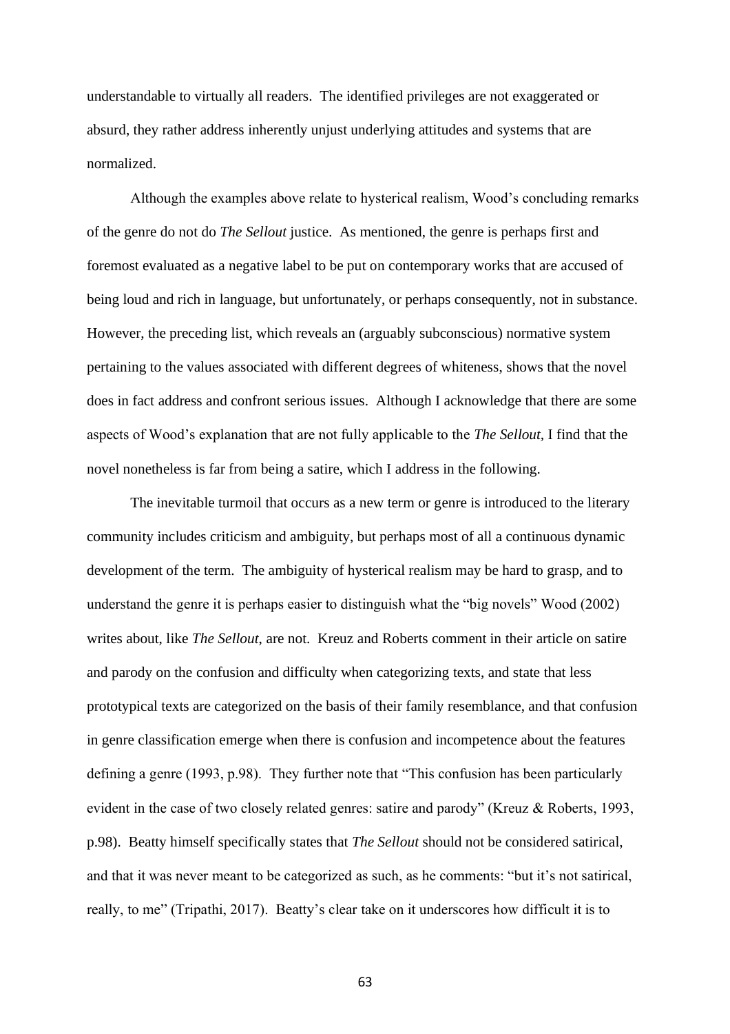understandable to virtually all readers. The identified privileges are not exaggerated or absurd, they rather address inherently unjust underlying attitudes and systems that are normalized.

Although the examples above relate to hysterical realism, Wood's concluding remarks of the genre do not do *The Sellout* justice. As mentioned, the genre is perhaps first and foremost evaluated as a negative label to be put on contemporary works that are accused of being loud and rich in language, but unfortunately, or perhaps consequently, not in substance. However, the preceding list, which reveals an (arguably subconscious) normative system pertaining to the values associated with different degrees of whiteness, shows that the novel does in fact address and confront serious issues. Although I acknowledge that there are some aspects of Wood's explanation that are not fully applicable to the *The Sellout,* I find that the novel nonetheless is far from being a satire, which I address in the following.

The inevitable turmoil that occurs as a new term or genre is introduced to the literary community includes criticism and ambiguity, but perhaps most of all a continuous dynamic development of the term. The ambiguity of hysterical realism may be hard to grasp, and to understand the genre it is perhaps easier to distinguish what the "big novels" Wood (2002) writes about, like *The Sellout,* are not. Kreuz and Roberts comment in their article on satire and parody on the confusion and difficulty when categorizing texts, and state that less prototypical texts are categorized on the basis of their family resemblance, and that confusion in genre classification emerge when there is confusion and incompetence about the features defining a genre (1993, p.98). They further note that "This confusion has been particularly evident in the case of two closely related genres: satire and parody" (Kreuz & Roberts, 1993, p.98). Beatty himself specifically states that *The Sellout* should not be considered satirical, and that it was never meant to be categorized as such, as he comments: "but it's not satirical, really, to me" (Tripathi, 2017). Beatty's clear take on it underscores how difficult it is to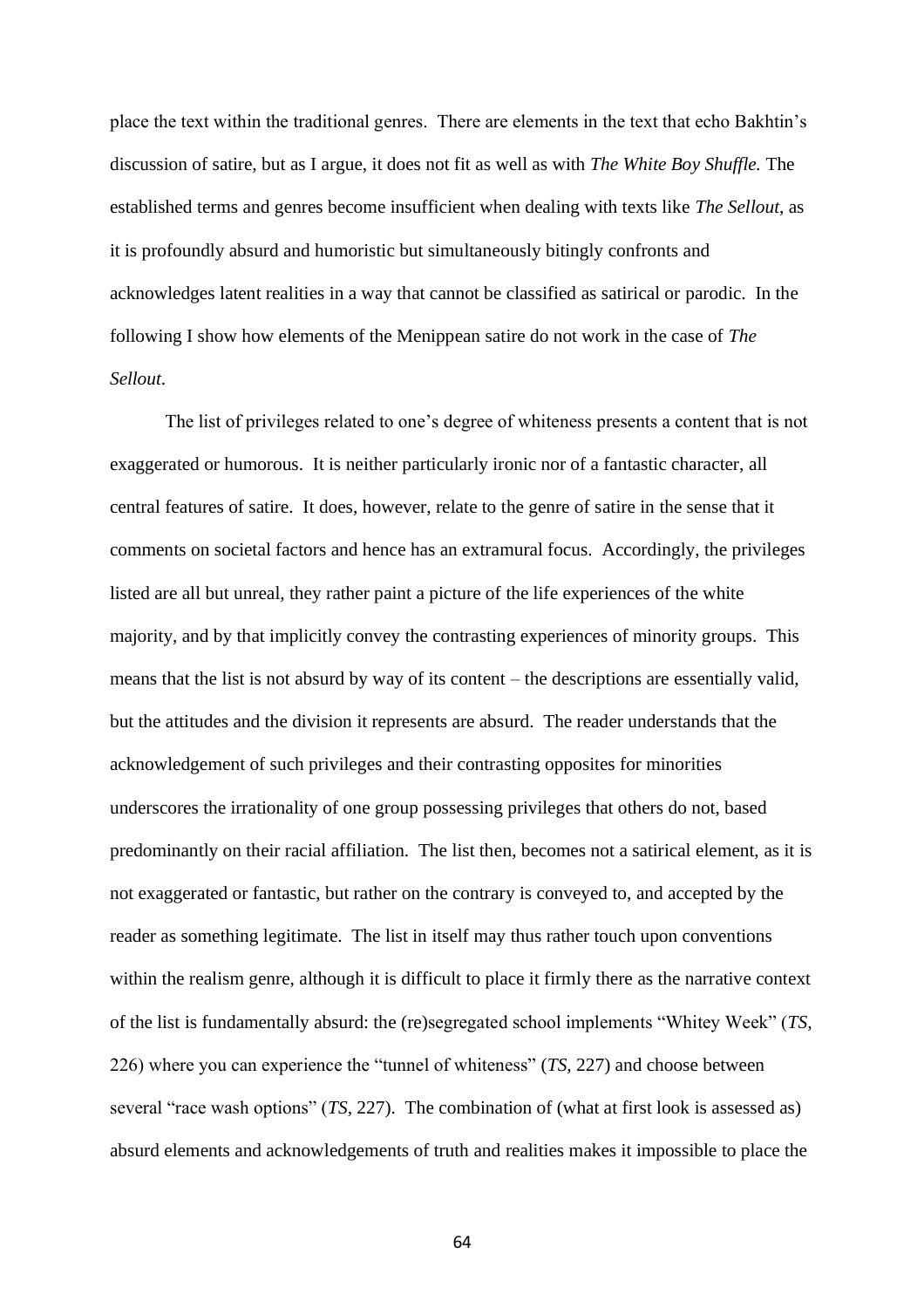place the text within the traditional genres. There are elements in the text that echo Bakhtin's discussion of satire, but as I argue, it does not fit as well as with *The White Boy Shuffle.* The established terms and genres become insufficient when dealing with texts like *The Sellout*, as it is profoundly absurd and humoristic but simultaneously bitingly confronts and acknowledges latent realities in a way that cannot be classified as satirical or parodic. In the following I show how elements of the Menippean satire do not work in the case of *The Sellout.*

The list of privileges related to one's degree of whiteness presents a content that is not exaggerated or humorous. It is neither particularly ironic nor of a fantastic character, all central features of satire. It does, however, relate to the genre of satire in the sense that it comments on societal factors and hence has an extramural focus. Accordingly, the privileges listed are all but unreal, they rather paint a picture of the life experiences of the white majority, and by that implicitly convey the contrasting experiences of minority groups. This means that the list is not absurd by way of its content – the descriptions are essentially valid, but the attitudes and the division it represents are absurd. The reader understands that the acknowledgement of such privileges and their contrasting opposites for minorities underscores the irrationality of one group possessing privileges that others do not, based predominantly on their racial affiliation. The list then, becomes not a satirical element, as it is not exaggerated or fantastic, but rather on the contrary is conveyed to, and accepted by the reader as something legitimate. The list in itself may thus rather touch upon conventions within the realism genre, although it is difficult to place it firmly there as the narrative context of the list is fundamentally absurd: the (re)segregated school implements "Whitey Week" (*TS,* 226) where you can experience the "tunnel of whiteness" (*TS,* 227) and choose between several "race wash options" (*TS,* 227). The combination of (what at first look is assessed as) absurd elements and acknowledgements of truth and realities makes it impossible to place the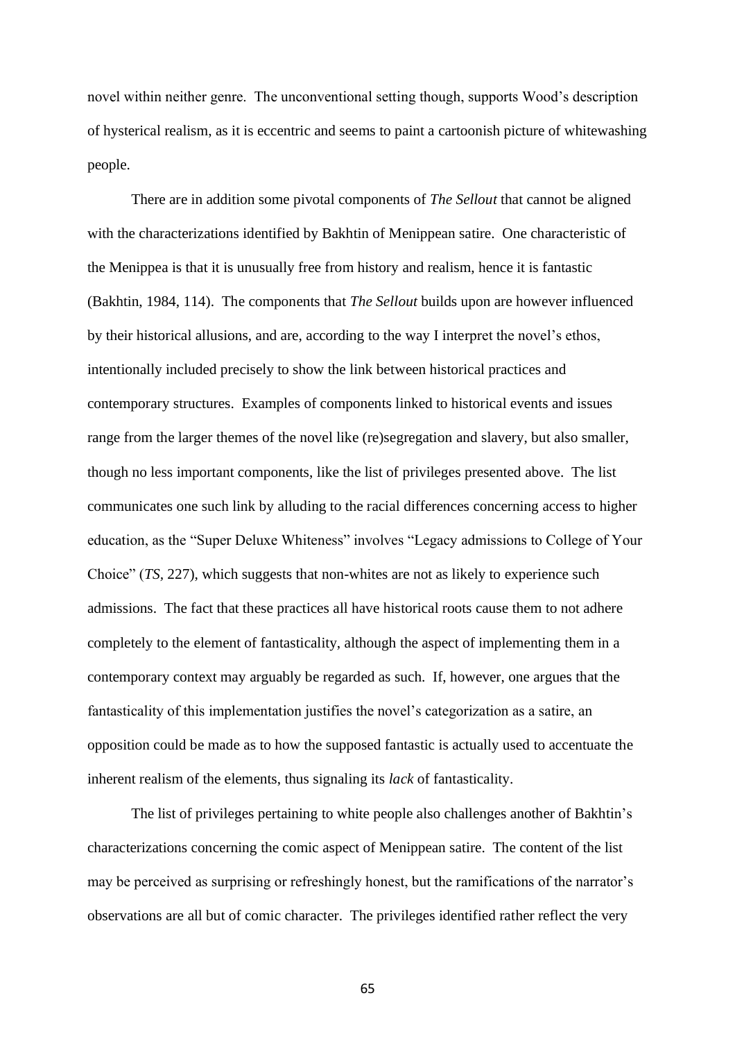novel within neither genre. The unconventional setting though, supports Wood's description of hysterical realism, as it is eccentric and seems to paint a cartoonish picture of whitewashing people.

There are in addition some pivotal components of *The Sellout* that cannot be aligned with the characterizations identified by Bakhtin of Menippean satire. One characteristic of the Menippea is that it is unusually free from history and realism, hence it is fantastic (Bakhtin, 1984, 114). The components that *The Sellout* builds upon are however influenced by their historical allusions, and are, according to the way I interpret the novel's ethos, intentionally included precisely to show the link between historical practices and contemporary structures. Examples of components linked to historical events and issues range from the larger themes of the novel like (re)segregation and slavery, but also smaller, though no less important components, like the list of privileges presented above. The list communicates one such link by alluding to the racial differences concerning access to higher education, as the "Super Deluxe Whiteness" involves "Legacy admissions to College of Your Choice" (*TS*, 227), which suggests that non-whites are not as likely to experience such admissions. The fact that these practices all have historical roots cause them to not adhere completely to the element of fantasticality, although the aspect of implementing them in a contemporary context may arguably be regarded as such. If, however, one argues that the fantasticality of this implementation justifies the novel's categorization as a satire, an opposition could be made as to how the supposed fantastic is actually used to accentuate the inherent realism of the elements, thus signaling its *lack* of fantasticality.

The list of privileges pertaining to white people also challenges another of Bakhtin's characterizations concerning the comic aspect of Menippean satire. The content of the list may be perceived as surprising or refreshingly honest, but the ramifications of the narrator's observations are all but of comic character. The privileges identified rather reflect the very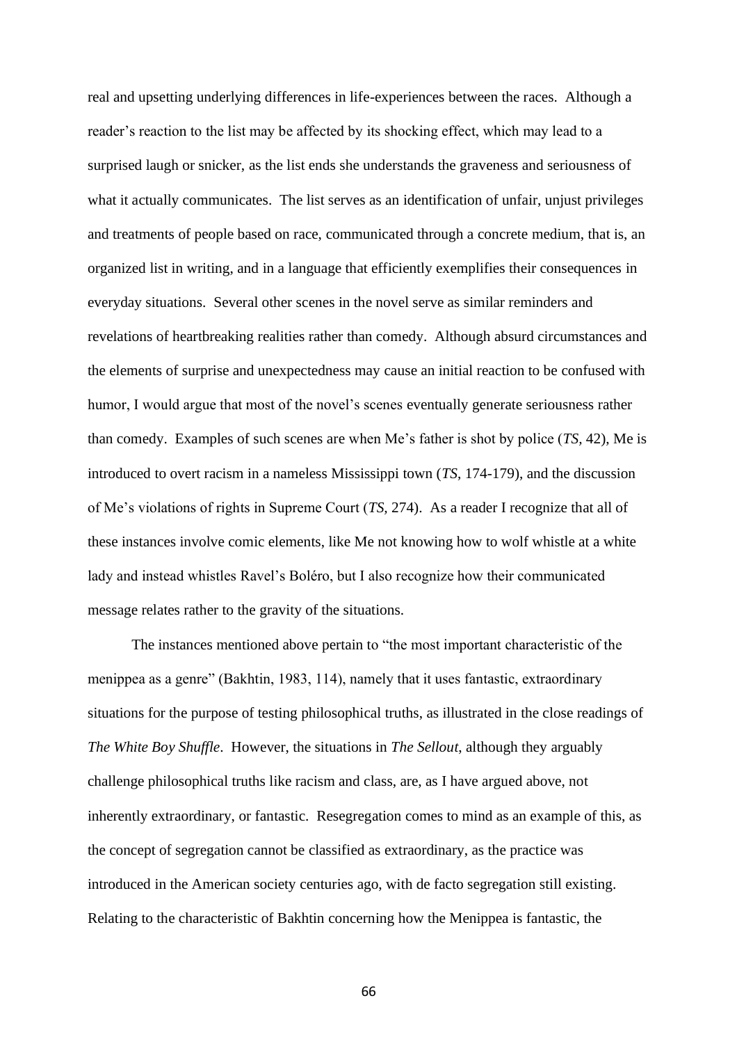real and upsetting underlying differences in life-experiences between the races. Although a reader's reaction to the list may be affected by its shocking effect, which may lead to a surprised laugh or snicker, as the list ends she understands the graveness and seriousness of what it actually communicates. The list serves as an identification of unfair, unjust privileges and treatments of people based on race, communicated through a concrete medium, that is, an organized list in writing, and in a language that efficiently exemplifies their consequences in everyday situations. Several other scenes in the novel serve as similar reminders and revelations of heartbreaking realities rather than comedy. Although absurd circumstances and the elements of surprise and unexpectedness may cause an initial reaction to be confused with humor, I would argue that most of the novel's scenes eventually generate seriousness rather than comedy. Examples of such scenes are when Me's father is shot by police (*TS,* 42), Me is introduced to overt racism in a nameless Mississippi town (*TS*, 174-179), and the discussion of Me's violations of rights in Supreme Court (*TS,* 274). As a reader I recognize that all of these instances involve comic elements, like Me not knowing how to wolf whistle at a white lady and instead whistles Ravel's Boléro, but I also recognize how their communicated message relates rather to the gravity of the situations.

The instances mentioned above pertain to "the most important characteristic of the menippea as a genre" (Bakhtin, 1983, 114), namely that it uses fantastic, extraordinary situations for the purpose of testing philosophical truths, as illustrated in the close readings of *The White Boy Shuffle*. However, the situations in *The Sellout*, although they arguably challenge philosophical truths like racism and class, are, as I have argued above, not inherently extraordinary, or fantastic. Resegregation comes to mind as an example of this, as the concept of segregation cannot be classified as extraordinary, as the practice was introduced in the American society centuries ago, with de facto segregation still existing. Relating to the characteristic of Bakhtin concerning how the Menippea is fantastic, the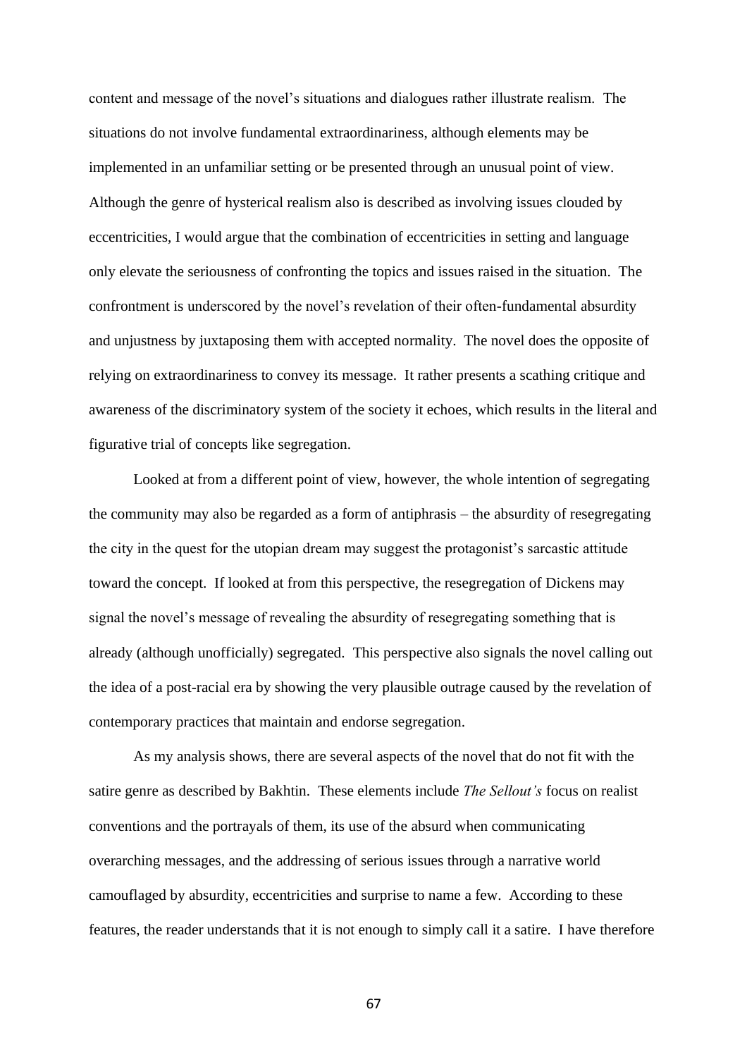content and message of the novel's situations and dialogues rather illustrate realism. The situations do not involve fundamental extraordinariness, although elements may be implemented in an unfamiliar setting or be presented through an unusual point of view. Although the genre of hysterical realism also is described as involving issues clouded by eccentricities, I would argue that the combination of eccentricities in setting and language only elevate the seriousness of confronting the topics and issues raised in the situation. The confrontment is underscored by the novel's revelation of their often-fundamental absurdity and unjustness by juxtaposing them with accepted normality. The novel does the opposite of relying on extraordinariness to convey its message. It rather presents a scathing critique and awareness of the discriminatory system of the society it echoes, which results in the literal and figurative trial of concepts like segregation.

Looked at from a different point of view, however, the whole intention of segregating the community may also be regarded as a form of antiphrasis – the absurdity of resegregating the city in the quest for the utopian dream may suggest the protagonist's sarcastic attitude toward the concept. If looked at from this perspective, the resegregation of Dickens may signal the novel's message of revealing the absurdity of resegregating something that is already (although unofficially) segregated. This perspective also signals the novel calling out the idea of a post-racial era by showing the very plausible outrage caused by the revelation of contemporary practices that maintain and endorse segregation.

As my analysis shows, there are several aspects of the novel that do not fit with the satire genre as described by Bakhtin. These elements include *The Sellout's* focus on realist conventions and the portrayals of them, its use of the absurd when communicating overarching messages, and the addressing of serious issues through a narrative world camouflaged by absurdity, eccentricities and surprise to name a few. According to these features, the reader understands that it is not enough to simply call it a satire. I have therefore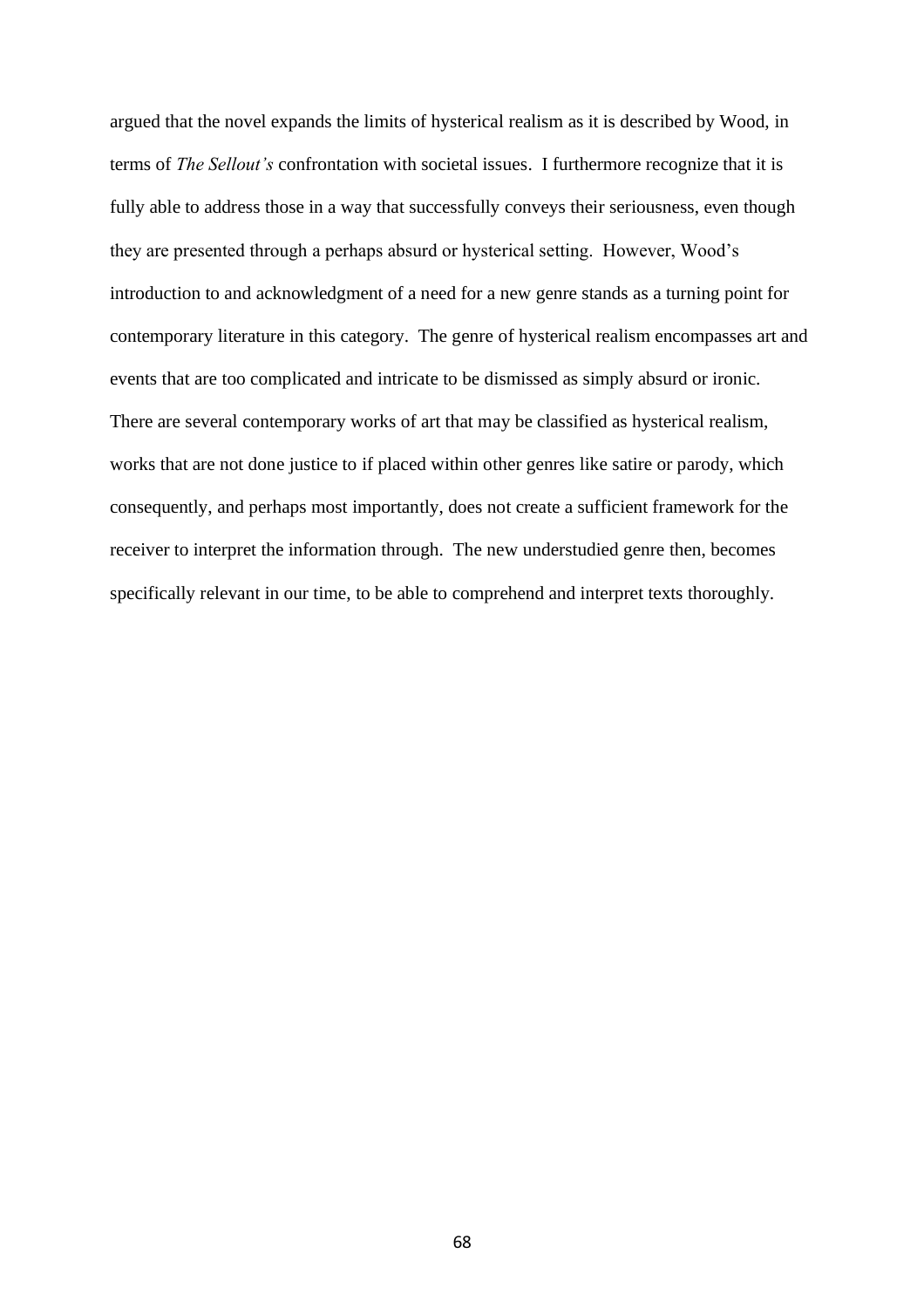argued that the novel expands the limits of hysterical realism as it is described by Wood, in terms of *The Sellout's* confrontation with societal issues. I furthermore recognize that it is fully able to address those in a way that successfully conveys their seriousness, even though they are presented through a perhaps absurd or hysterical setting. However, Wood's introduction to and acknowledgment of a need for a new genre stands as a turning point for contemporary literature in this category. The genre of hysterical realism encompasses art and events that are too complicated and intricate to be dismissed as simply absurd or ironic. There are several contemporary works of art that may be classified as hysterical realism, works that are not done justice to if placed within other genres like satire or parody, which consequently, and perhaps most importantly, does not create a sufficient framework for the receiver to interpret the information through. The new understudied genre then, becomes specifically relevant in our time, to be able to comprehend and interpret texts thoroughly.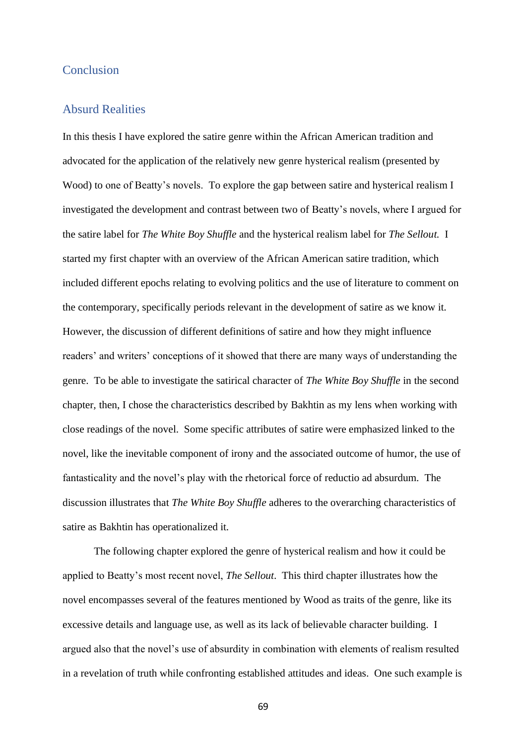# Conclusion

## Absurd Realities

In this thesis I have explored the satire genre within the African American tradition and advocated for the application of the relatively new genre hysterical realism (presented by Wood) to one of Beatty's novels. To explore the gap between satire and hysterical realism I investigated the development and contrast between two of Beatty's novels, where I argued for the satire label for *The White Boy Shuffle* and the hysterical realism label for *The Sellout.* I started my first chapter with an overview of the African American satire tradition, which included different epochs relating to evolving politics and the use of literature to comment on the contemporary, specifically periods relevant in the development of satire as we know it. However, the discussion of different definitions of satire and how they might influence readers' and writers' conceptions of it showed that there are many ways of understanding the genre. To be able to investigate the satirical character of *The White Boy Shuffle* in the second chapter, then, I chose the characteristics described by Bakhtin as my lens when working with close readings of the novel. Some specific attributes of satire were emphasized linked to the novel, like the inevitable component of irony and the associated outcome of humor, the use of fantasticality and the novel's play with the rhetorical force of reductio ad absurdum. The discussion illustrates that *The White Boy Shuffle* adheres to the overarching characteristics of satire as Bakhtin has operationalized it.

The following chapter explored the genre of hysterical realism and how it could be applied to Beatty's most recent novel, *The Sellout*. This third chapter illustrates how the novel encompasses several of the features mentioned by Wood as traits of the genre, like its excessive details and language use, as well as its lack of believable character building. I argued also that the novel's use of absurdity in combination with elements of realism resulted in a revelation of truth while confronting established attitudes and ideas. One such example is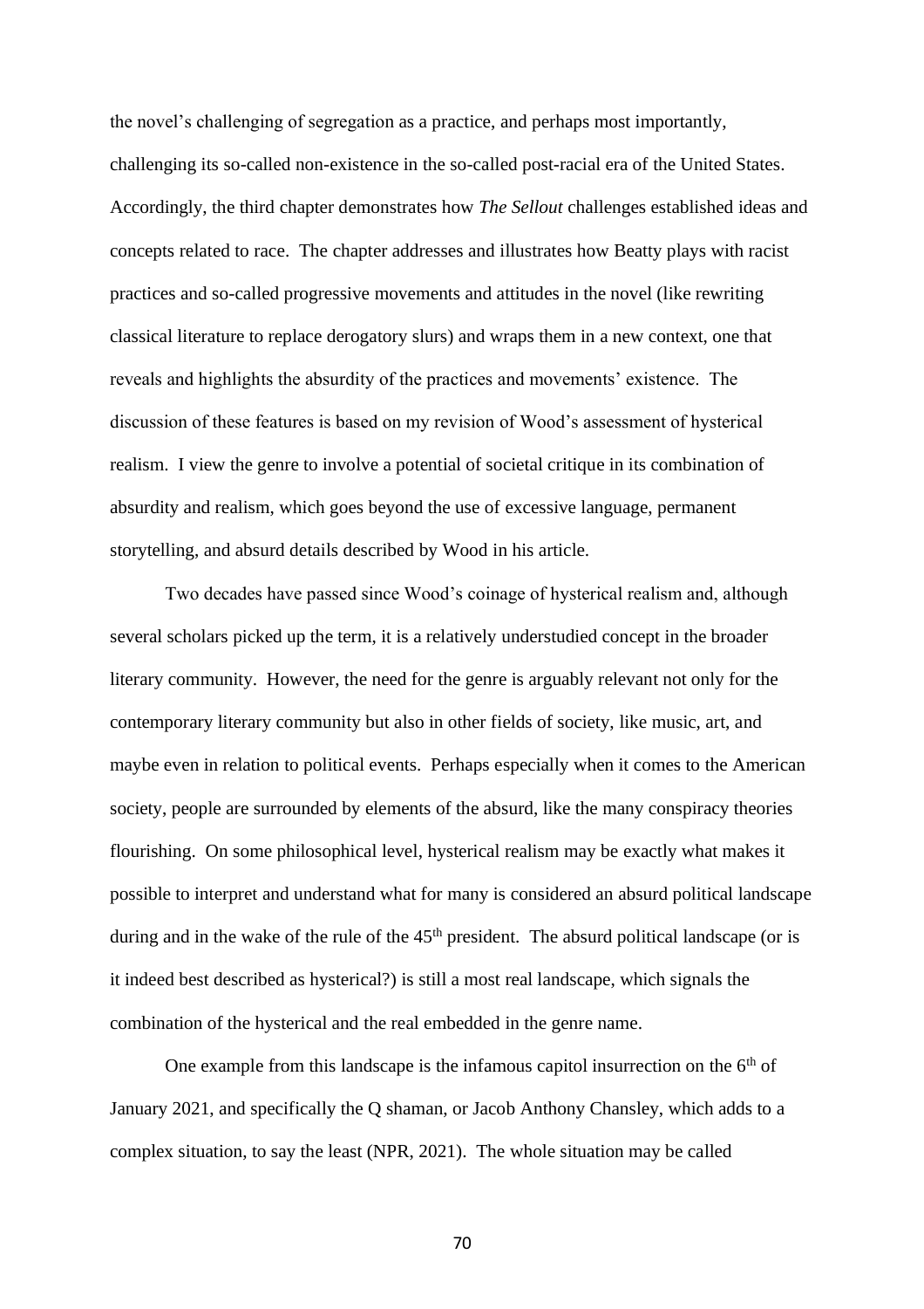the novel's challenging of segregation as a practice, and perhaps most importantly, challenging its so-called non-existence in the so-called post-racial era of the United States. Accordingly, the third chapter demonstrates how *The Sellout* challenges established ideas and concepts related to race. The chapter addresses and illustrates how Beatty plays with racist practices and so-called progressive movements and attitudes in the novel (like rewriting classical literature to replace derogatory slurs) and wraps them in a new context, one that reveals and highlights the absurdity of the practices and movements' existence. The discussion of these features is based on my revision of Wood's assessment of hysterical realism. I view the genre to involve a potential of societal critique in its combination of absurdity and realism, which goes beyond the use of excessive language, permanent storytelling, and absurd details described by Wood in his article.

Two decades have passed since Wood's coinage of hysterical realism and, although several scholars picked up the term, it is a relatively understudied concept in the broader literary community. However, the need for the genre is arguably relevant not only for the contemporary literary community but also in other fields of society, like music, art, and maybe even in relation to political events. Perhaps especially when it comes to the American society, people are surrounded by elements of the absurd, like the many conspiracy theories flourishing. On some philosophical level, hysterical realism may be exactly what makes it possible to interpret and understand what for many is considered an absurd political landscape during and in the wake of the rule of the 45th president. The absurd political landscape (or is it indeed best described as hysterical?) is still a most real landscape, which signals the combination of the hysterical and the real embedded in the genre name.

One example from this landscape is the infamous capitol insurrection on the 6th of January 2021, and specifically the Q shaman, or Jacob Anthony Chansley, which adds to a complex situation, to say the least (NPR, 2021). The whole situation may be called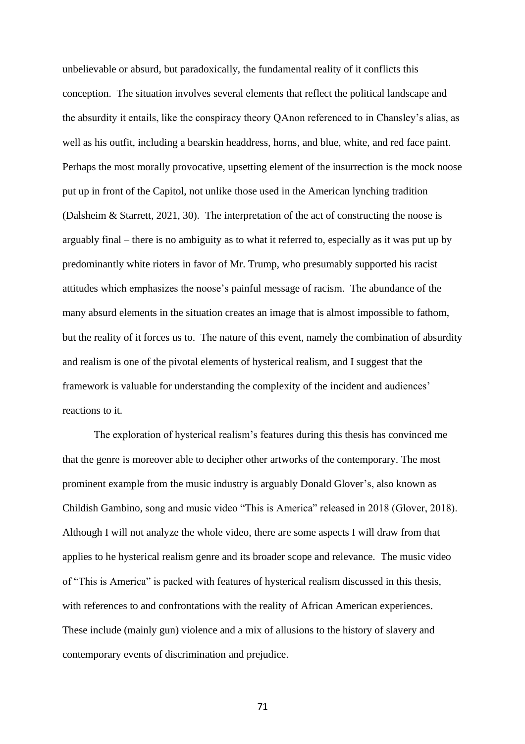unbelievable or absurd, but paradoxically, the fundamental reality of it conflicts this conception. The situation involves several elements that reflect the political landscape and the absurdity it entails, like the conspiracy theory QAnon referenced to in Chansley's alias, as well as his outfit, including a bearskin headdress, horns, and blue, white, and red face paint. Perhaps the most morally provocative, upsetting element of the insurrection is the mock noose put up in front of the Capitol, not unlike those used in the American lynching tradition (Dalsheim & Starrett, 2021, 30). The interpretation of the act of constructing the noose is arguably final – there is no ambiguity as to what it referred to, especially as it was put up by predominantly white rioters in favor of Mr. Trump, who presumably supported his racist attitudes which emphasizes the noose's painful message of racism. The abundance of the many absurd elements in the situation creates an image that is almost impossible to fathom, but the reality of it forces us to. The nature of this event, namely the combination of absurdity and realism is one of the pivotal elements of hysterical realism, and I suggest that the framework is valuable for understanding the complexity of the incident and audiences' reactions to it.

The exploration of hysterical realism's features during this thesis has convinced me that the genre is moreover able to decipher other artworks of the contemporary. The most prominent example from the music industry is arguably Donald Glover's, also known as Childish Gambino, song and music video "This is America" released in 2018 (Glover, 2018). Although I will not analyze the whole video, there are some aspects I will draw from that applies to he hysterical realism genre and its broader scope and relevance. The music video of "This is America" is packed with features of hysterical realism discussed in this thesis, with references to and confrontations with the reality of African American experiences. These include (mainly gun) violence and a mix of allusions to the history of slavery and contemporary events of discrimination and prejudice.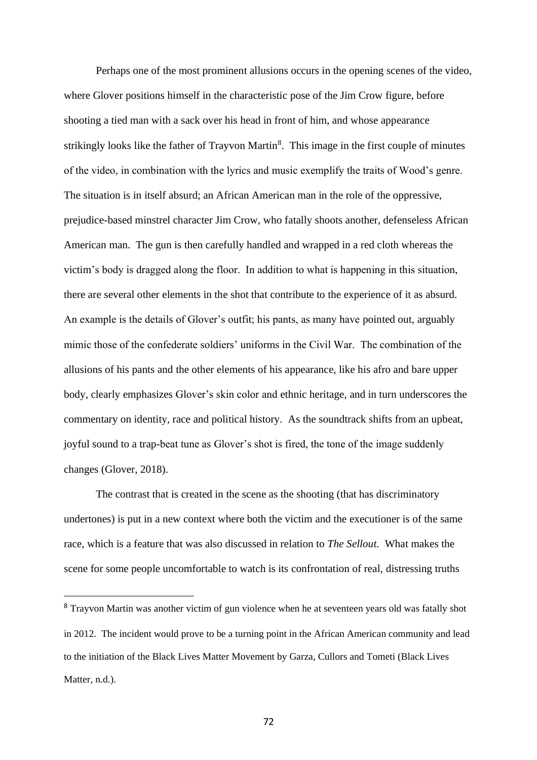Perhaps one of the most prominent allusions occurs in the opening scenes of the video, where Glover positions himself in the characteristic pose of the Jim Crow figure, before shooting a tied man with a sack over his head in front of him, and whose appearance strikingly looks like the father of Trayvon Martin[8]. This image in the first couple of minutes of the video, in combination with the lyrics and music exemplify the traits of Wood's genre. The situation is in itself absurd; an African American man in the role of the oppressive, prejudice-based minstrel character Jim Crow, who fatally shoots another, defenseless African American man. The gun is then carefully handled and wrapped in a red cloth whereas the victim's body is dragged along the floor. In addition to what is happening in this situation, there are several other elements in the shot that contribute to the experience of it as absurd. An example is the details of Glover's outfit; his pants, as many have pointed out, arguably mimic those of the confederate soldiers' uniforms in the Civil War. The combination of the allusions of his pants and the other elements of his appearance, like his afro and bare upper body, clearly emphasizes Glover's skin color and ethnic heritage, and in turn underscores the commentary on identity, race and political history. As the soundtrack shifts from an upbeat, joyful sound to a trap-beat tune as Glover's shot is fired, the tone of the image suddenly changes (Glover, 2018).

The contrast that is created in the scene as the shooting (that has discriminatory undertones) is put in a new context where both the victim and the executioner is of the same race, which is a feature that was also discussed in relation to *The Sellout.* What makes the scene for some people uncomfortable to watch is its confrontation of real, distressing truths

[8] Trayvon Martin was another victim of gun violence when he at seventeen years old was fatally shot in 2012. The incident would prove to be a turning point in the African American community and lead to the initiation of the Black Lives Matter Movement by Garza, Cullors and Tometi (Black Lives Matter, n.d.).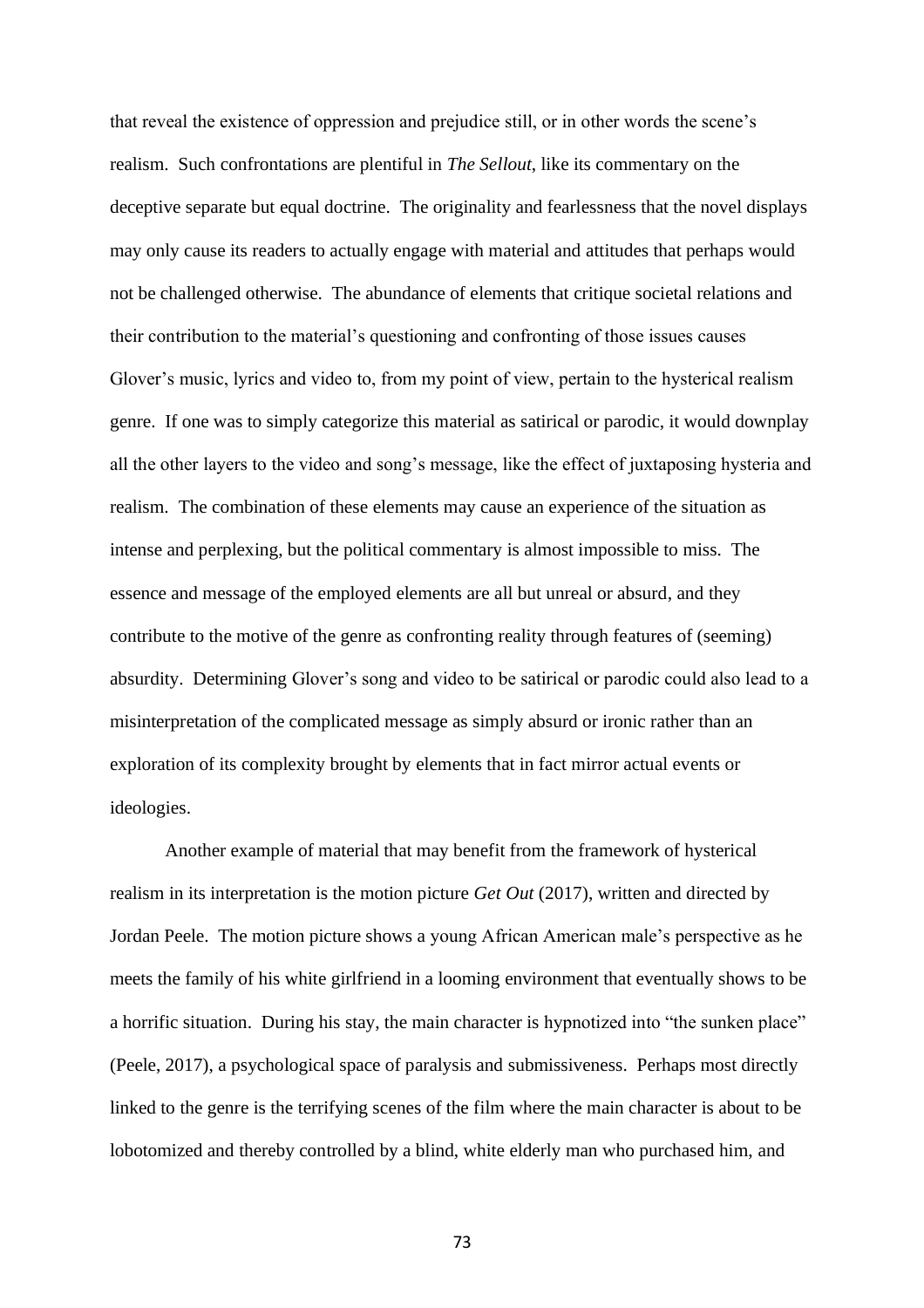that reveal the existence of oppression and prejudice still, or in other words the scene's realism. Such confrontations are plentiful in *The Sellout*, like its commentary on the deceptive separate but equal doctrine. The originality and fearlessness that the novel displays may only cause its readers to actually engage with material and attitudes that perhaps would not be challenged otherwise. The abundance of elements that critique societal relations and their contribution to the material's questioning and confronting of those issues causes Glover's music, lyrics and video to, from my point of view, pertain to the hysterical realism genre. If one was to simply categorize this material as satirical or parodic, it would downplay all the other layers to the video and song's message, like the effect of juxtaposing hysteria and realism. The combination of these elements may cause an experience of the situation as intense and perplexing, but the political commentary is almost impossible to miss. The essence and message of the employed elements are all but unreal or absurd, and they contribute to the motive of the genre as confronting reality through features of (seeming) absurdity. Determining Glover's song and video to be satirical or parodic could also lead to a misinterpretation of the complicated message as simply absurd or ironic rather than an exploration of its complexity brought by elements that in fact mirror actual events or ideologies.

Another example of material that may benefit from the framework of hysterical realism in its interpretation is the motion picture *Get Out* (2017), written and directed by Jordan Peele. The motion picture shows a young African American male's perspective as he meets the family of his white girlfriend in a looming environment that eventually shows to be a horrific situation. During his stay, the main character is hypnotized into "the sunken place" (Peele, 2017), a psychological space of paralysis and submissiveness. Perhaps most directly linked to the genre is the terrifying scenes of the film where the main character is about to be lobotomized and thereby controlled by a blind, white elderly man who purchased him, and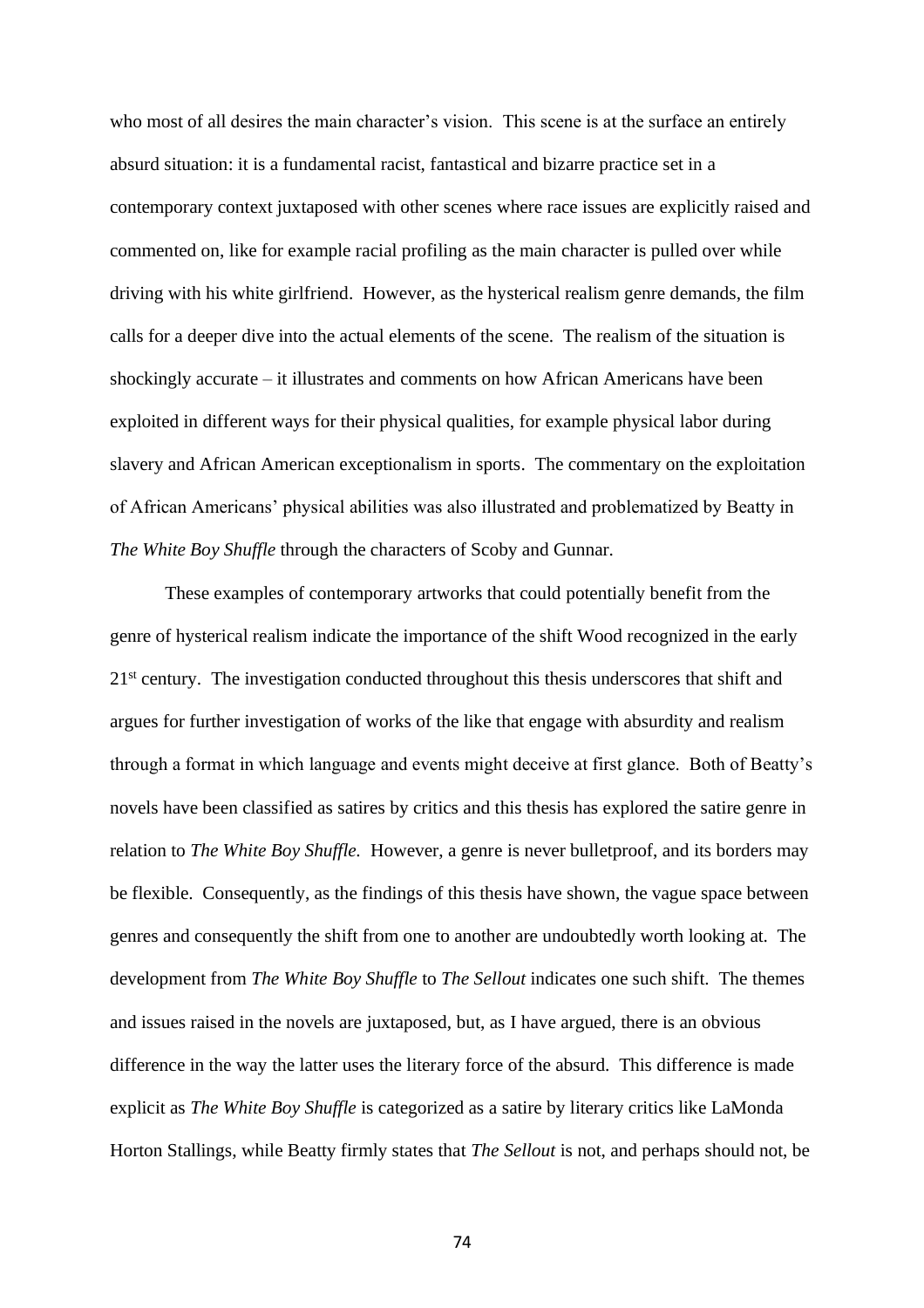who most of all desires the main character's vision. This scene is at the surface an entirely absurd situation: it is a fundamental racist, fantastical and bizarre practice set in a contemporary context juxtaposed with other scenes where race issues are explicitly raised and commented on, like for example racial profiling as the main character is pulled over while driving with his white girlfriend. However, as the hysterical realism genre demands, the film calls for a deeper dive into the actual elements of the scene. The realism of the situation is shockingly accurate – it illustrates and comments on how African Americans have been exploited in different ways for their physical qualities, for example physical labor during slavery and African American exceptionalism in sports. The commentary on the exploitation of African Americans' physical abilities was also illustrated and problematized by Beatty in *The White Boy Shuffle* through the characters of Scoby and Gunnar.

These examples of contemporary artworks that could potentially benefit from the genre of hysterical realism indicate the importance of the shift Wood recognized in the early 21st century. The investigation conducted throughout this thesis underscores that shift and argues for further investigation of works of the like that engage with absurdity and realism through a format in which language and events might deceive at first glance. Both of Beatty's novels have been classified as satires by critics and this thesis has explored the satire genre in relation to *The White Boy Shuffle.* However, a genre is never bulletproof, and its borders may be flexible. Consequently, as the findings of this thesis have shown, the vague space between genres and consequently the shift from one to another are undoubtedly worth looking at. The development from *The White Boy Shuffle* to *The Sellout* indicates one such shift. The themes and issues raised in the novels are juxtaposed, but, as I have argued, there is an obvious difference in the way the latter uses the literary force of the absurd. This difference is made explicit as *The White Boy Shuffle* is categorized as a satire by literary critics like LaMonda Horton Stallings, while Beatty firmly states that *The Sellout* is not, and perhaps should not, be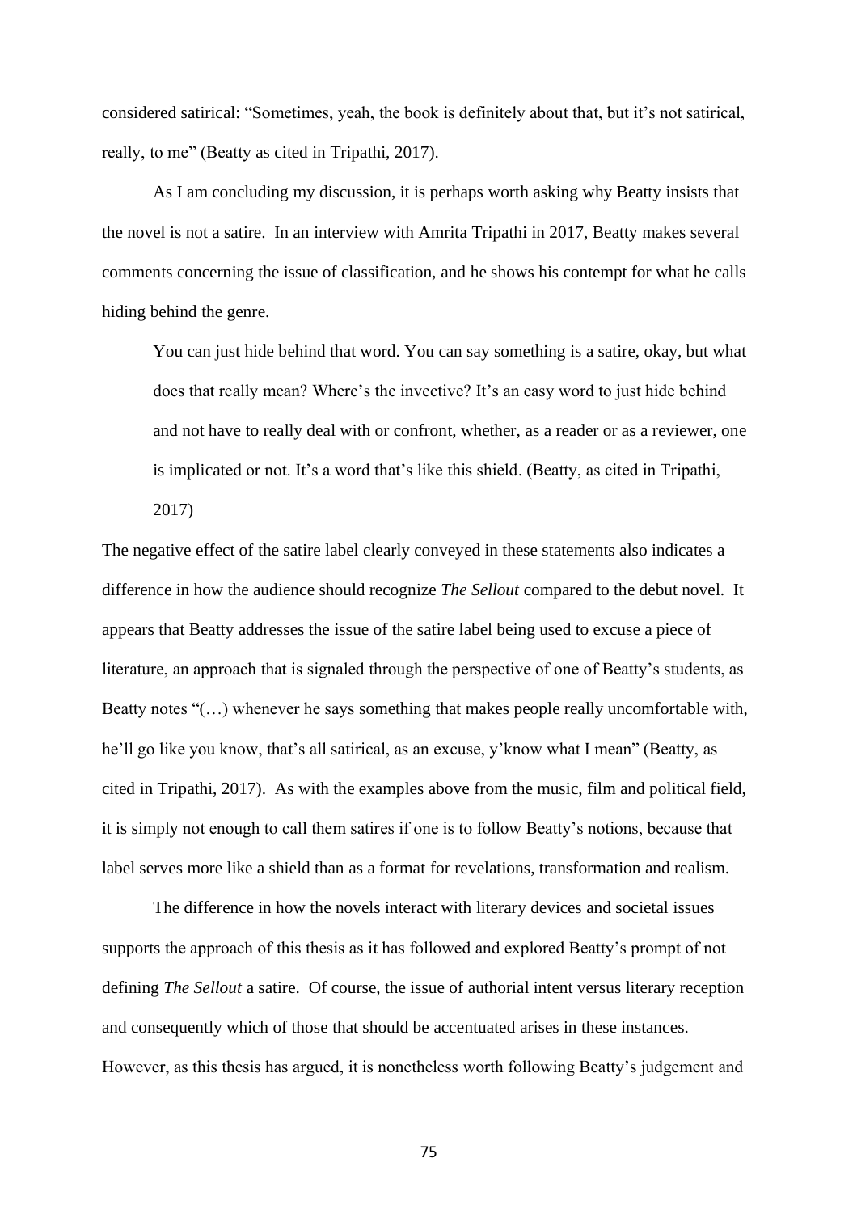considered satirical: "Sometimes, yeah, the book is definitely about that, but it's not satirical, really, to me" (Beatty as cited in Tripathi, 2017).

As I am concluding my discussion, it is perhaps worth asking why Beatty insists that the novel is not a satire. In an interview with Amrita Tripathi in 2017, Beatty makes several comments concerning the issue of classification, and he shows his contempt for what he calls hiding behind the genre.

> You can just hide behind that word. You can say something is a satire, okay, but what does that really mean? Where's the invective? It's an easy word to just hide behind and not have to really deal with or confront, whether, as a reader or as a reviewer, one is implicated or not. It's a word that's like this shield. (Beatty, as cited in Tripathi, 2017)

The negative effect of the satire label clearly conveyed in these statements also indicates a difference in how the audience should recognize *The Sellout* compared to the debut novel. It appears that Beatty addresses the issue of the satire label being used to excuse a piece of literature, an approach that is signaled through the perspective of one of Beatty's students, as Beatty notes "(…) whenever he says something that makes people really uncomfortable with, he'll go like you know, that's all satirical, as an excuse, y'know what I mean" (Beatty, as cited in Tripathi, 2017). As with the examples above from the music, film and political field, it is simply not enough to call them satires if one is to follow Beatty's notions, because that label serves more like a shield than as a format for revelations, transformation and realism.

The difference in how the novels interact with literary devices and societal issues supports the approach of this thesis as it has followed and explored Beatty's prompt of not defining *The Sellout* a satire. Of course, the issue of authorial intent versus literary reception and consequently which of those that should be accentuated arises in these instances. However, as this thesis has argued, it is nonetheless worth following Beatty's judgement and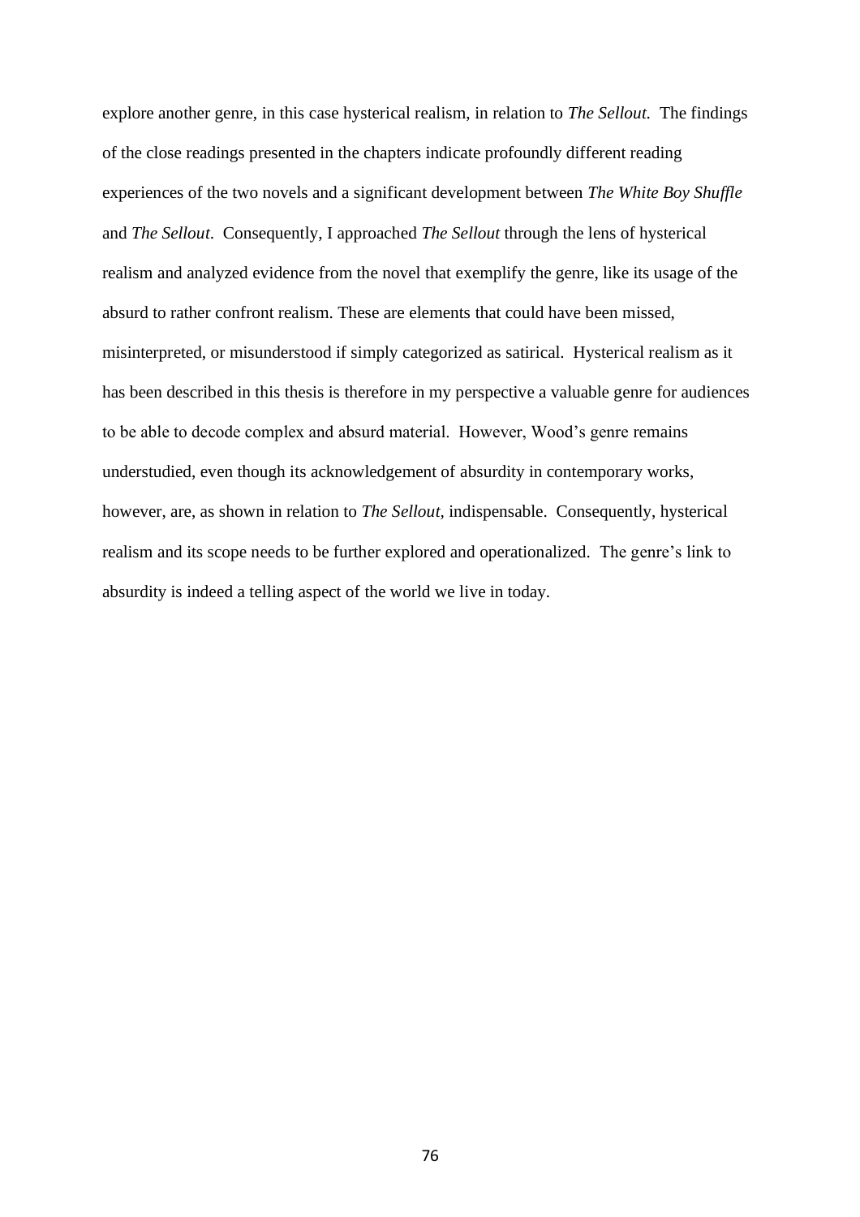explore another genre, in this case hysterical realism, in relation to *The Sellout.* The findings of the close readings presented in the chapters indicate profoundly different reading experiences of the two novels and a significant development between *The White Boy Shuffle* and *The Sellout*. Consequently, I approached *The Sellout* through the lens of hysterical realism and analyzed evidence from the novel that exemplify the genre, like its usage of the absurd to rather confront realism. These are elements that could have been missed, misinterpreted, or misunderstood if simply categorized as satirical. Hysterical realism as it has been described in this thesis is therefore in my perspective a valuable genre for audiences to be able to decode complex and absurd material. However, Wood's genre remains understudied, even though its acknowledgement of absurdity in contemporary works, however, are, as shown in relation to *The Sellout,* indispensable. Consequently, hysterical realism and its scope needs to be further explored and operationalized. The genre's link to absurdity is indeed a telling aspect of the world we live in today.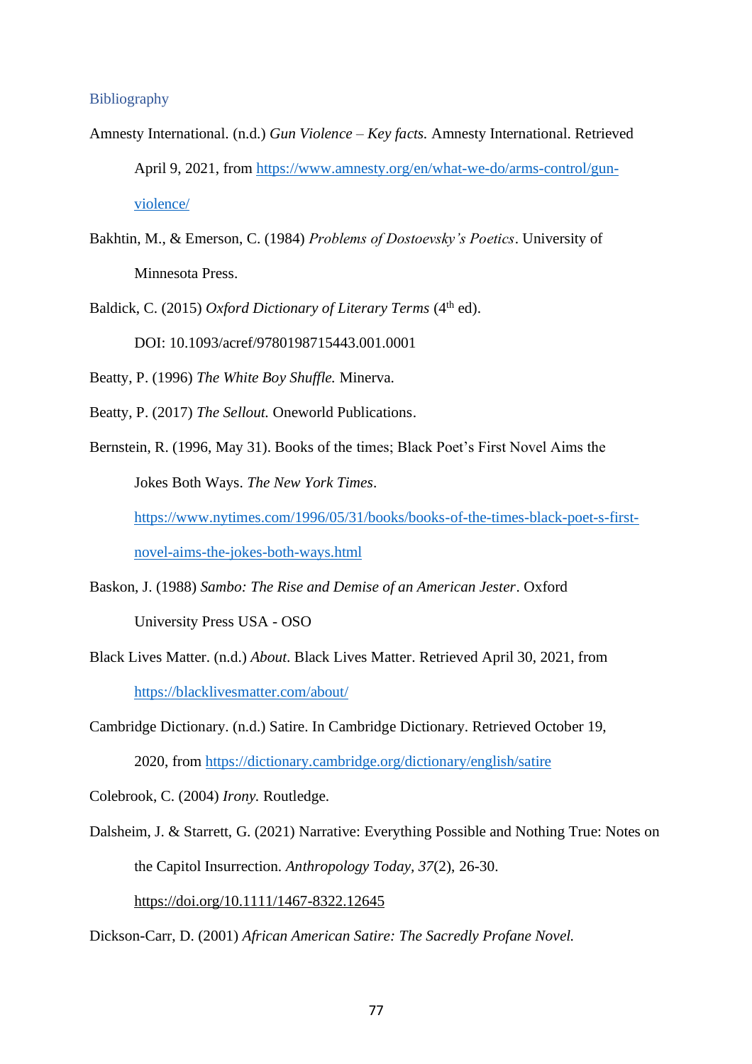## Bibliography

Amnesty International. (n.d.) *Gun Violence – Key facts.* Amnesty International. Retrieved April 9, 2021, from https://www.amnesty.org/en/what-we-do/arms-control/gun-violence/

Bakhtin, M., & Emerson, C. (1984) *Problems of Dostoevsky's Poetics*. University of Minnesota Press.

Baldick, C. (2015) *Oxford Dictionary of Literary Terms* (4th ed). DOI: 10.1093/acref/9780198715443.001.0001

Beatty, P. (1996) *The White Boy Shuffle.* Minerva.

Beatty, P. (2017) *The Sellout.* Oneworld Publications.

Bernstein, R. (1996, May 31). Books of the times; Black Poet's First Novel Aims the Jokes Both Ways. *The New York Times*. https://www.nytimes.com/1996/05/31/books/books-of-the-times-black-poet-s-first-novel-aims-the-jokes-both-ways.html

Baskon, J. (1988) *Sambo: The Rise and Demise of an American Jester*. Oxford University Press USA - OSO

Black Lives Matter. (n.d.) *About*. Black Lives Matter. Retrieved April 30, 2021, from https://blacklivesmatter.com/about/

Cambridge Dictionary. (n.d.) Satire. In Cambridge Dictionary. Retrieved October 19, 2020, from https://dictionary.cambridge.org/dictionary/english/satire

Colebrook, C. (2004) *Irony.* Routledge.

Dalsheim, J. & Starrett, G. (2021) Narrative: Everything Possible and Nothing True: Notes on the Capitol Insurrection. *Anthropology Today*, *37*(2), 26-30. https://doi.org/10.1111/1467-8322.12645

Dickson-Carr, D. (2001) *African American Satire: The Sacredly Profane Novel.*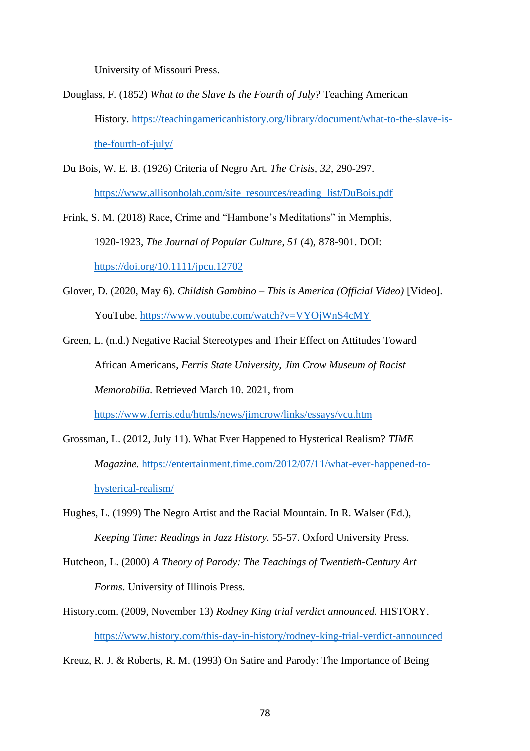University of Missouri Press.

Douglass, F. (1852) *What to the Slave Is the Fourth of July?* Teaching American History. https://teachingamericanhistory.org/library/document/what-to-the-slave-is-the-fourth-of-july/

Du Bois, W. E. B. (1926) Criteria of Negro Art. *The Crisis*, *32*, 290-297. https://www.allisonbolah.com/site_resources/reading_list/DuBois.pdf

Frink, S. M. (2018) Race, Crime and "Hambone's Meditations" in Memphis, 1920-1923, *The Journal of Popular Culture*, *51* (4), 878-901. DOI: https://doi.org/10.1111/jpcu.12702

Glover, D. (2020, May 6). *Childish Gambino – This is America (Official Video)* [Video]. YouTube. https://www.youtube.com/watch?v=VYOjWnS4cMY

Green, L. (n.d.) Negative Racial Stereotypes and Their Effect on Attitudes Toward African Americans, *Ferris State University, Jim Crow Museum of Racist Memorabilia.* Retrieved March 10. 2021, from https://www.ferris.edu/htmls/news/jimcrow/links/essays/vcu.htm

Grossman, L. (2012, July 11). What Ever Happened to Hysterical Realism? *TIME Magazine.* https://entertainment.time.com/2012/07/11/what-ever-happened-to-hysterical-realism/

Hughes, L. (1999) The Negro Artist and the Racial Mountain. In R. Walser (Ed.), *Keeping Time: Readings in Jazz History.* 55-57. Oxford University Press.

Hutcheon, L. (2000) *A Theory of Parody: The Teachings of Twentieth-Century Art Forms*. University of Illinois Press.

History.com. (2009, November 13) *Rodney King trial verdict announced.* HISTORY. https://www.history.com/this-day-in-history/rodney-king-trial-verdict-announced

Kreuz, R. J. & Roberts, R. M. (1993) On Satire and Parody: The Importance of Being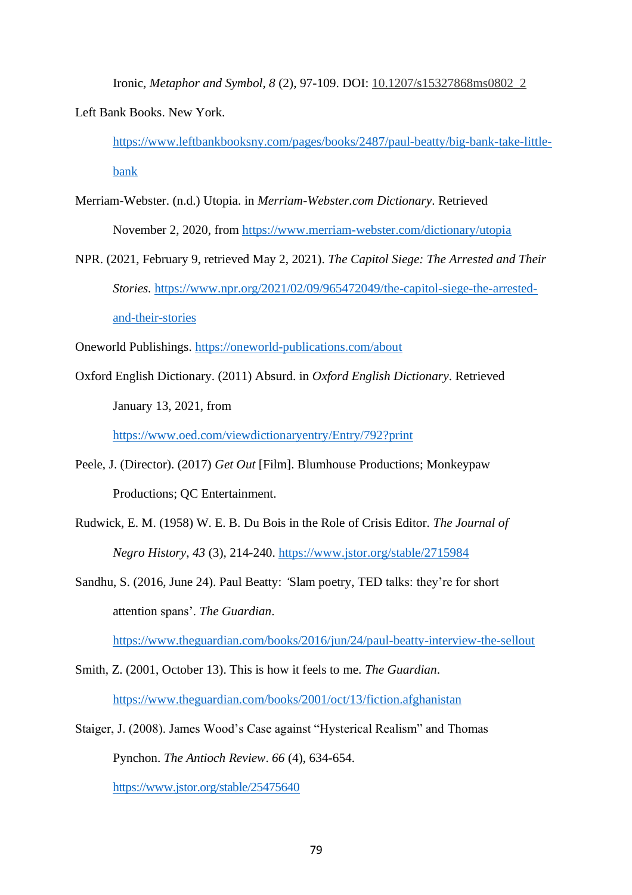Ironic, *Metaphor and Symbol*, *8* (2), 97-109. DOI: 10.1207/s15327868ms0802_2

Left Bank Books. New York. https://www.leftbankbooksny.com/pages/books/2487/paul-beatty/big-bank-take-little-bank

Merriam-Webster. (n.d.) Utopia. in *Merriam-Webster.com Dictionary*. Retrieved November 2, 2020, from https://www.merriam-webster.com/dictionary/utopia

NPR. (2021, February 9, retrieved May 2, 2021). *The Capitol Siege: The Arrested and Their Stories*. https://www.npr.org/2021/02/09/965472049/the-capitol-siege-the-arrested-and-their-stories

Oneworld Publishings. https://oneworld-publications.com/about

Oxford English Dictionary. (2011) Absurd. in *Oxford English Dictionary*. Retrieved January 13, 2021, from https://www.oed.com/viewdictionaryentry/Entry/792?print

Peele, J. (Director). (2017) *Get Out* [Film]. Blumhouse Productions; Monkeypaw Productions; QC Entertainment.

Rudwick, E. M. (1958) W. E. B. Du Bois in the Role of Crisis Editor. *The Journal of Negro History*, *43* (3), 214-240. https://www.jstor.org/stable/2715984

Sandhu, S. (2016, June 24). Paul Beatty: 'Slam poetry, TED talks: they're for short attention spans'. *The Guardian*. https://www.theguardian.com/books/2016/jun/24/paul-beatty-interview-the-sellout

Smith, Z. (2001, October 13). This is how it feels to me. *The Guardian*. https://www.theguardian.com/books/2001/oct/13/fiction.afghanistan

Staiger, J. (2008). James Wood's Case against "Hysterical Realism" and Thomas Pynchon. *The Antioch Review*. *66* (4), 634-654. https://www.jstor.org/stable/25475640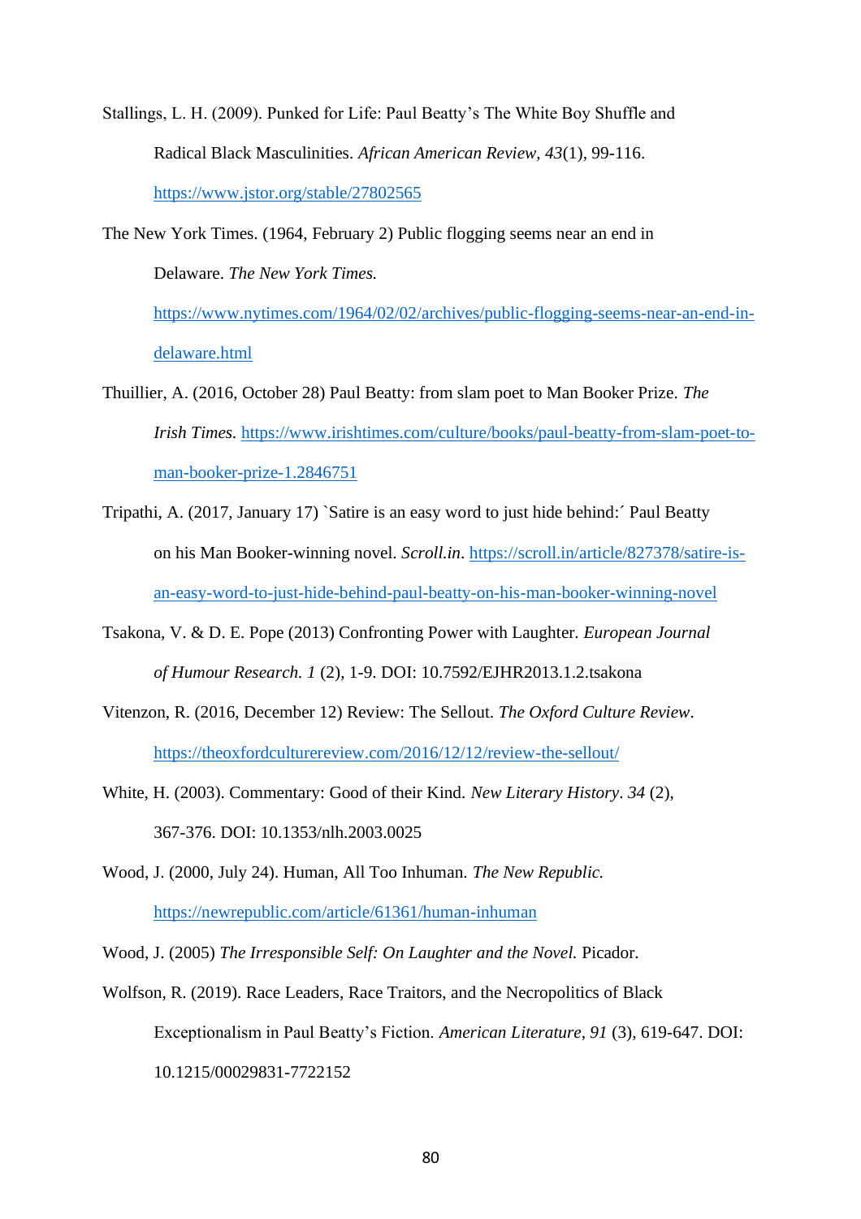Stallings, L. H. (2009). Punked for Life: Paul Beatty's The White Boy Shuffle and Radical Black Masculinities. *African American Review*, *43*(1), 99-116. https://www.jstor.org/stable/27802565

The New York Times. (1964, February 2) Public flogging seems near an end in Delaware. *The New York Times.* https://www.nytimes.com/1964/02/02/archives/public-flogging-seems-near-an-end-in-delaware.html

Thuillier, A. (2016, October 28) Paul Beatty: from slam poet to Man Booker Prize. *The Irish Times.* https://www.irishtimes.com/culture/books/paul-beatty-from-slam-poet-to-man-booker-prize-1.2846751

Tripathi, A. (2017, January 17) `Satire is an easy word to just hide behind:´ Paul Beatty on his Man Booker-winning novel. *Scroll.in*. https://scroll.in/article/827378/satire-is-an-easy-word-to-just-hide-behind-paul-beatty-on-his-man-booker-winning-novel

Tsakona, V. & D. E. Pope (2013) Confronting Power with Laughter. *European Journal of Humour Research. 1* (2), 1-9. DOI: 10.7592/EJHR2013.1.2.tsakona

Vitenzon, R. (2016, December 12) Review: The Sellout. *The Oxford Culture Review*. https://theoxfordculturereview.com/2016/12/12/review-the-sellout/

White, H. (2003). Commentary: Good of their Kind. *New Literary History*. *34* (2), 367-376. DOI: 10.1353/nlh.2003.0025

Wood, J. (2000, July 24). Human, All Too Inhuman. *The New Republic.* https://newrepublic.com/article/61361/human-inhuman

Wood, J. (2005) *The Irresponsible Self: On Laughter and the Novel.* Picador.

Wolfson, R. (2019). Race Leaders, Race Traitors, and the Necropolitics of Black Exceptionalism in Paul Beatty's Fiction. *American Literature*, *91* (3), 619-647. DOI: 10.1215/00029831-7722152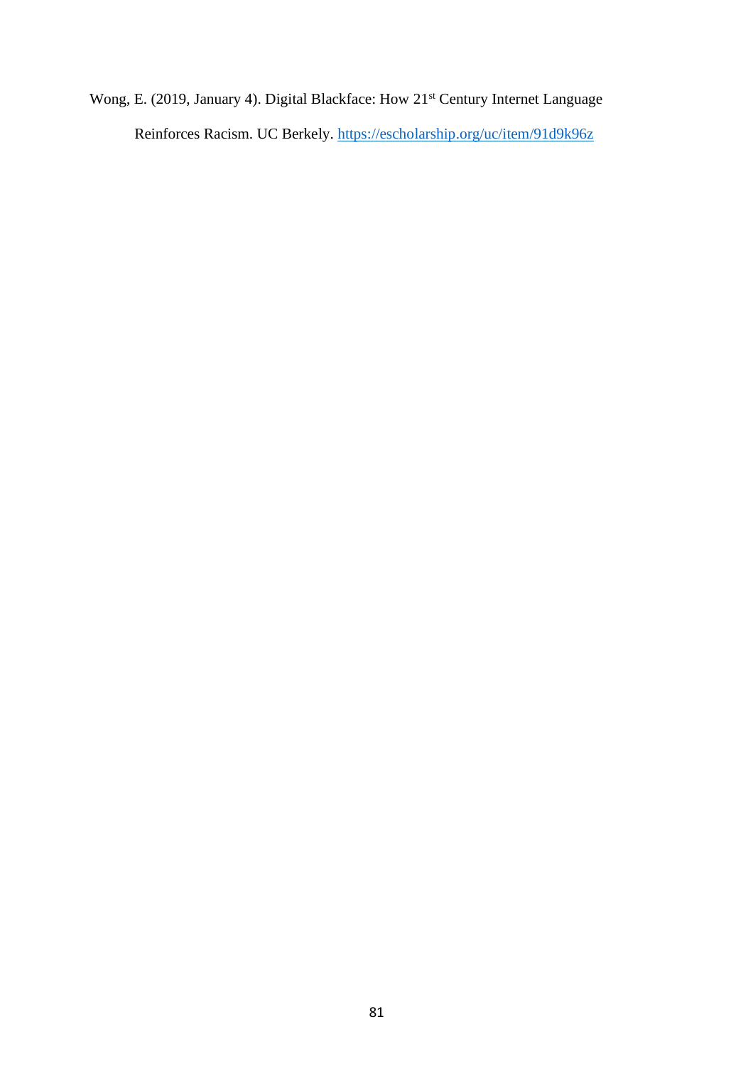Wong, E. (2019, January 4). Digital Blackface: How 21st Century Internet Language Reinforces Racism. UC Berkely. https://escholarship.org/uc/item/91d9k96z